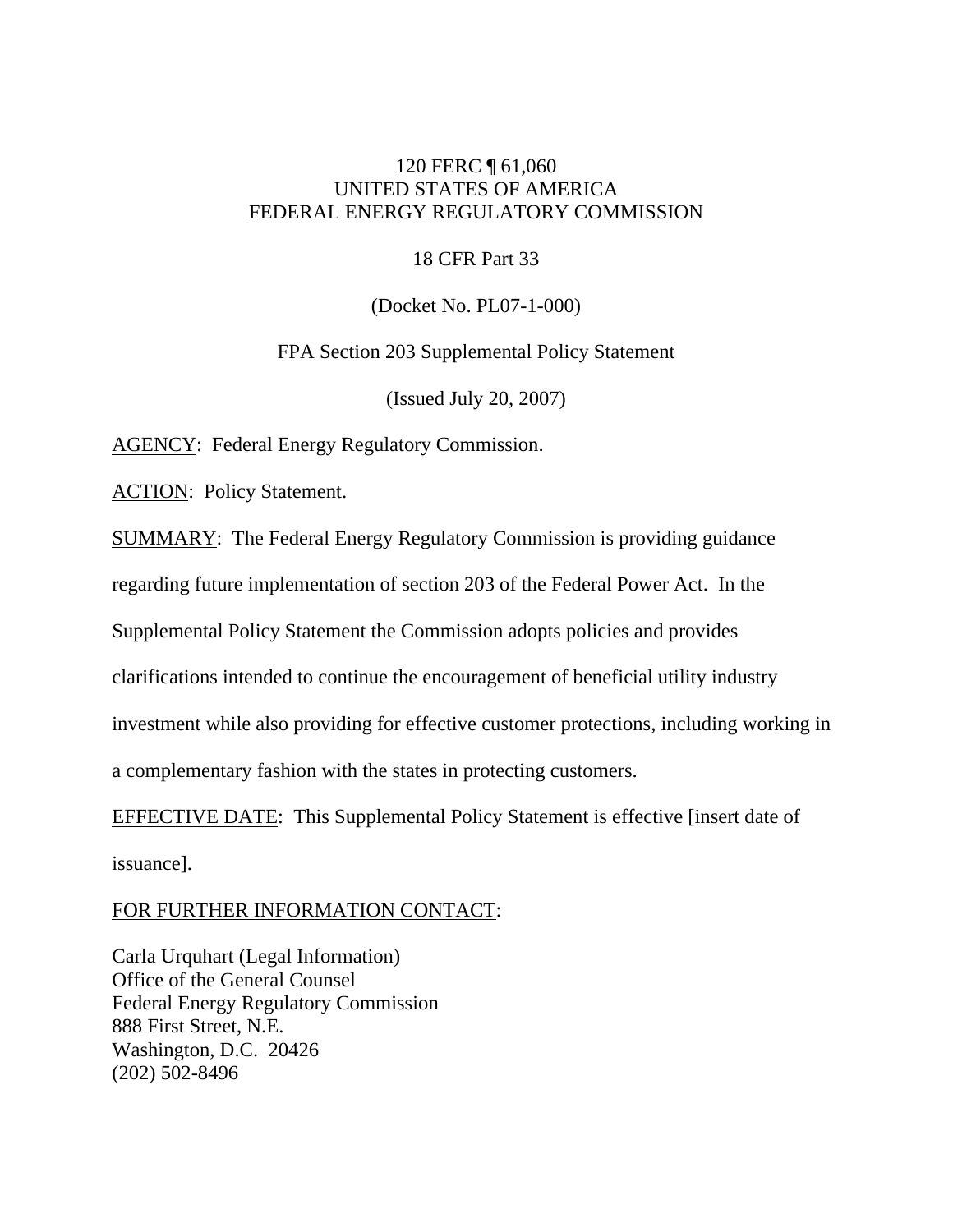120 FERC ¶ 61,060
UNITED STATES OF AMERICA
FEDERAL ENERGY REGULATORY COMMISSION

18 CFR Part 33

(Docket No. PL07-1-000)

FPA Section 203 Supplemental Policy Statement

(Issued July 20, 2007)

AGENCY: Federal Energy Regulatory Commission.

ACTION: Policy Statement.

SUMMARY: The Federal Energy Regulatory Commission is providing guidance regarding future implementation of section 203 of the Federal Power Act. In the Supplemental Policy Statement the Commission adopts policies and provides clarifications intended to continue the encouragement of beneficial utility industry investment while also providing for effective customer protections, including working in a complementary fashion with the states in protecting customers.

EFFECTIVE DATE: This Supplemental Policy Statement is effective [insert date of issuance].

FOR FURTHER INFORMATION CONTACT:

Carla Urquhart (Legal Information)
Office of the General Counsel
Federal Energy Regulatory Commission
888 First Street, N.E.
Washington, D.C. 20426
(202) 502-8496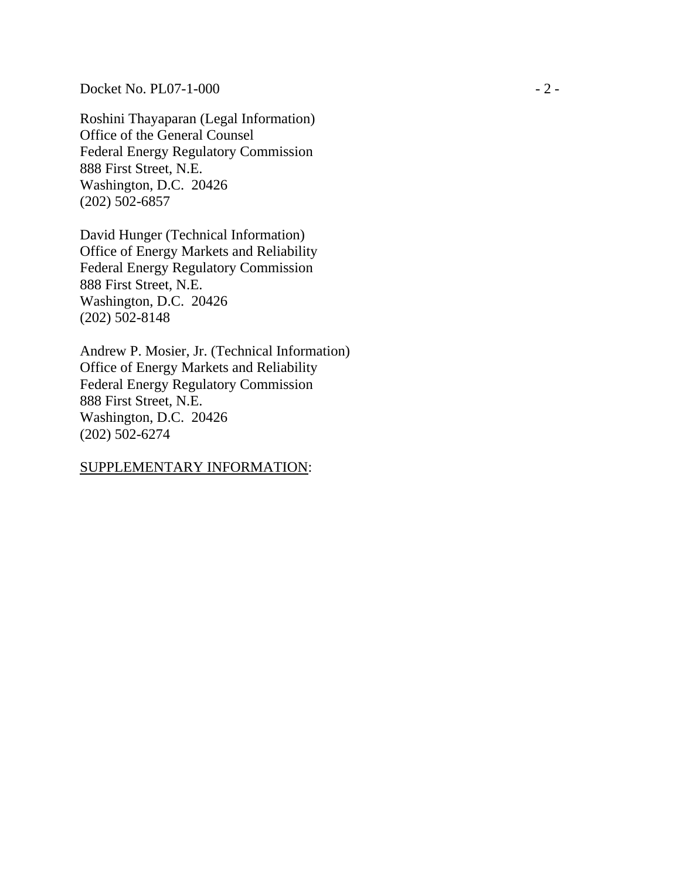Roshini Thayaparan (Legal Information)
Office of the General Counsel
Federal Energy Regulatory Commission
888 First Street, N.E.
Washington, D.C. 20426
(202) 502-6857

David Hunger (Technical Information)
Office of Energy Markets and Reliability
Federal Energy Regulatory Commission
888 First Street, N.E.
Washington, D.C. 20426
(202) 502-8148

Andrew P. Mosier, Jr. (Technical Information)
Office of Energy Markets and Reliability
Federal Energy Regulatory Commission
888 First Street, N.E.
Washington, D.C. 20426
(202) 502-6274

<u>SUPPLEMENTARY INFORMATION</u>: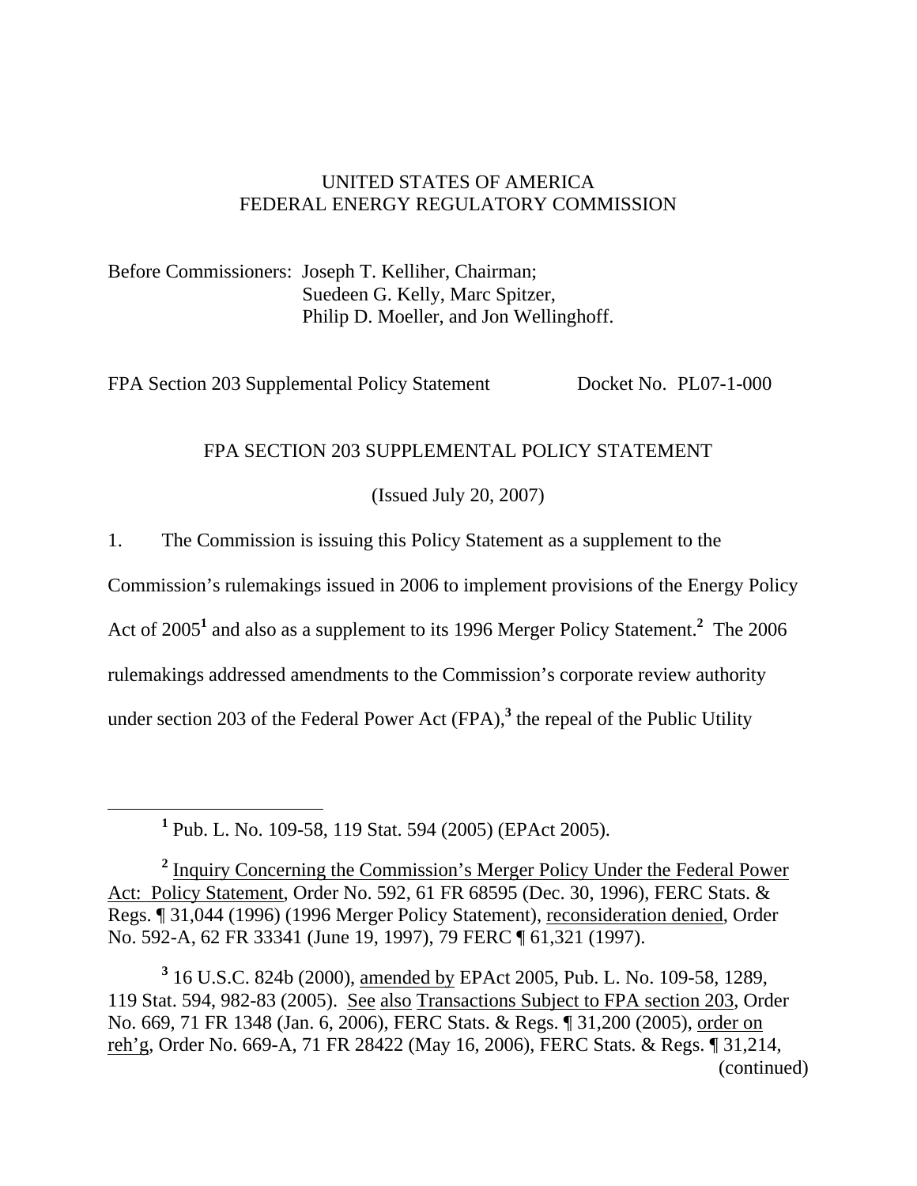UNITED STATES OF AMERICA
FEDERAL ENERGY REGULATORY COMMISSION

Before Commissioners: Joseph T. Kelliher, Chairman;
Suedeen G. Kelly, Marc Spitzer,
Philip D. Moeller, and Jon Wellinghoff.

FPA Section 203 Supplemental Policy Statement Docket No. PL07-1-000

FPA SECTION 203 SUPPLEMENTAL POLICY STATEMENT

(Issued July 20, 2007)

1. The Commission is issuing this Policy Statement as a supplement to the Commission's rulemakings issued in 2006 to implement provisions of the Energy Policy Act of 2005[1] and also as a supplement to its 1996 Merger Policy Statement.[2] The 2006 rulemakings addressed amendments to the Commission's corporate review authority under section 203 of the Federal Power Act (FPA),[3] the repeal of the Public Utility

---

[1] Pub. L. No. 109-58, 119 Stat. 594 (2005) (EPAct 2005).

[2] Inquiry Concerning the Commission's Merger Policy Under the Federal Power Act: Policy Statement, Order No. 592, 61 FR 68595 (Dec. 30, 1996), FERC Stats. & Regs. ¶ 31,044 (1996) (1996 Merger Policy Statement), reconsideration denied, Order No. 592-A, 62 FR 33341 (June 19, 1997), 79 FERC ¶ 61,321 (1997).

[3] 16 U.S.C. 824b (2000), amended by EPAct 2005, Pub. L. No. 109-58, 1289, 119 Stat. 594, 982-83 (2005). See also Transactions Subject to FPA section 203, Order No. 669, 71 FR 1348 (Jan. 6, 2006), FERC Stats. & Regs. ¶ 31,200 (2005), order on reh'g, Order No. 669-A, 71 FR 28422 (May 16, 2006), FERC Stats. & Regs. ¶ 31,214, (continued)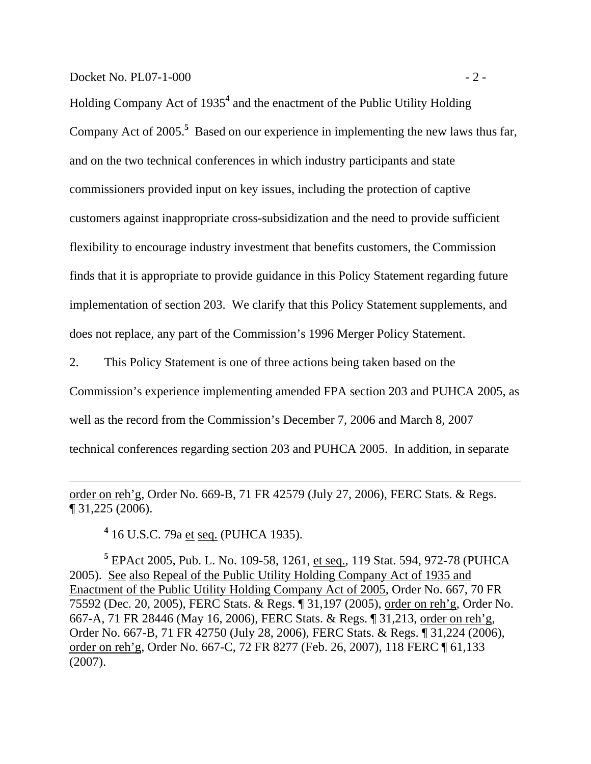Holding Company Act of 1935[4] and the enactment of the Public Utility Holding Company Act of 2005.[5] Based on our experience in implementing the new laws thus far, and on the two technical conferences in which industry participants and state commissioners provided input on key issues, including the protection of captive customers against inappropriate cross-subsidization and the need to provide sufficient flexibility to encourage industry investment that benefits customers, the Commission finds that it is appropriate to provide guidance in this Policy Statement regarding future implementation of section 203. We clarify that this Policy Statement supplements, and does not replace, any part of the Commission's 1996 Merger Policy Statement.

2. This Policy Statement is one of three actions being taken based on the Commission's experience implementing amended FPA section 203 and PUHCA 2005, as well as the record from the Commission's December 7, 2006 and March 8, 2007 technical conferences regarding section 203 and PUHCA 2005. In addition, in separate

---

order on reh'g, Order No. 669-B, 71 FR 42579 (July 27, 2006), FERC Stats. & Regs. ¶ 31,225 (2006).

[4] 16 U.S.C. 79a et seq. (PUHCA 1935).

[5] EPAct 2005, Pub. L. No. 109-58, 1261, et seq., 119 Stat. 594, 972-78 (PUHCA 2005). See also Repeal of the Public Utility Holding Company Act of 1935 and Enactment of the Public Utility Holding Company Act of 2005, Order No. 667, 70 FR 75592 (Dec. 20, 2005), FERC Stats. & Regs. ¶ 31,197 (2005), order on reh'g, Order No. 667-A, 71 FR 28446 (May 16, 2006), FERC Stats. & Regs. ¶ 31,213, order on reh'g, Order No. 667-B, 71 FR 42750 (July 28, 2006), FERC Stats. & Regs. ¶ 31,224 (2006), order on reh'g, Order No. 667-C, 72 FR 8277 (Feb. 26, 2007), 118 FERC ¶ 61,133 (2007).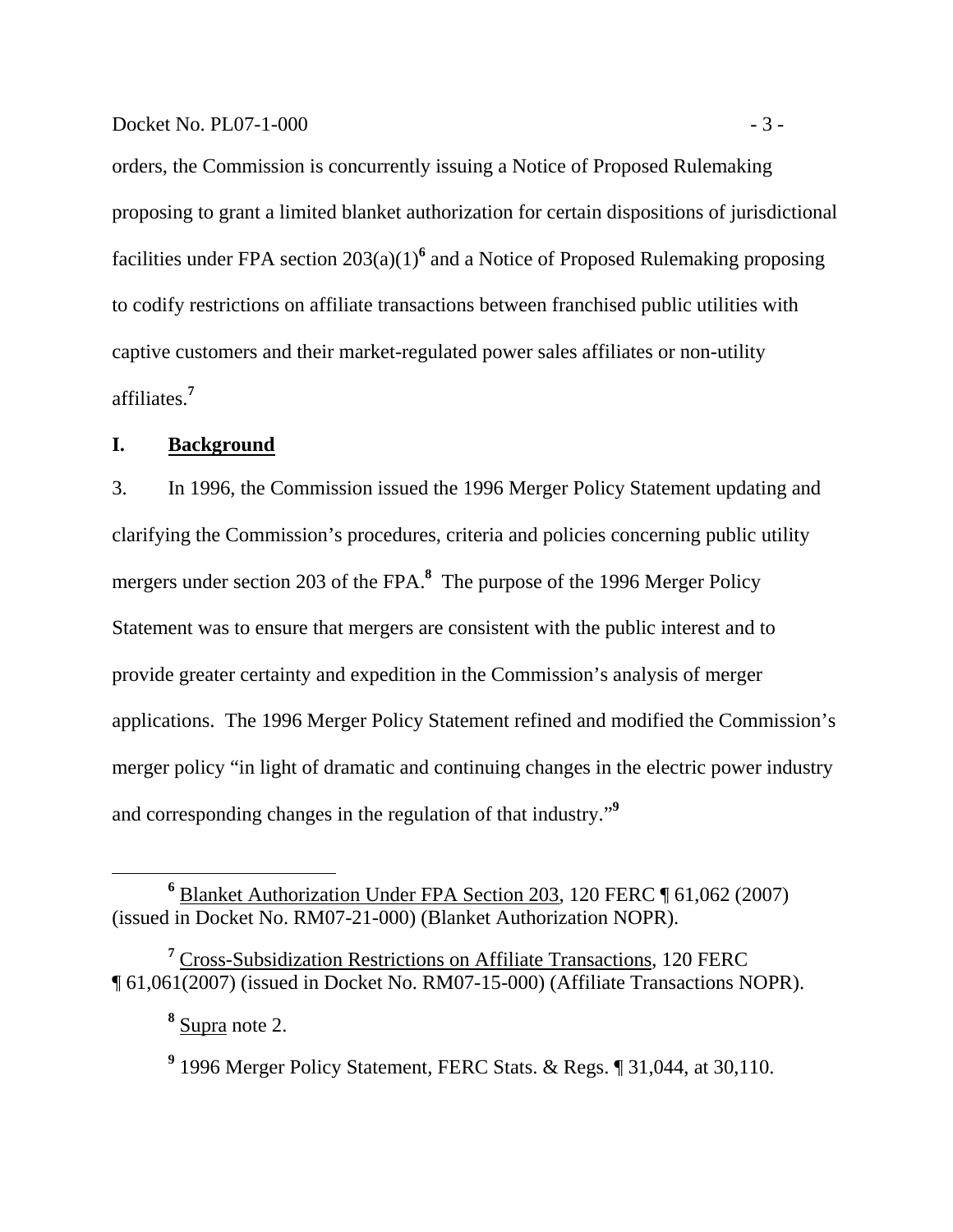orders, the Commission is concurrently issuing a Notice of Proposed Rulemaking proposing to grant a limited blanket authorization for certain dispositions of jurisdictional facilities under FPA section 203(a)(1)[6] and a Notice of Proposed Rulemaking proposing to codify restrictions on affiliate transactions between franchised public utilities with captive customers and their market-regulated power sales affiliates or non-utility affiliates.[7]

## I. Background

3. In 1996, the Commission issued the 1996 Merger Policy Statement updating and clarifying the Commission's procedures, criteria and policies concerning public utility mergers under section 203 of the FPA.[8] The purpose of the 1996 Merger Policy Statement was to ensure that mergers are consistent with the public interest and to provide greater certainty and expedition in the Commission's analysis of merger applications. The 1996 Merger Policy Statement refined and modified the Commission's merger policy "in light of dramatic and continuing changes in the electric power industry and corresponding changes in the regulation of that industry."[9]

---

[6] Blanket Authorization Under FPA Section 203, 120 FERC ¶ 61,062 (2007) (issued in Docket No. RM07-21-000) (Blanket Authorization NOPR).

[7] Cross-Subsidization Restrictions on Affiliate Transactions, 120 FERC ¶ 61,061(2007) (issued in Docket No. RM07-15-000) (Affiliate Transactions NOPR).

[8] Supra note 2.

[9] 1996 Merger Policy Statement, FERC Stats. & Regs. ¶ 31,044, at 30,110.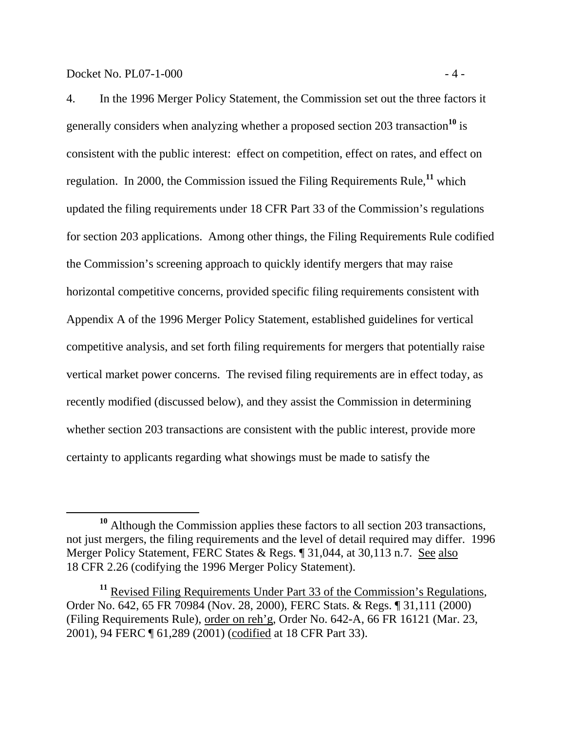4. In the 1996 Merger Policy Statement, the Commission set out the three factors it generally considers when analyzing whether a proposed section 203 transaction[10] is consistent with the public interest: effect on competition, effect on rates, and effect on regulation. In 2000, the Commission issued the Filing Requirements Rule,[11] which updated the filing requirements under 18 CFR Part 33 of the Commission's regulations for section 203 applications. Among other things, the Filing Requirements Rule codified the Commission's screening approach to quickly identify mergers that may raise horizontal competitive concerns, provided specific filing requirements consistent with Appendix A of the 1996 Merger Policy Statement, established guidelines for vertical competitive analysis, and set forth filing requirements for mergers that potentially raise vertical market power concerns. The revised filing requirements are in effect today, as recently modified (discussed below), and they assist the Commission in determining whether section 203 transactions are consistent with the public interest, provide more certainty to applicants regarding what showings must be made to satisfy the

---

[10] Although the Commission applies these factors to all section 203 transactions, not just mergers, the filing requirements and the level of detail required may differ. 1996 Merger Policy Statement, FERC States & Regs. ¶ 31,044, at 30,113 n.7. See also 18 CFR 2.26 (codifying the 1996 Merger Policy Statement).

[11] Revised Filing Requirements Under Part 33 of the Commission's Regulations, Order No. 642, 65 FR 70984 (Nov. 28, 2000), FERC Stats. & Regs. ¶ 31,111 (2000) (Filing Requirements Rule), order on reh'g, Order No. 642-A, 66 FR 16121 (Mar. 23, 2001), 94 FERC ¶ 61,289 (2001) (codified at 18 CFR Part 33).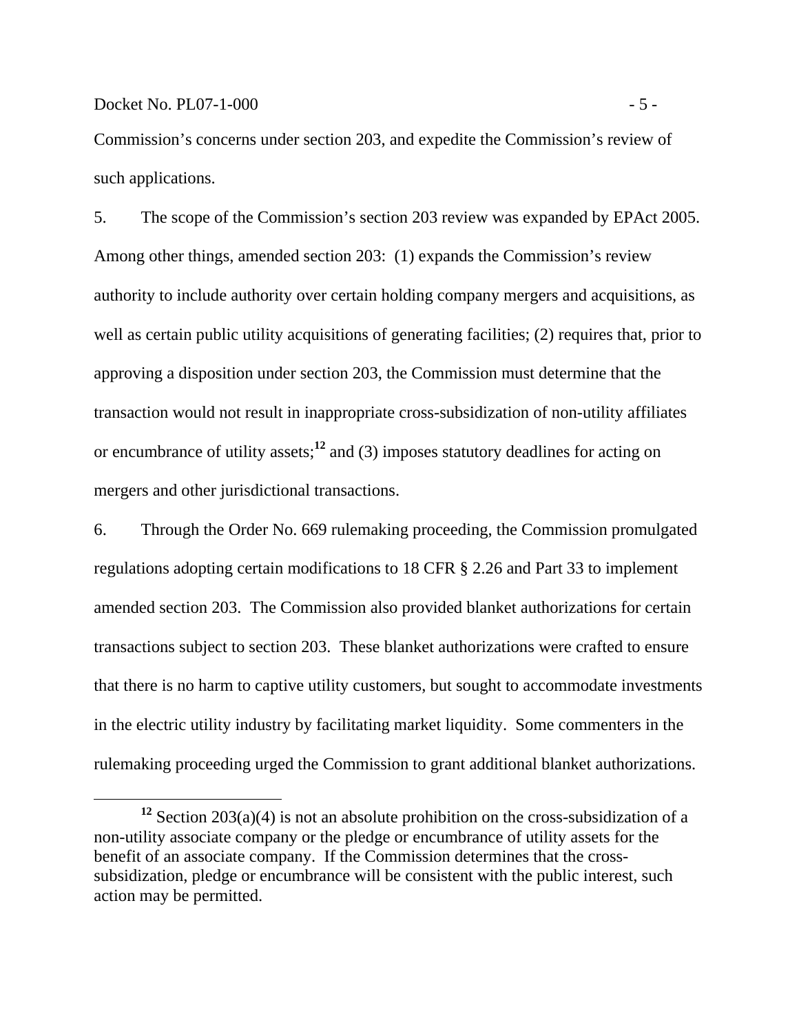Commission's concerns under section 203, and expedite the Commission's review of such applications.

5. The scope of the Commission's section 203 review was expanded by EPAct 2005. Among other things, amended section 203: (1) expands the Commission's review authority to include authority over certain holding company mergers and acquisitions, as well as certain public utility acquisitions of generating facilities; (2) requires that, prior to approving a disposition under section 203, the Commission must determine that the transaction would not result in inappropriate cross-subsidization of non-utility affiliates or encumbrance of utility assets;[12] and (3) imposes statutory deadlines for acting on mergers and other jurisdictional transactions.

6. Through the Order No. 669 rulemaking proceeding, the Commission promulgated regulations adopting certain modifications to 18 CFR § 2.26 and Part 33 to implement amended section 203. The Commission also provided blanket authorizations for certain transactions subject to section 203. These blanket authorizations were crafted to ensure that there is no harm to captive utility customers, but sought to accommodate investments in the electric utility industry by facilitating market liquidity. Some commenters in the rulemaking proceeding urged the Commission to grant additional blanket authorizations.

[12] Section 203(a)(4) is not an absolute prohibition on the cross-subsidization of a non-utility associate company or the pledge or encumbrance of utility assets for the benefit of an associate company. If the Commission determines that the cross-subsidization, pledge or encumbrance will be consistent with the public interest, such action may be permitted.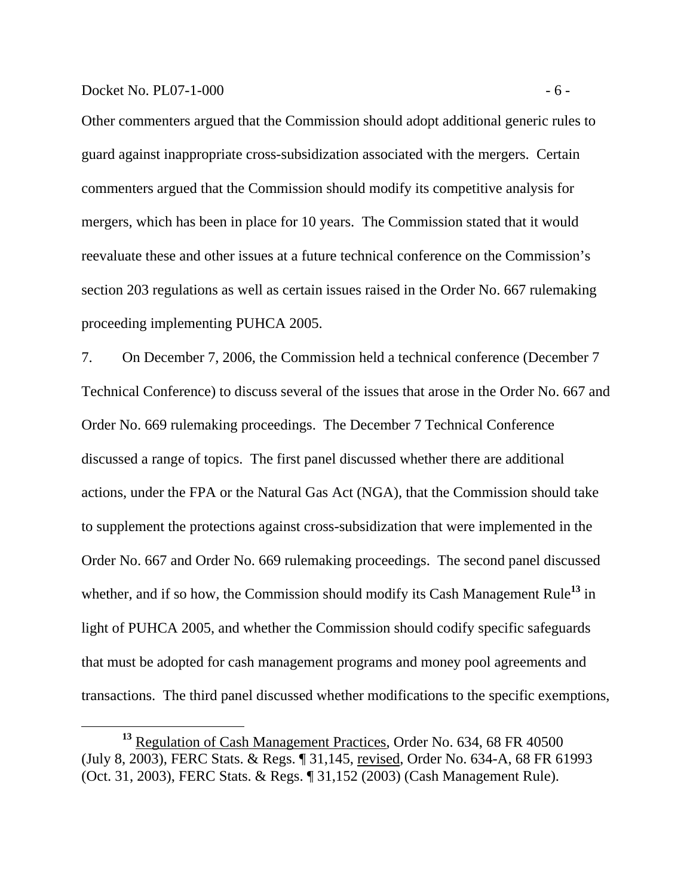Other commenters argued that the Commission should adopt additional generic rules to guard against inappropriate cross-subsidization associated with the mergers. Certain commenters argued that the Commission should modify its competitive analysis for mergers, which has been in place for 10 years. The Commission stated that it would reevaluate these and other issues at a future technical conference on the Commission's section 203 regulations as well as certain issues raised in the Order No. 667 rulemaking proceeding implementing PUHCA 2005.

7. On December 7, 2006, the Commission held a technical conference (December 7 Technical Conference) to discuss several of the issues that arose in the Order No. 667 and Order No. 669 rulemaking proceedings. The December 7 Technical Conference discussed a range of topics. The first panel discussed whether there are additional actions, under the FPA or the Natural Gas Act (NGA), that the Commission should take to supplement the protections against cross-subsidization that were implemented in the Order No. 667 and Order No. 669 rulemaking proceedings. The second panel discussed whether, and if so how, the Commission should modify its Cash Management Rule[13] in light of PUHCA 2005, and whether the Commission should codify specific safeguards that must be adopted for cash management programs and money pool agreements and transactions. The third panel discussed whether modifications to the specific exemptions,

---

[13] Regulation of Cash Management Practices, Order No. 634, 68 FR 40500 (July 8, 2003), FERC Stats. & Regs. ¶ 31,145, revised, Order No. 634-A, 68 FR 61993 (Oct. 31, 2003), FERC Stats. & Regs. ¶ 31,152 (2003) (Cash Management Rule).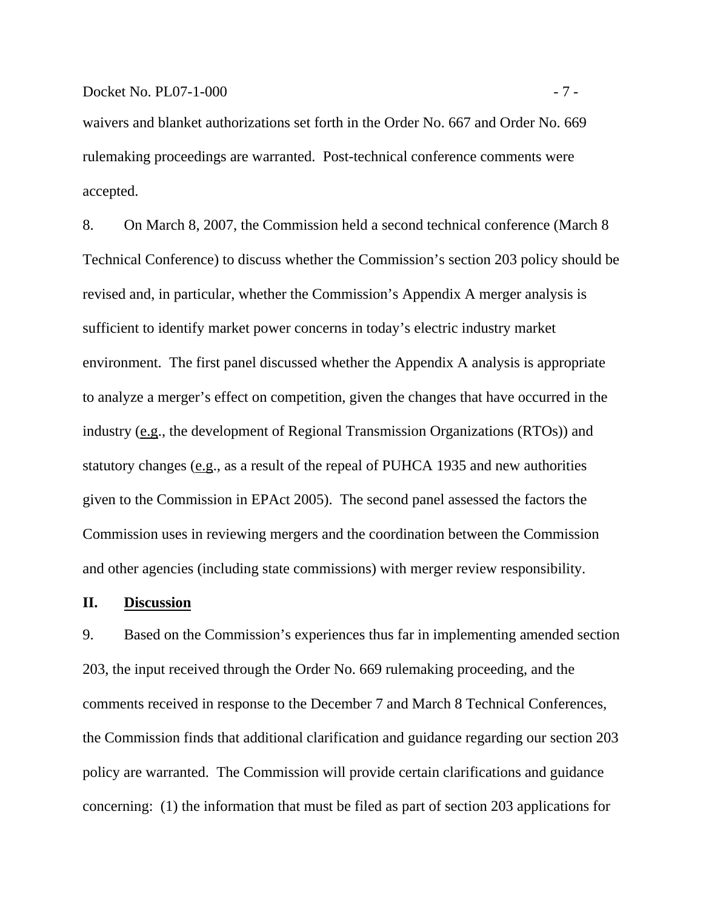waivers and blanket authorizations set forth in the Order No. 667 and Order No. 669 rulemaking proceedings are warranted. Post-technical conference comments were accepted.

8. On March 8, 2007, the Commission held a second technical conference (March 8 Technical Conference) to discuss whether the Commission's section 203 policy should be revised and, in particular, whether the Commission's Appendix A merger analysis is sufficient to identify market power concerns in today's electric industry market environment. The first panel discussed whether the Appendix A analysis is appropriate to analyze a merger's effect on competition, given the changes that have occurred in the industry (e.g., the development of Regional Transmission Organizations (RTOs)) and statutory changes (e.g., as a result of the repeal of PUHCA 1935 and new authorities given to the Commission in EPAct 2005). The second panel assessed the factors the Commission uses in reviewing mergers and the coordination between the Commission and other agencies (including state commissions) with merger review responsibility.

## II. Discussion

9. Based on the Commission's experiences thus far in implementing amended section 203, the input received through the Order No. 669 rulemaking proceeding, and the comments received in response to the December 7 and March 8 Technical Conferences, the Commission finds that additional clarification and guidance regarding our section 203 policy are warranted. The Commission will provide certain clarifications and guidance concerning: (1) the information that must be filed as part of section 203 applications for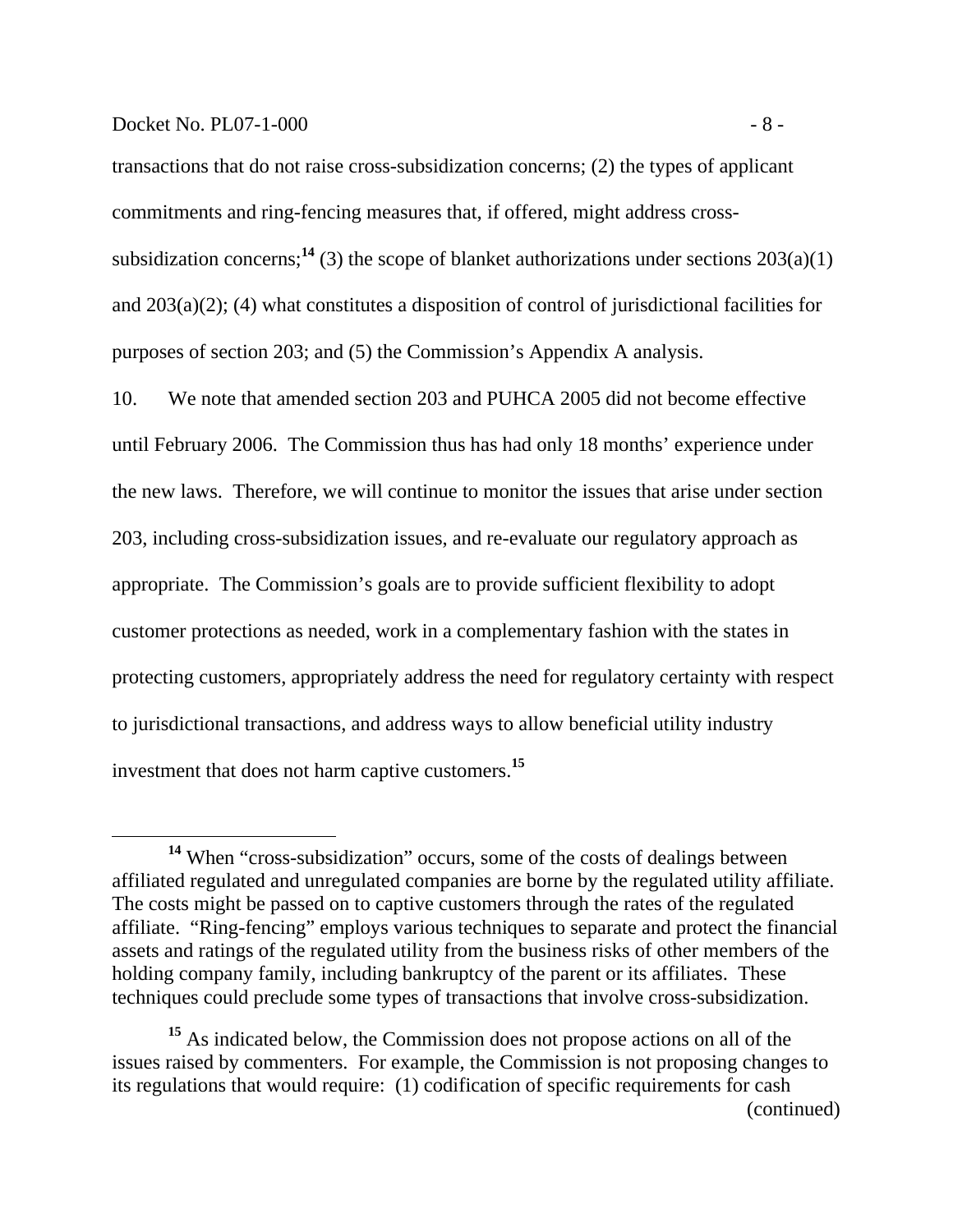transactions that do not raise cross-subsidization concerns; (2) the types of applicant commitments and ring-fencing measures that, if offered, might address cross-subsidization concerns;[14] (3) the scope of blanket authorizations under sections 203(a)(1) and 203(a)(2); (4) what constitutes a disposition of control of jurisdictional facilities for purposes of section 203; and (5) the Commission's Appendix A analysis.

10. We note that amended section 203 and PUHCA 2005 did not become effective until February 2006. The Commission thus has had only 18 months' experience under the new laws. Therefore, we will continue to monitor the issues that arise under section 203, including cross-subsidization issues, and re-evaluate our regulatory approach as appropriate. The Commission's goals are to provide sufficient flexibility to adopt customer protections as needed, work in a complementary fashion with the states in protecting customers, appropriately address the need for regulatory certainty with respect to jurisdictional transactions, and address ways to allow beneficial utility industry investment that does not harm captive customers.[15]

---

[14] When "cross-subsidization" occurs, some of the costs of dealings between affiliated regulated and unregulated companies are borne by the regulated utility affiliate. The costs might be passed on to captive customers through the rates of the regulated affiliate. "Ring-fencing" employs various techniques to separate and protect the financial assets and ratings of the regulated utility from the business risks of other members of the holding company family, including bankruptcy of the parent or its affiliates. These techniques could preclude some types of transactions that involve cross-subsidization.

[15] As indicated below, the Commission does not propose actions on all of the issues raised by commenters. For example, the Commission is not proposing changes to its regulations that would require: (1) codification of specific requirements for cash

(continued)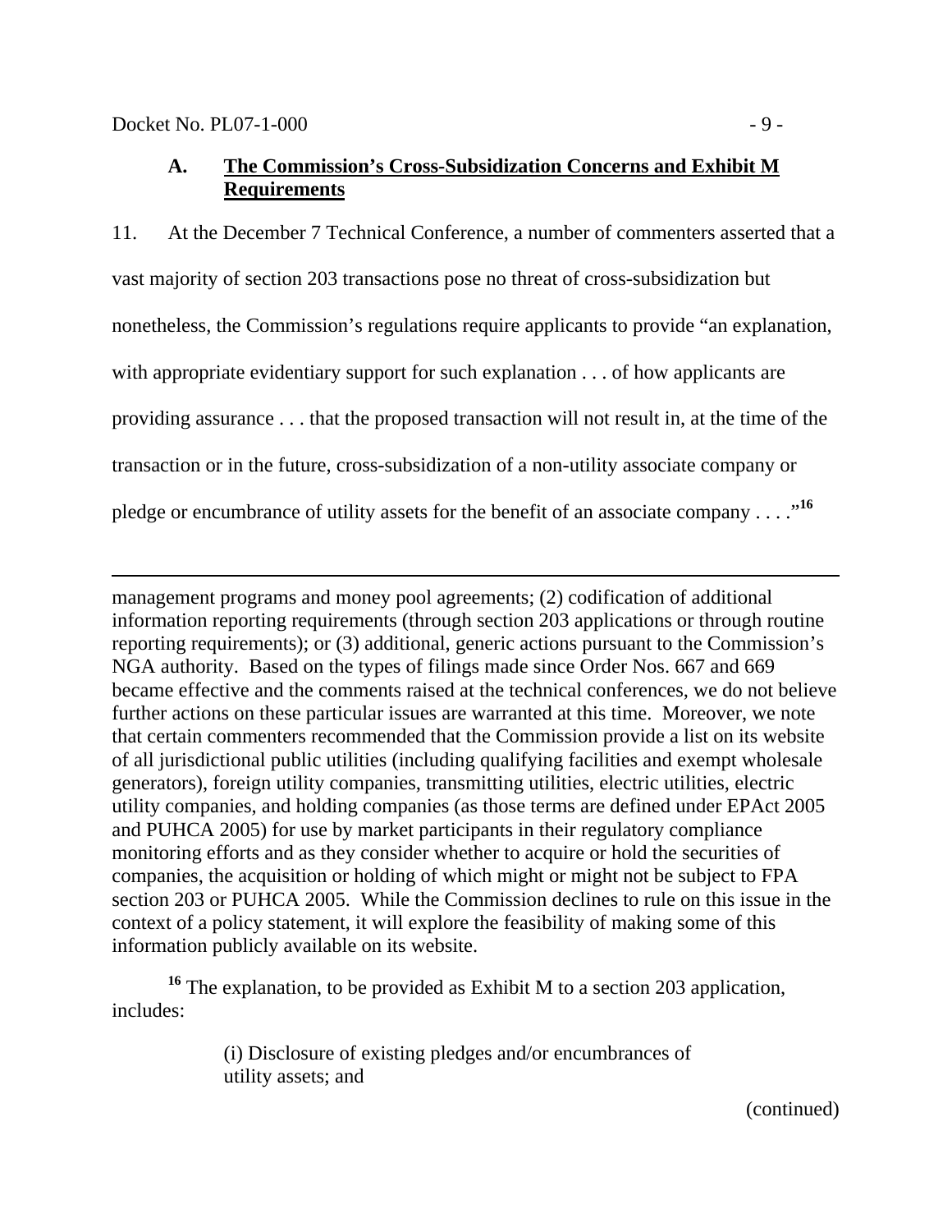### A. The Commission's Cross-Subsidization Concerns and Exhibit M Requirements

11. At the December 7 Technical Conference, a number of commenters asserted that a vast majority of section 203 transactions pose no threat of cross-subsidization but nonetheless, the Commission's regulations require applicants to provide "an explanation, with appropriate evidentiary support for such explanation . . . of how applicants are providing assurance . . . that the proposed transaction will not result in, at the time of the transaction or in the future, cross-subsidization of a non-utility associate company or pledge or encumbrance of utility assets for the benefit of an associate company . . . ."[16]

---

management programs and money pool agreements; (2) codification of additional information reporting requirements (through section 203 applications or through routine reporting requirements); or (3) additional, generic actions pursuant to the Commission's NGA authority. Based on the types of filings made since Order Nos. 667 and 669 became effective and the comments raised at the technical conferences, we do not believe further actions on these particular issues are warranted at this time. Moreover, we note that certain commenters recommended that the Commission provide a list on its website of all jurisdictional public utilities (including qualifying facilities and exempt wholesale generators), foreign utility companies, transmitting utilities, electric utilities, electric utility companies, and holding companies (as those terms are defined under EPAct 2005 and PUHCA 2005) for use by market participants in their regulatory compliance monitoring efforts and as they consider whether to acquire or hold the securities of companies, the acquisition or holding of which might or might not be subject to FPA section 203 or PUHCA 2005. While the Commission declines to rule on this issue in the context of a policy statement, it will explore the feasibility of making some of this information publicly available on its website.

[16] The explanation, to be provided as Exhibit M to a section 203 application, includes:

> (i) Disclosure of existing pledges and/or encumbrances of utility assets; and

(continued)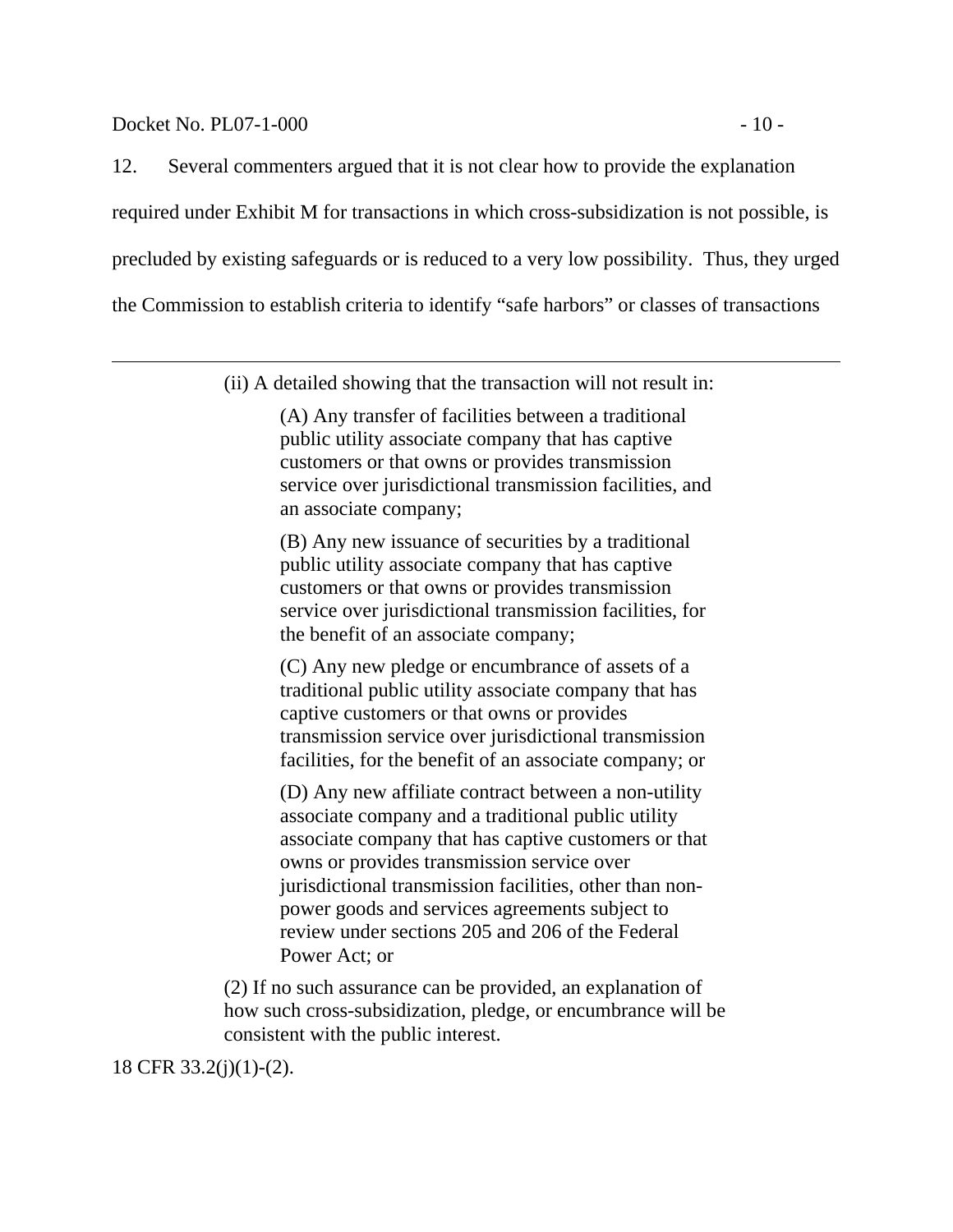12. Several commenters argued that it is not clear how to provide the explanation required under Exhibit M for transactions in which cross-subsidization is not possible, is precluded by existing safeguards or is reduced to a very low possibility. Thus, they urged the Commission to establish criteria to identify "safe harbors" or classes of transactions

---

> (ii) A detailed showing that the transaction will not result in:
>
> > (A) Any transfer of facilities between a traditional public utility associate company that has captive customers or that owns or provides transmission service over jurisdictional transmission facilities, and an associate company;
> >
> > (B) Any new issuance of securities by a traditional public utility associate company that has captive customers or that owns or provides transmission service over jurisdictional transmission facilities, for the benefit of an associate company;
> >
> > (C) Any new pledge or encumbrance of assets of a traditional public utility associate company that has captive customers or that owns or provides transmission service over jurisdictional transmission facilities, for the benefit of an associate company; or
> >
> > (D) Any new affiliate contract between a non-utility associate company and a traditional public utility associate company that has captive customers or that owns or provides transmission service over jurisdictional transmission facilities, other than non-power goods and services agreements subject to review under sections 205 and 206 of the Federal Power Act; or
>
> (2) If no such assurance can be provided, an explanation of how such cross-subsidization, pledge, or encumbrance will be consistent with the public interest.

18 CFR 33.2(j)(1)-(2).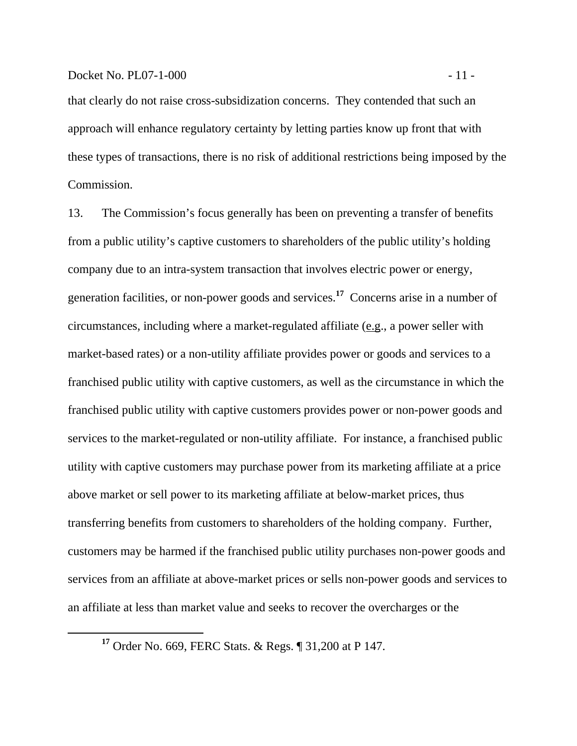that clearly do not raise cross-subsidization concerns. They contended that such an approach will enhance regulatory certainty by letting parties know up front that with these types of transactions, there is no risk of additional restrictions being imposed by the Commission.

13. The Commission's focus generally has been on preventing a transfer of benefits from a public utility's captive customers to shareholders of the public utility's holding company due to an intra-system transaction that involves electric power or energy, generation facilities, or non-power goods and services.[17] Concerns arise in a number of circumstances, including where a market-regulated affiliate (e.g., a power seller with market-based rates) or a non-utility affiliate provides power or goods and services to a franchised public utility with captive customers, as well as the circumstance in which the franchised public utility with captive customers provides power or non-power goods and services to the market-regulated or non-utility affiliate. For instance, a franchised public utility with captive customers may purchase power from its marketing affiliate at a price above market or sell power to its marketing affiliate at below-market prices, thus transferring benefits from customers to shareholders of the holding company. Further, customers may be harmed if the franchised public utility purchases non-power goods and services from an affiliate at above-market prices or sells non-power goods and services to an affiliate at less than market value and seeks to recover the overcharges or the

[17] Order No. 669, FERC Stats. & Regs. ¶ 31,200 at P 147.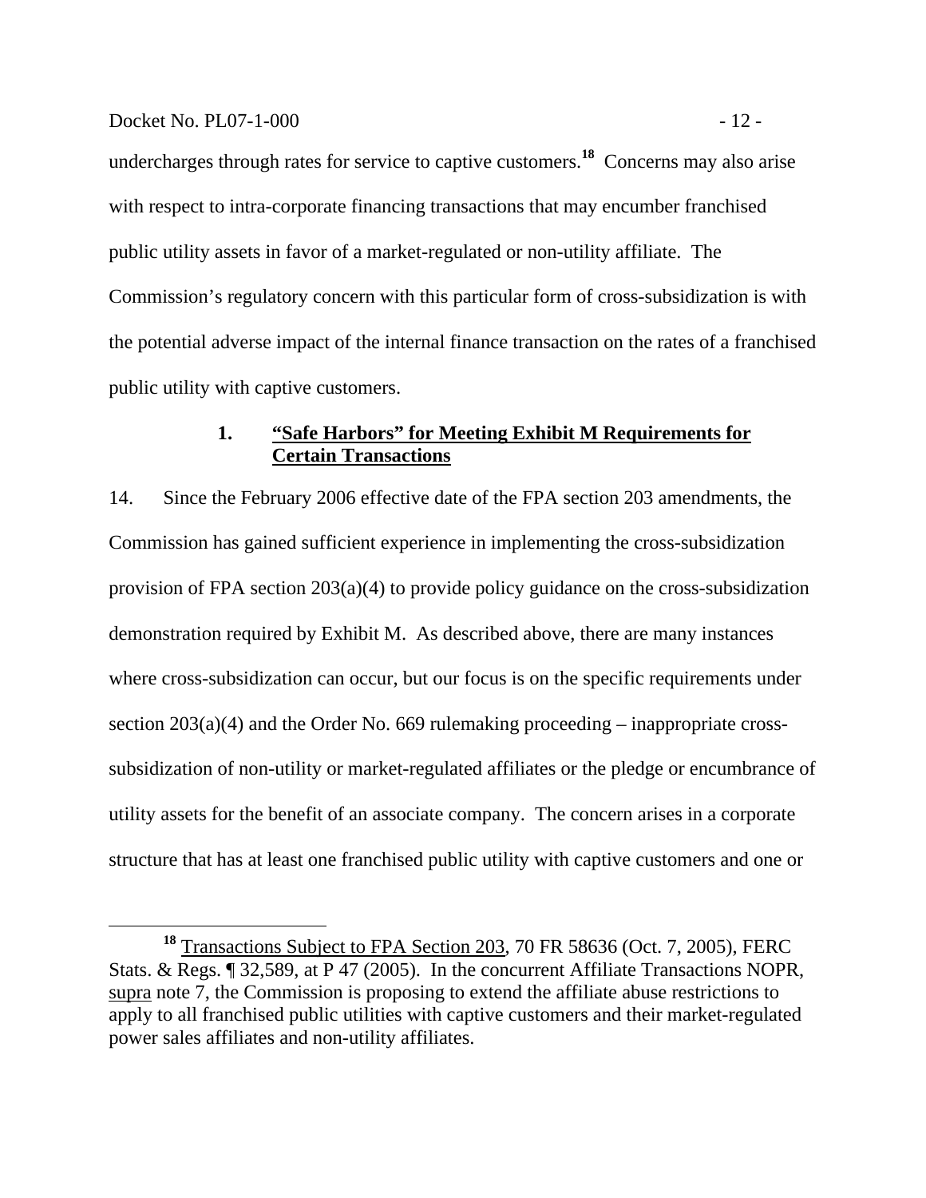undercharges through rates for service to captive customers.[18] Concerns may also arise with respect to intra-corporate financing transactions that may encumber franchised public utility assets in favor of a market-regulated or non-utility affiliate. The Commission's regulatory concern with this particular form of cross-subsidization is with the potential adverse impact of the internal finance transaction on the rates of a franchised public utility with captive customers.

### 1. "Safe Harbors" for Meeting Exhibit M Requirements for Certain Transactions

14. Since the February 2006 effective date of the FPA section 203 amendments, the Commission has gained sufficient experience in implementing the cross-subsidization provision of FPA section 203(a)(4) to provide policy guidance on the cross-subsidization demonstration required by Exhibit M. As described above, there are many instances where cross-subsidization can occur, but our focus is on the specific requirements under section 203(a)(4) and the Order No. 669 rulemaking proceeding – inappropriate cross-subsidization of non-utility or market-regulated affiliates or the pledge or encumbrance of utility assets for the benefit of an associate company. The concern arises in a corporate structure that has at least one franchised public utility with captive customers and one or

---

[18] Transactions Subject to FPA Section 203, 70 FR 58636 (Oct. 7, 2005), FERC Stats. & Regs. ¶ 32,589, at P 47 (2005). In the concurrent Affiliate Transactions NOPR, supra note 7, the Commission is proposing to extend the affiliate abuse restrictions to apply to all franchised public utilities with captive customers and their market-regulated power sales affiliates and non-utility affiliates.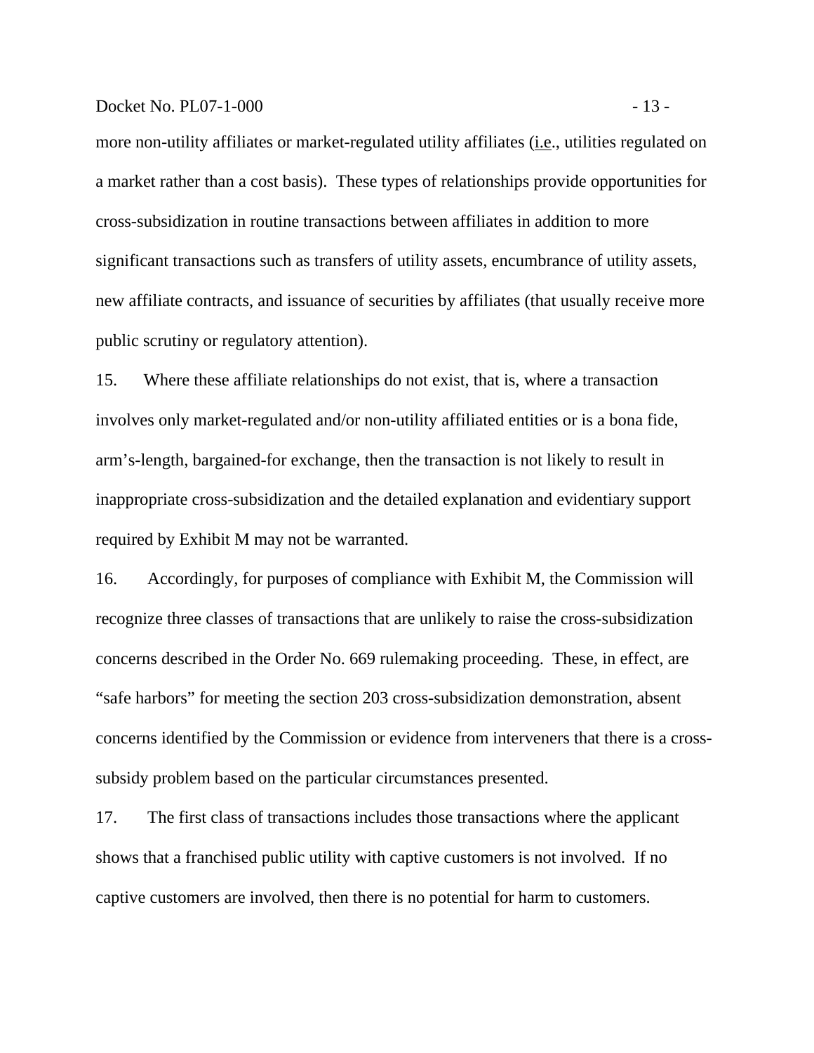more non-utility affiliates or market-regulated utility affiliates (i.e., utilities regulated on a market rather than a cost basis). These types of relationships provide opportunities for cross-subsidization in routine transactions between affiliates in addition to more significant transactions such as transfers of utility assets, encumbrance of utility assets, new affiliate contracts, and issuance of securities by affiliates (that usually receive more public scrutiny or regulatory attention).

15. Where these affiliate relationships do not exist, that is, where a transaction involves only market-regulated and/or non-utility affiliated entities or is a bona fide, arm's-length, bargained-for exchange, then the transaction is not likely to result in inappropriate cross-subsidization and the detailed explanation and evidentiary support required by Exhibit M may not be warranted.

16. Accordingly, for purposes of compliance with Exhibit M, the Commission will recognize three classes of transactions that are unlikely to raise the cross-subsidization concerns described in the Order No. 669 rulemaking proceeding. These, in effect, are "safe harbors" for meeting the section 203 cross-subsidization demonstration, absent concerns identified by the Commission or evidence from interveners that there is a cross-subsidy problem based on the particular circumstances presented.

17. The first class of transactions includes those transactions where the applicant shows that a franchised public utility with captive customers is not involved. If no captive customers are involved, then there is no potential for harm to customers.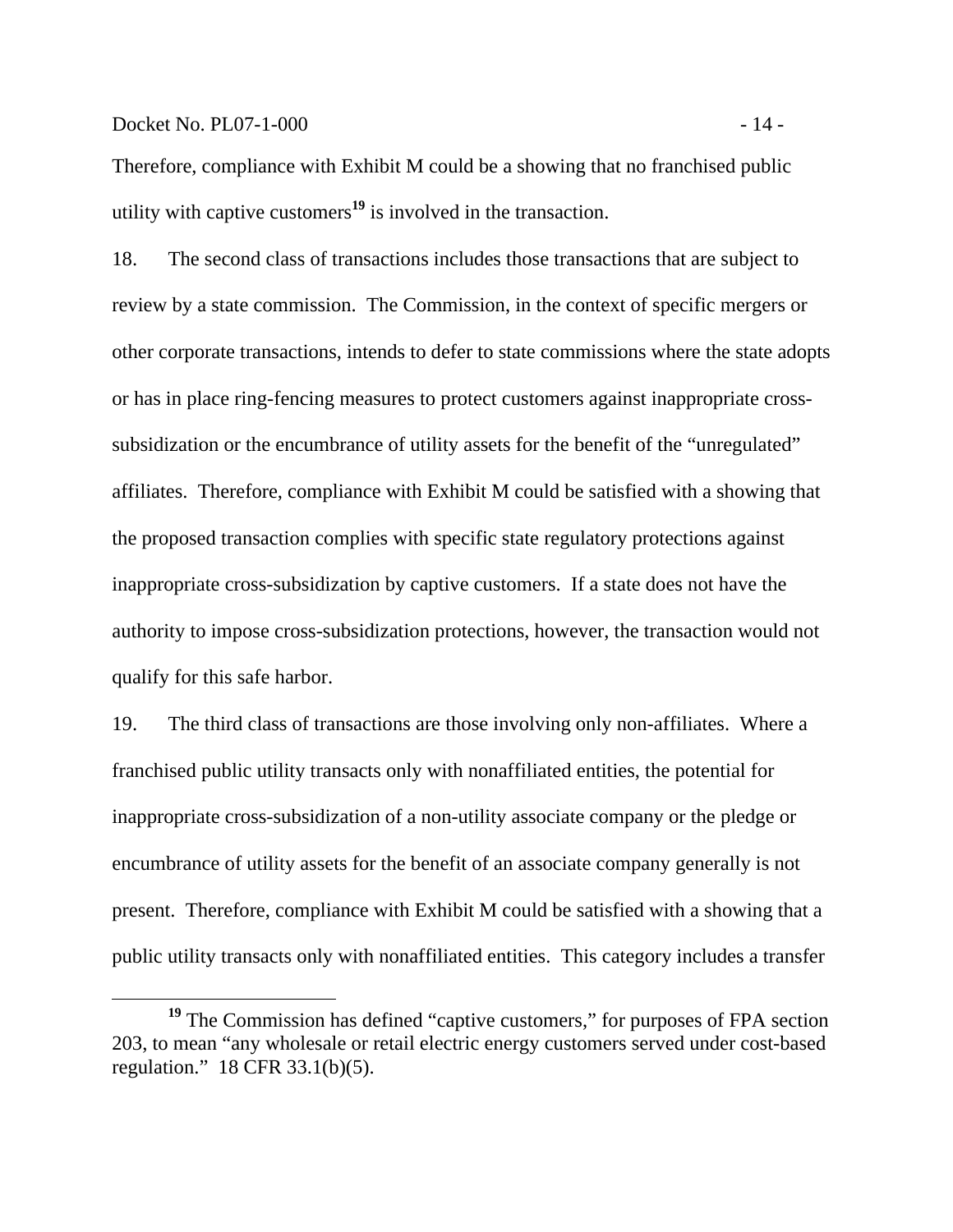Therefore, compliance with Exhibit M could be a showing that no franchised public utility with captive customers[19] is involved in the transaction.

18. The second class of transactions includes those transactions that are subject to review by a state commission. The Commission, in the context of specific mergers or other corporate transactions, intends to defer to state commissions where the state adopts or has in place ring-fencing measures to protect customers against inappropriate cross-subsidization or the encumbrance of utility assets for the benefit of the "unregulated" affiliates. Therefore, compliance with Exhibit M could be satisfied with a showing that the proposed transaction complies with specific state regulatory protections against inappropriate cross-subsidization by captive customers. If a state does not have the authority to impose cross-subsidization protections, however, the transaction would not qualify for this safe harbor.

19. The third class of transactions are those involving only non-affiliates. Where a franchised public utility transacts only with nonaffiliated entities, the potential for inappropriate cross-subsidization of a non-utility associate company or the pledge or encumbrance of utility assets for the benefit of an associate company generally is not present. Therefore, compliance with Exhibit M could be satisfied with a showing that a public utility transacts only with nonaffiliated entities. This category includes a transfer

[19] The Commission has defined "captive customers," for purposes of FPA section 203, to mean "any wholesale or retail electric energy customers served under cost-based regulation." 18 CFR 33.1(b)(5).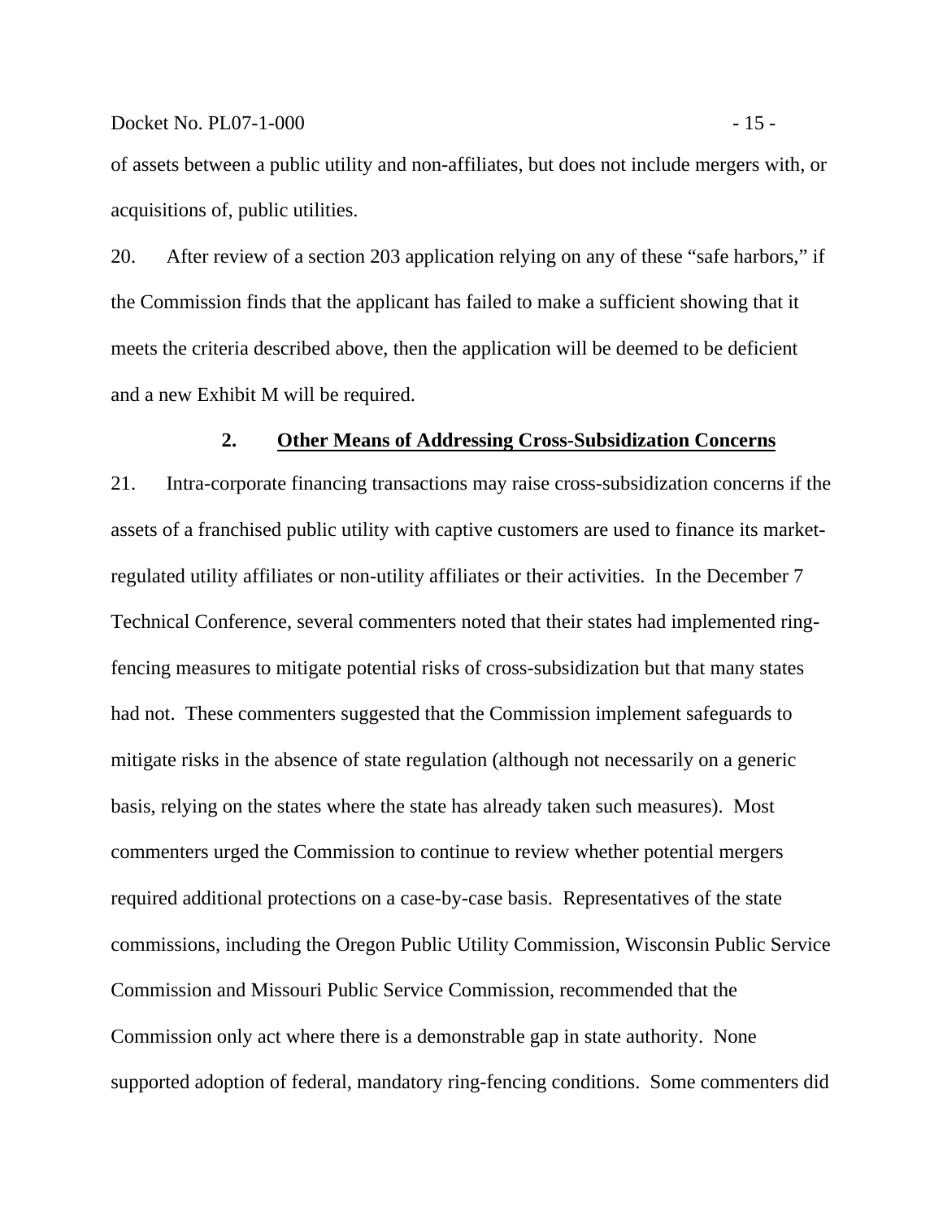of assets between a public utility and non-affiliates, but does not include mergers with, or acquisitions of, public utilities.

20. After review of a section 203 application relying on any of these "safe harbors," if the Commission finds that the applicant has failed to make a sufficient showing that it meets the criteria described above, then the application will be deemed to be deficient and a new Exhibit M will be required.

### 2. Other Means of Addressing Cross-Subsidization Concerns

21. Intra-corporate financing transactions may raise cross-subsidization concerns if the assets of a franchised public utility with captive customers are used to finance its market-regulated utility affiliates or non-utility affiliates or their activities. In the December 7 Technical Conference, several commenters noted that their states had implemented ring-fencing measures to mitigate potential risks of cross-subsidization but that many states had not. These commenters suggested that the Commission implement safeguards to mitigate risks in the absence of state regulation (although not necessarily on a generic basis, relying on the states where the state has already taken such measures). Most commenters urged the Commission to continue to review whether potential mergers required additional protections on a case-by-case basis. Representatives of the state commissions, including the Oregon Public Utility Commission, Wisconsin Public Service Commission and Missouri Public Service Commission, recommended that the Commission only act where there is a demonstrable gap in state authority. None supported adoption of federal, mandatory ring-fencing conditions. Some commenters did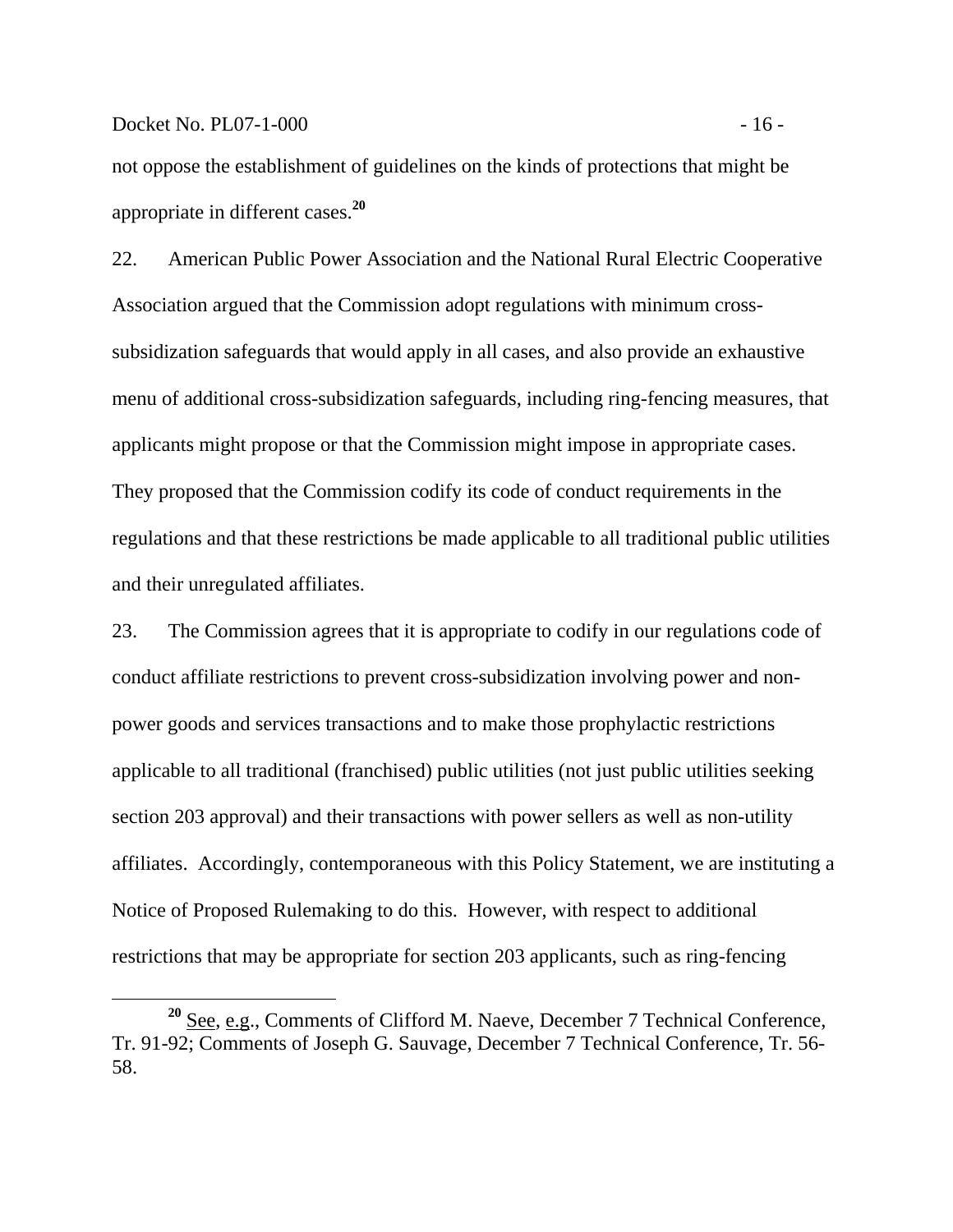not oppose the establishment of guidelines on the kinds of protections that might be appropriate in different cases.[20]

22. American Public Power Association and the National Rural Electric Cooperative Association argued that the Commission adopt regulations with minimum cross-subsidization safeguards that would apply in all cases, and also provide an exhaustive menu of additional cross-subsidization safeguards, including ring-fencing measures, that applicants might propose or that the Commission might impose in appropriate cases. They proposed that the Commission codify its code of conduct requirements in the regulations and that these restrictions be made applicable to all traditional public utilities and their unregulated affiliates.

23. The Commission agrees that it is appropriate to codify in our regulations code of conduct affiliate restrictions to prevent cross-subsidization involving power and non-power goods and services transactions and to make those prophylactic restrictions applicable to all traditional (franchised) public utilities (not just public utilities seeking section 203 approval) and their transactions with power sellers as well as non-utility affiliates. Accordingly, contemporaneous with this Policy Statement, we are instituting a Notice of Proposed Rulemaking to do this. However, with respect to additional restrictions that may be appropriate for section 203 applicants, such as ring-fencing

---

[20] See, e.g., Comments of Clifford M. Naeve, December 7 Technical Conference, Tr. 91-92; Comments of Joseph G. Sauvage, December 7 Technical Conference, Tr. 56-58.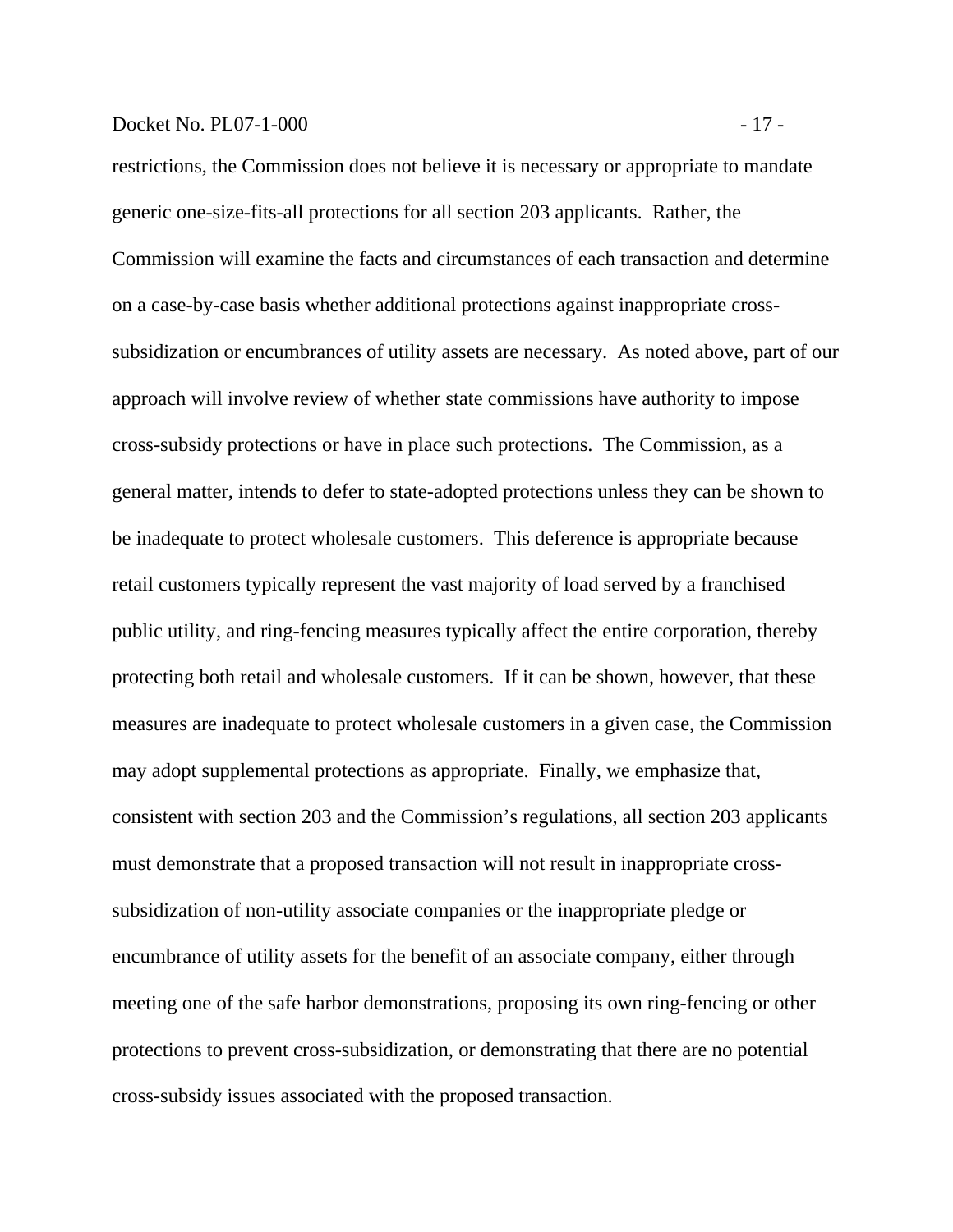restrictions, the Commission does not believe it is necessary or appropriate to mandate generic one-size-fits-all protections for all section 203 applicants. Rather, the Commission will examine the facts and circumstances of each transaction and determine on a case-by-case basis whether additional protections against inappropriate cross-subsidization or encumbrances of utility assets are necessary. As noted above, part of our approach will involve review of whether state commissions have authority to impose cross-subsidy protections or have in place such protections. The Commission, as a general matter, intends to defer to state-adopted protections unless they can be shown to be inadequate to protect wholesale customers. This deference is appropriate because retail customers typically represent the vast majority of load served by a franchised public utility, and ring-fencing measures typically affect the entire corporation, thereby protecting both retail and wholesale customers. If it can be shown, however, that these measures are inadequate to protect wholesale customers in a given case, the Commission may adopt supplemental protections as appropriate. Finally, we emphasize that, consistent with section 203 and the Commission's regulations, all section 203 applicants must demonstrate that a proposed transaction will not result in inappropriate cross-subsidization of non-utility associate companies or the inappropriate pledge or encumbrance of utility assets for the benefit of an associate company, either through meeting one of the safe harbor demonstrations, proposing its own ring-fencing or other protections to prevent cross-subsidization, or demonstrating that there are no potential cross-subsidy issues associated with the proposed transaction.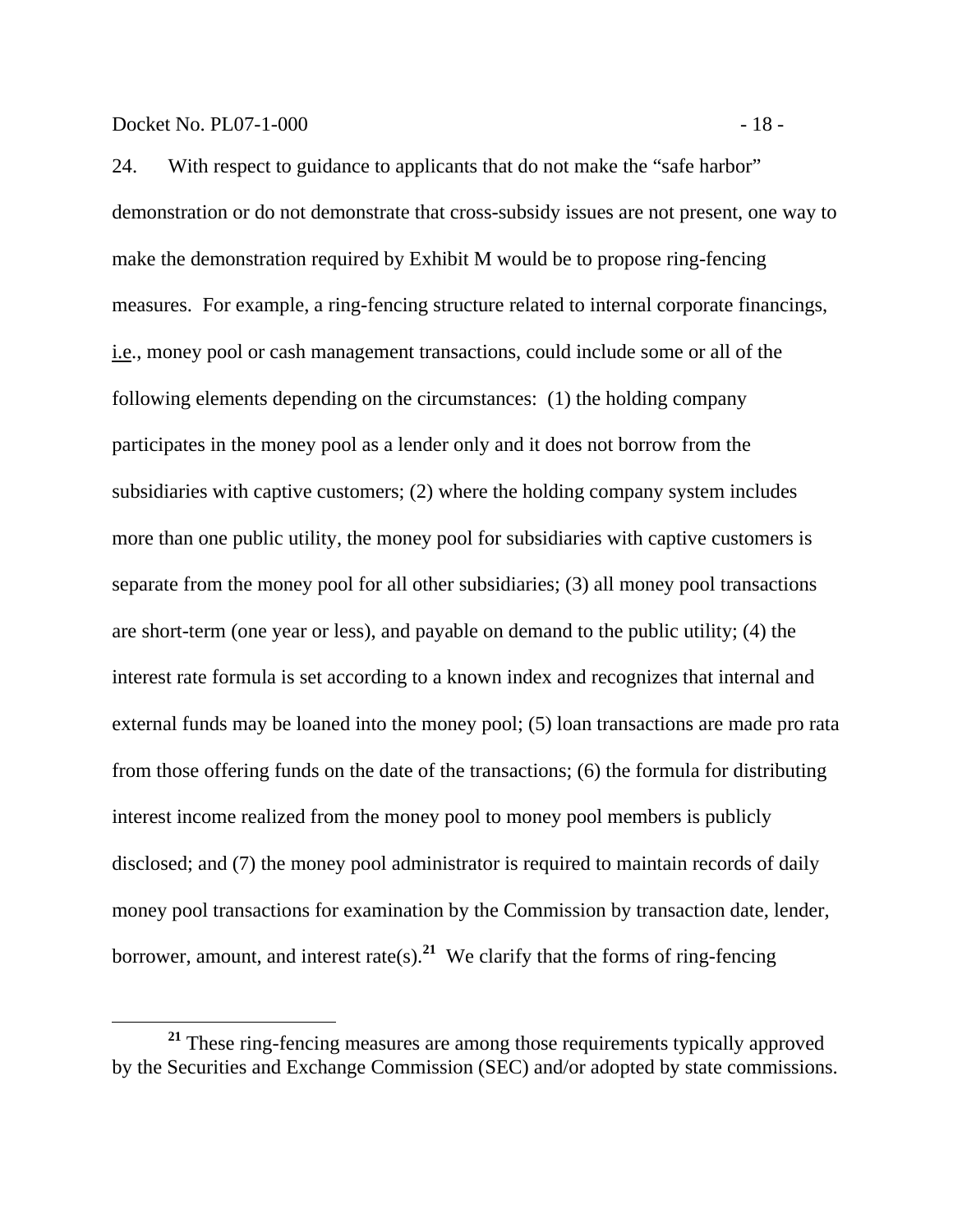24. With respect to guidance to applicants that do not make the "safe harbor" demonstration or do not demonstrate that cross-subsidy issues are not present, one way to make the demonstration required by Exhibit M would be to propose ring-fencing measures. For example, a ring-fencing structure related to internal corporate financings, i.e., money pool or cash management transactions, could include some or all of the following elements depending on the circumstances: (1) the holding company participates in the money pool as a lender only and it does not borrow from the subsidiaries with captive customers; (2) where the holding company system includes more than one public utility, the money pool for subsidiaries with captive customers is separate from the money pool for all other subsidiaries; (3) all money pool transactions are short-term (one year or less), and payable on demand to the public utility; (4) the interest rate formula is set according to a known index and recognizes that internal and external funds may be loaned into the money pool; (5) loan transactions are made pro rata from those offering funds on the date of the transactions; (6) the formula for distributing interest income realized from the money pool to money pool members is publicly disclosed; and (7) the money pool administrator is required to maintain records of daily money pool transactions for examination by the Commission by transaction date, lender, borrower, amount, and interest rate(s).[21] We clarify that the forms of ring-fencing

[21] These ring-fencing measures are among those requirements typically approved by the Securities and Exchange Commission (SEC) and/or adopted by state commissions.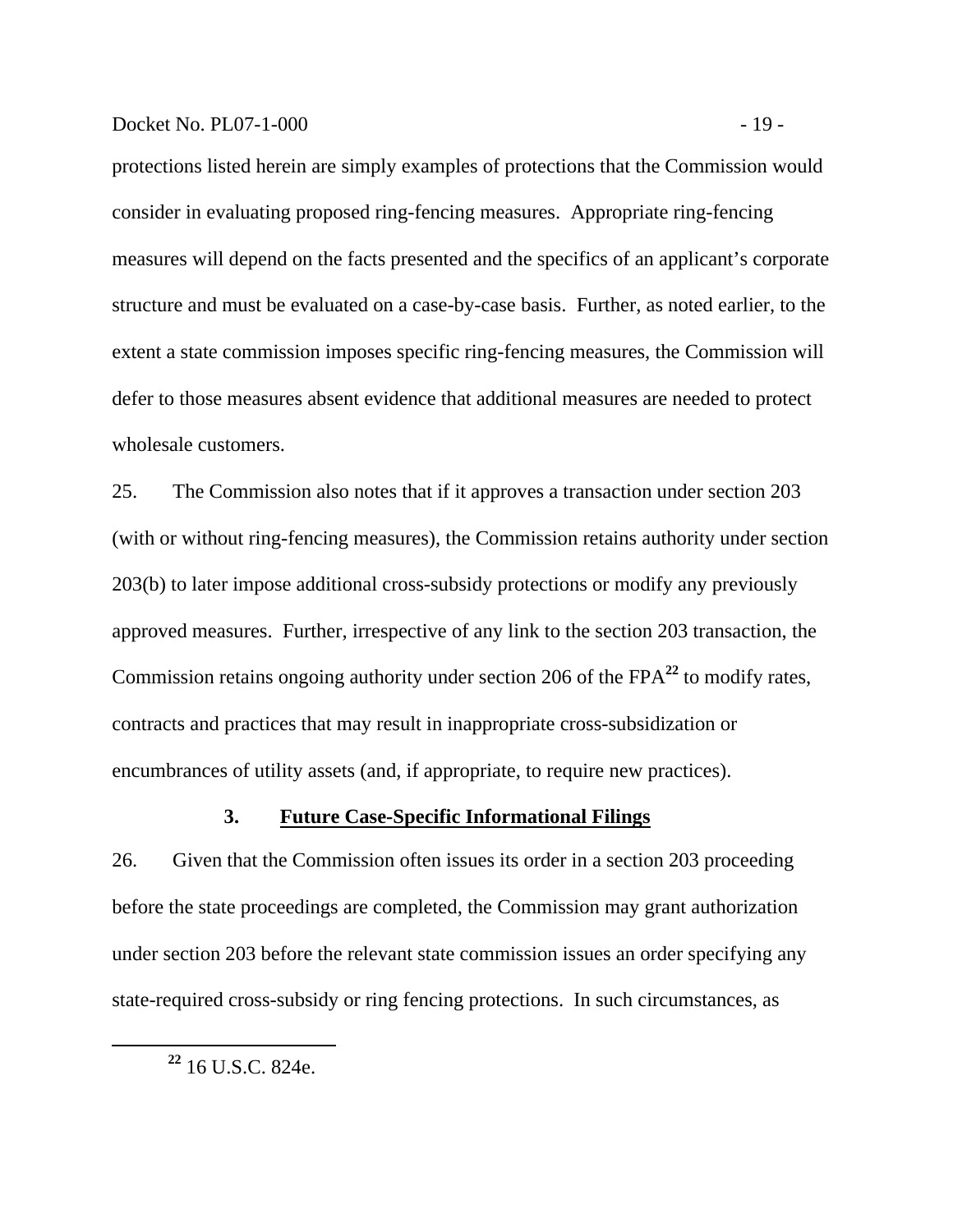protections listed herein are simply examples of protections that the Commission would consider in evaluating proposed ring-fencing measures. Appropriate ring-fencing measures will depend on the facts presented and the specifics of an applicant's corporate structure and must be evaluated on a case-by-case basis. Further, as noted earlier, to the extent a state commission imposes specific ring-fencing measures, the Commission will defer to those measures absent evidence that additional measures are needed to protect wholesale customers.

25. The Commission also notes that if it approves a transaction under section 203 (with or without ring-fencing measures), the Commission retains authority under section 203(b) to later impose additional cross-subsidy protections or modify any previously approved measures. Further, irrespective of any link to the section 203 transaction, the Commission retains ongoing authority under section 206 of the FPA[22] to modify rates, contracts and practices that may result in inappropriate cross-subsidization or encumbrances of utility assets (and, if appropriate, to require new practices).

### 3. Future Case-Specific Informational Filings

26. Given that the Commission often issues its order in a section 203 proceeding before the state proceedings are completed, the Commission may grant authorization under section 203 before the relevant state commission issues an order specifying any state-required cross-subsidy or ring fencing protections. In such circumstances, as

---

[22] 16 U.S.C. 824e.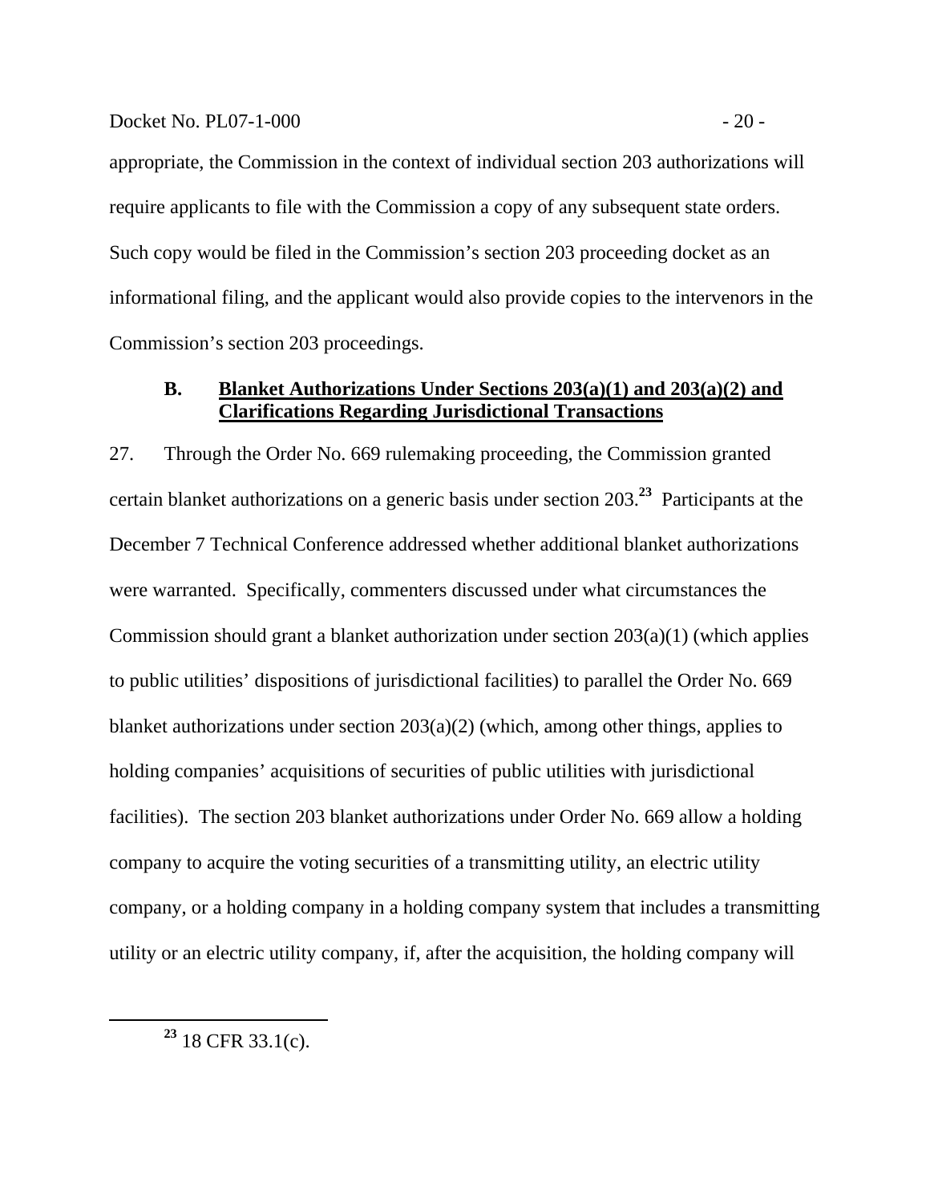appropriate, the Commission in the context of individual section 203 authorizations will require applicants to file with the Commission a copy of any subsequent state orders. Such copy would be filed in the Commission's section 203 proceeding docket as an informational filing, and the applicant would also provide copies to the intervenors in the Commission's section 203 proceedings.

### B. Blanket Authorizations Under Sections 203(a)(1) and 203(a)(2) and Clarifications Regarding Jurisdictional Transactions

27. Through the Order No. 669 rulemaking proceeding, the Commission granted certain blanket authorizations on a generic basis under section 203.[23] Participants at the December 7 Technical Conference addressed whether additional blanket authorizations were warranted. Specifically, commenters discussed under what circumstances the Commission should grant a blanket authorization under section 203(a)(1) (which applies to public utilities' dispositions of jurisdictional facilities) to parallel the Order No. 669 blanket authorizations under section 203(a)(2) (which, among other things, applies to holding companies' acquisitions of securities of public utilities with jurisdictional facilities). The section 203 blanket authorizations under Order No. 669 allow a holding company to acquire the voting securities of a transmitting utility, an electric utility company, or a holding company in a holding company system that includes a transmitting utility or an electric utility company, if, after the acquisition, the holding company will

[23] 18 CFR 33.1(c).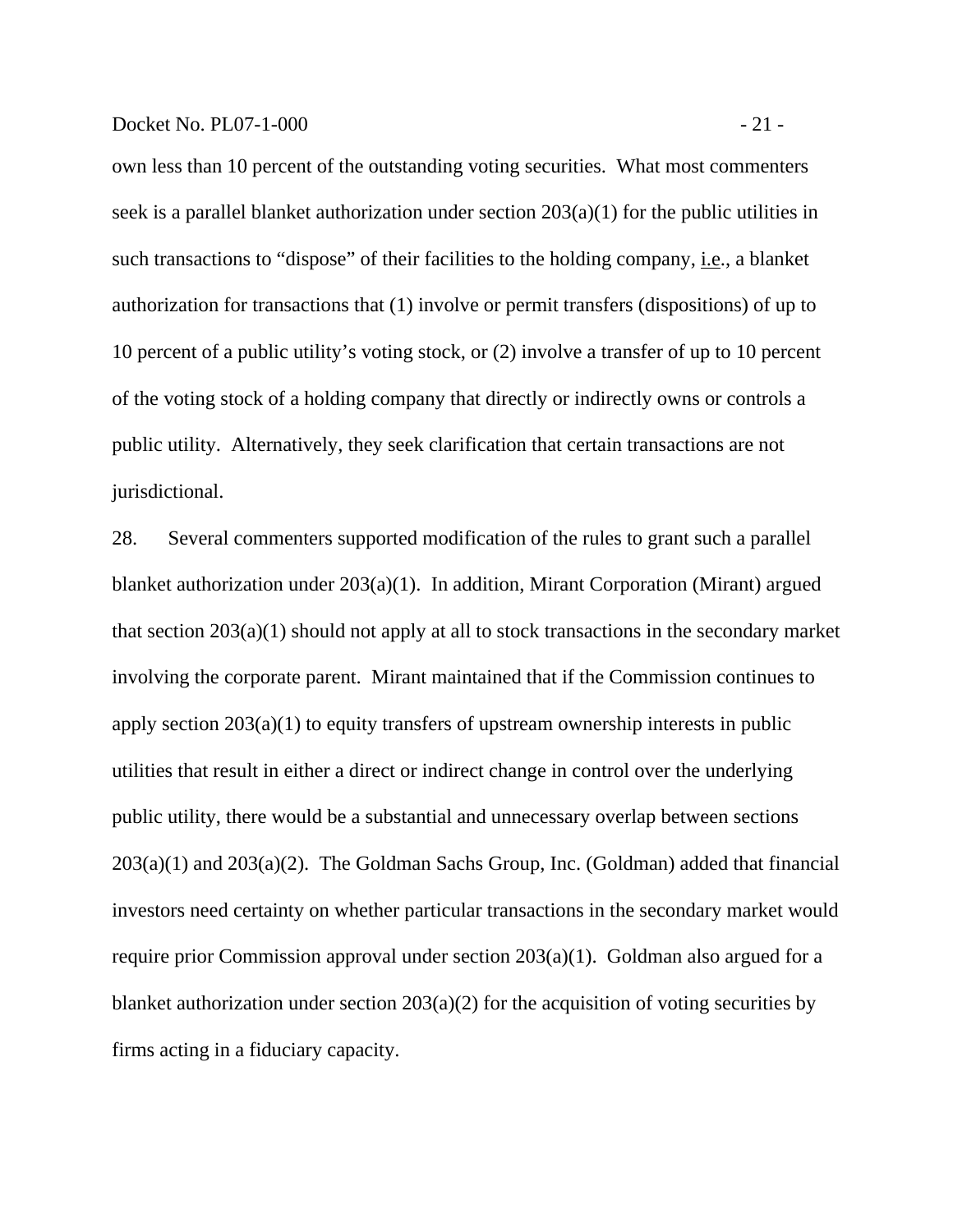own less than 10 percent of the outstanding voting securities. What most commenters seek is a parallel blanket authorization under section 203(a)(1) for the public utilities in such transactions to "dispose" of their facilities to the holding company, i.e., a blanket authorization for transactions that (1) involve or permit transfers (dispositions) of up to 10 percent of a public utility's voting stock, or (2) involve a transfer of up to 10 percent of the voting stock of a holding company that directly or indirectly owns or controls a public utility. Alternatively, they seek clarification that certain transactions are not jurisdictional.

28. Several commenters supported modification of the rules to grant such a parallel blanket authorization under 203(a)(1). In addition, Mirant Corporation (Mirant) argued that section 203(a)(1) should not apply at all to stock transactions in the secondary market involving the corporate parent. Mirant maintained that if the Commission continues to apply section 203(a)(1) to equity transfers of upstream ownership interests in public utilities that result in either a direct or indirect change in control over the underlying public utility, there would be a substantial and unnecessary overlap between sections 203(a)(1) and 203(a)(2). The Goldman Sachs Group, Inc. (Goldman) added that financial investors need certainty on whether particular transactions in the secondary market would require prior Commission approval under section 203(a)(1). Goldman also argued for a blanket authorization under section 203(a)(2) for the acquisition of voting securities by firms acting in a fiduciary capacity.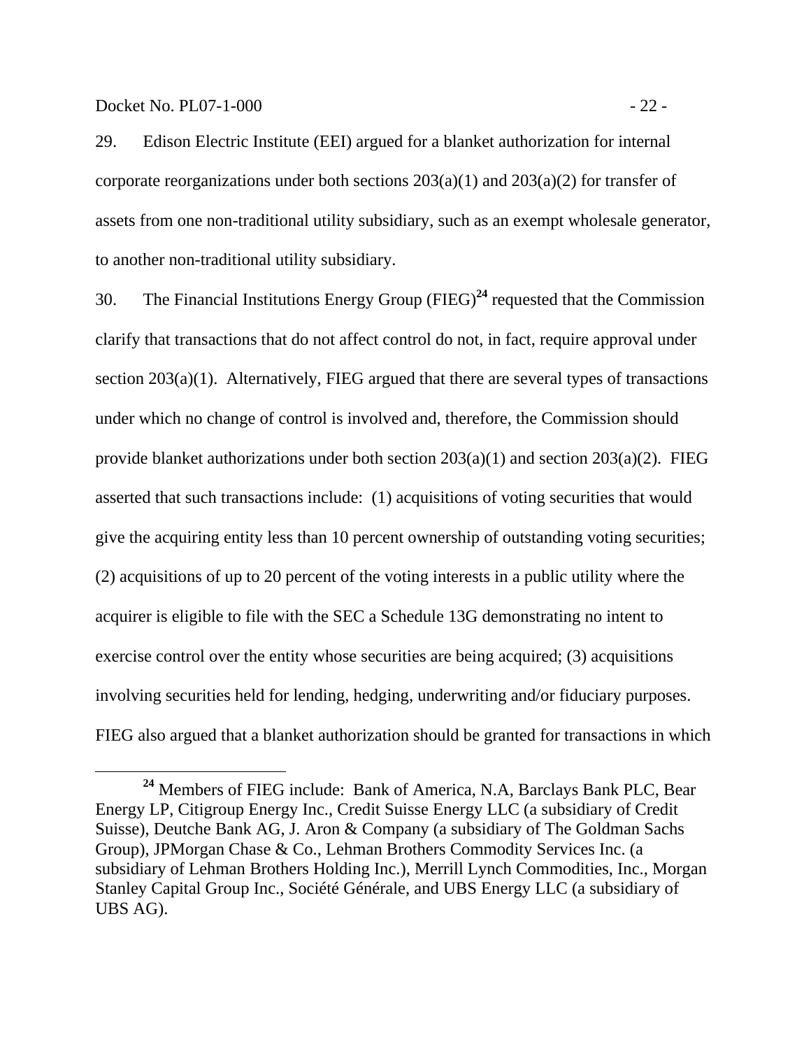29. Edison Electric Institute (EEI) argued for a blanket authorization for internal corporate reorganizations under both sections 203(a)(1) and 203(a)(2) for transfer of assets from one non-traditional utility subsidiary, such as an exempt wholesale generator, to another non-traditional utility subsidiary.

30. The Financial Institutions Energy Group (FIEG)[24] requested that the Commission clarify that transactions that do not affect control do not, in fact, require approval under section 203(a)(1). Alternatively, FIEG argued that there are several types of transactions under which no change of control is involved and, therefore, the Commission should provide blanket authorizations under both section 203(a)(1) and section 203(a)(2). FIEG asserted that such transactions include: (1) acquisitions of voting securities that would give the acquiring entity less than 10 percent ownership of outstanding voting securities; (2) acquisitions of up to 20 percent of the voting interests in a public utility where the acquirer is eligible to file with the SEC a Schedule 13G demonstrating no intent to exercise control over the entity whose securities are being acquired; (3) acquisitions involving securities held for lending, hedging, underwriting and/or fiduciary purposes. FIEG also argued that a blanket authorization should be granted for transactions in which

[24] Members of FIEG include: Bank of America, N.A, Barclays Bank PLC, Bear Energy LP, Citigroup Energy Inc., Credit Suisse Energy LLC (a subsidiary of Credit Suisse), Deutche Bank AG, J. Aron & Company (a subsidiary of The Goldman Sachs Group), JPMorgan Chase & Co., Lehman Brothers Commodity Services Inc. (a subsidiary of Lehman Brothers Holding Inc.), Merrill Lynch Commodities, Inc., Morgan Stanley Capital Group Inc., Société Générale, and UBS Energy LLC (a subsidiary of UBS AG).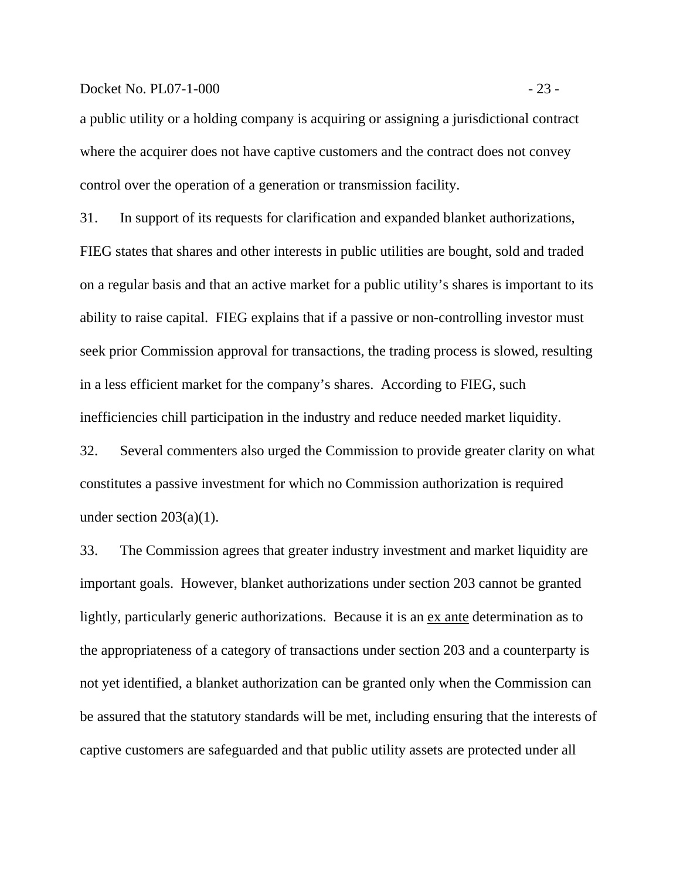a public utility or a holding company is acquiring or assigning a jurisdictional contract where the acquirer does not have captive customers and the contract does not convey control over the operation of a generation or transmission facility.

31. In support of its requests for clarification and expanded blanket authorizations, FIEG states that shares and other interests in public utilities are bought, sold and traded on a regular basis and that an active market for a public utility's shares is important to its ability to raise capital. FIEG explains that if a passive or non-controlling investor must seek prior Commission approval for transactions, the trading process is slowed, resulting in a less efficient market for the company's shares. According to FIEG, such inefficiencies chill participation in the industry and reduce needed market liquidity.

32. Several commenters also urged the Commission to provide greater clarity on what constitutes a passive investment for which no Commission authorization is required under section 203(a)(1).

33. The Commission agrees that greater industry investment and market liquidity are important goals. However, blanket authorizations under section 203 cannot be granted lightly, particularly generic authorizations. Because it is an ex ante determination as to the appropriateness of a category of transactions under section 203 and a counterparty is not yet identified, a blanket authorization can be granted only when the Commission can be assured that the statutory standards will be met, including ensuring that the interests of captive customers are safeguarded and that public utility assets are protected under all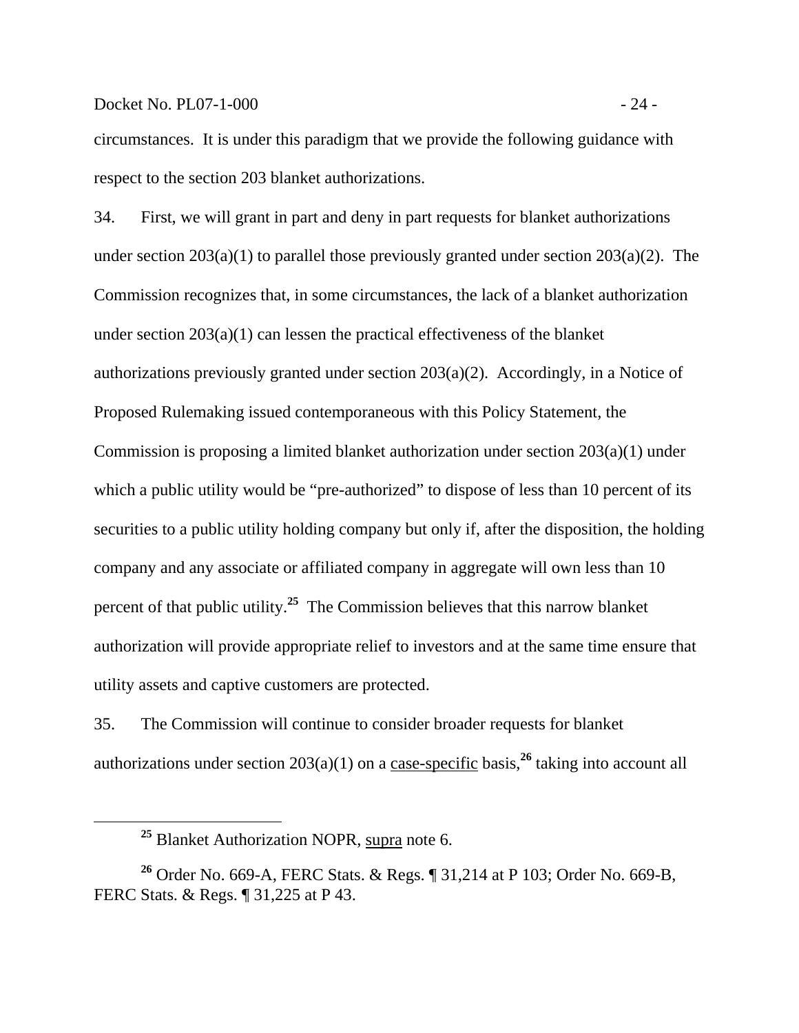circumstances. It is under this paradigm that we provide the following guidance with respect to the section 203 blanket authorizations.

34. First, we will grant in part and deny in part requests for blanket authorizations under section 203(a)(1) to parallel those previously granted under section 203(a)(2). The Commission recognizes that, in some circumstances, the lack of a blanket authorization under section 203(a)(1) can lessen the practical effectiveness of the blanket authorizations previously granted under section 203(a)(2). Accordingly, in a Notice of Proposed Rulemaking issued contemporaneous with this Policy Statement, the Commission is proposing a limited blanket authorization under section 203(a)(1) under which a public utility would be "pre-authorized" to dispose of less than 10 percent of its securities to a public utility holding company but only if, after the disposition, the holding company and any associate or affiliated company in aggregate will own less than 10 percent of that public utility.[25] The Commission believes that this narrow blanket authorization will provide appropriate relief to investors and at the same time ensure that utility assets and captive customers are protected.

35. The Commission will continue to consider broader requests for blanket authorizations under section 203(a)(1) on a case-specific basis,[26] taking into account all

---

[25] Blanket Authorization NOPR, supra note 6.

[26] Order No. 669-A, FERC Stats. & Regs. ¶ 31,214 at P 103; Order No. 669-B, FERC Stats. & Regs. ¶ 31,225 at P 43.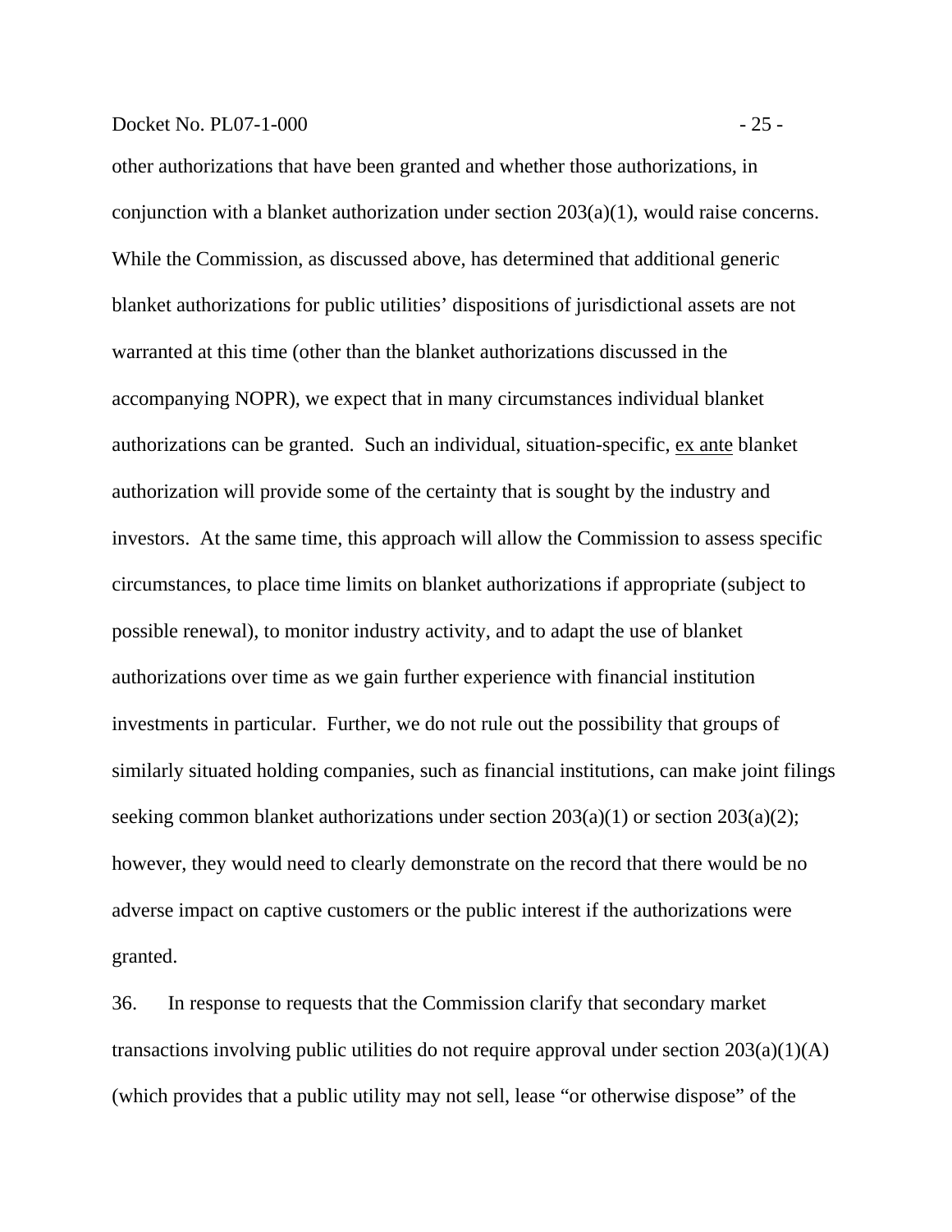other authorizations that have been granted and whether those authorizations, in conjunction with a blanket authorization under section 203(a)(1), would raise concerns. While the Commission, as discussed above, has determined that additional generic blanket authorizations for public utilities' dispositions of jurisdictional assets are not warranted at this time (other than the blanket authorizations discussed in the accompanying NOPR), we expect that in many circumstances individual blanket authorizations can be granted. Such an individual, situation-specific, ex ante blanket authorization will provide some of the certainty that is sought by the industry and investors. At the same time, this approach will allow the Commission to assess specific circumstances, to place time limits on blanket authorizations if appropriate (subject to possible renewal), to monitor industry activity, and to adapt the use of blanket authorizations over time as we gain further experience with financial institution investments in particular. Further, we do not rule out the possibility that groups of similarly situated holding companies, such as financial institutions, can make joint filings seeking common blanket authorizations under section 203(a)(1) or section 203(a)(2); however, they would need to clearly demonstrate on the record that there would be no adverse impact on captive customers or the public interest if the authorizations were granted.

36. In response to requests that the Commission clarify that secondary market transactions involving public utilities do not require approval under section 203(a)(1)(A) (which provides that a public utility may not sell, lease "or otherwise dispose" of the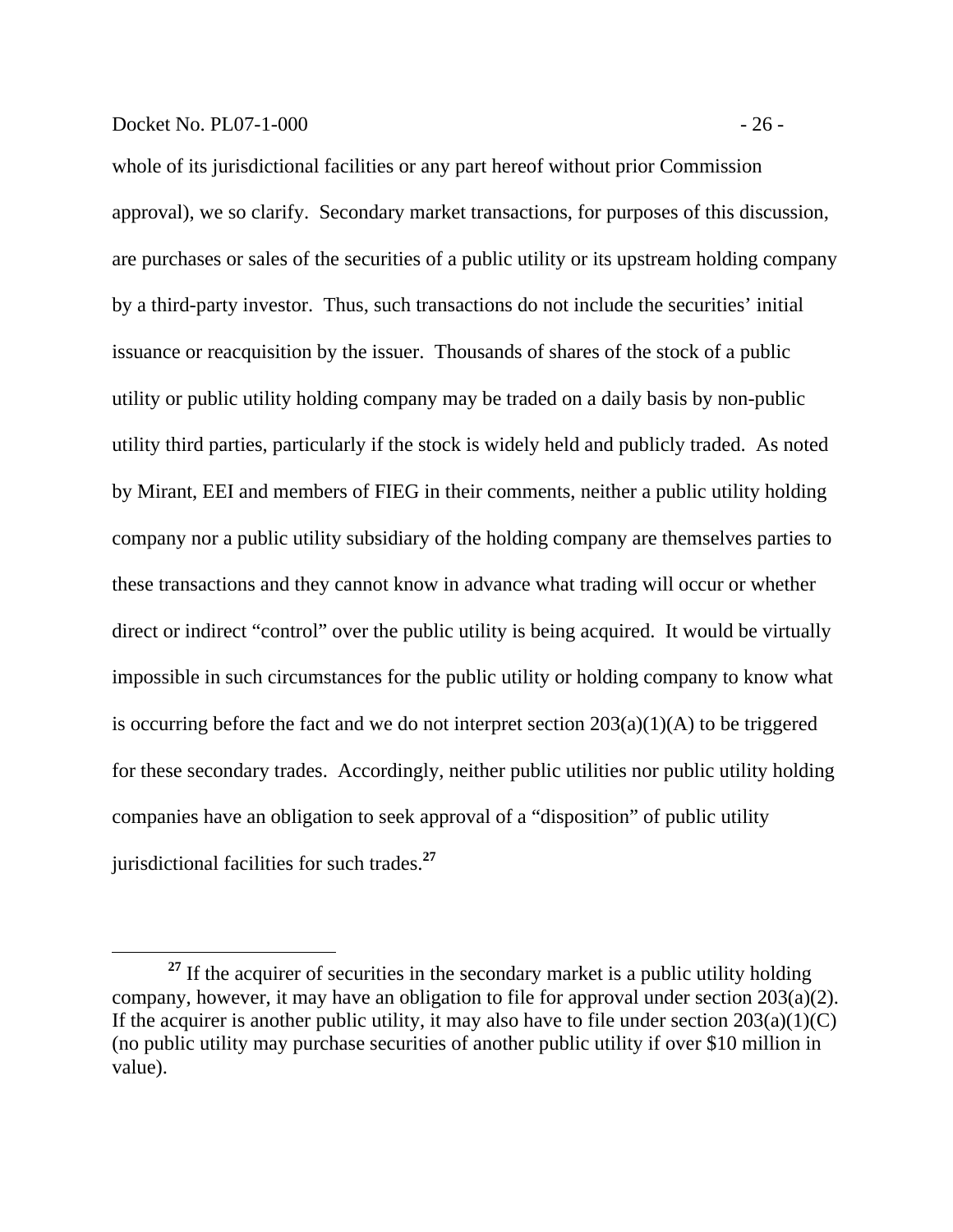whole of its jurisdictional facilities or any part hereof without prior Commission approval), we so clarify. Secondary market transactions, for purposes of this discussion, are purchases or sales of the securities of a public utility or its upstream holding company by a third-party investor. Thus, such transactions do not include the securities' initial issuance or reacquisition by the issuer. Thousands of shares of the stock of a public utility or public utility holding company may be traded on a daily basis by non-public utility third parties, particularly if the stock is widely held and publicly traded. As noted by Mirant, EEI and members of FIEG in their comments, neither a public utility holding company nor a public utility subsidiary of the holding company are themselves parties to these transactions and they cannot know in advance what trading will occur or whether direct or indirect "control" over the public utility is being acquired. It would be virtually impossible in such circumstances for the public utility or holding company to know what is occurring before the fact and we do not interpret section 203(a)(1)(A) to be triggered for these secondary trades. Accordingly, neither public utilities nor public utility holding companies have an obligation to seek approval of a "disposition" of public utility jurisdictional facilities for such trades.[27]

---

[27] If the acquirer of securities in the secondary market is a public utility holding company, however, it may have an obligation to file for approval under section 203(a)(2). If the acquirer is another public utility, it may also have to file under section 203(a)(1)(C) (no public utility may purchase securities of another public utility if over $10 million in value).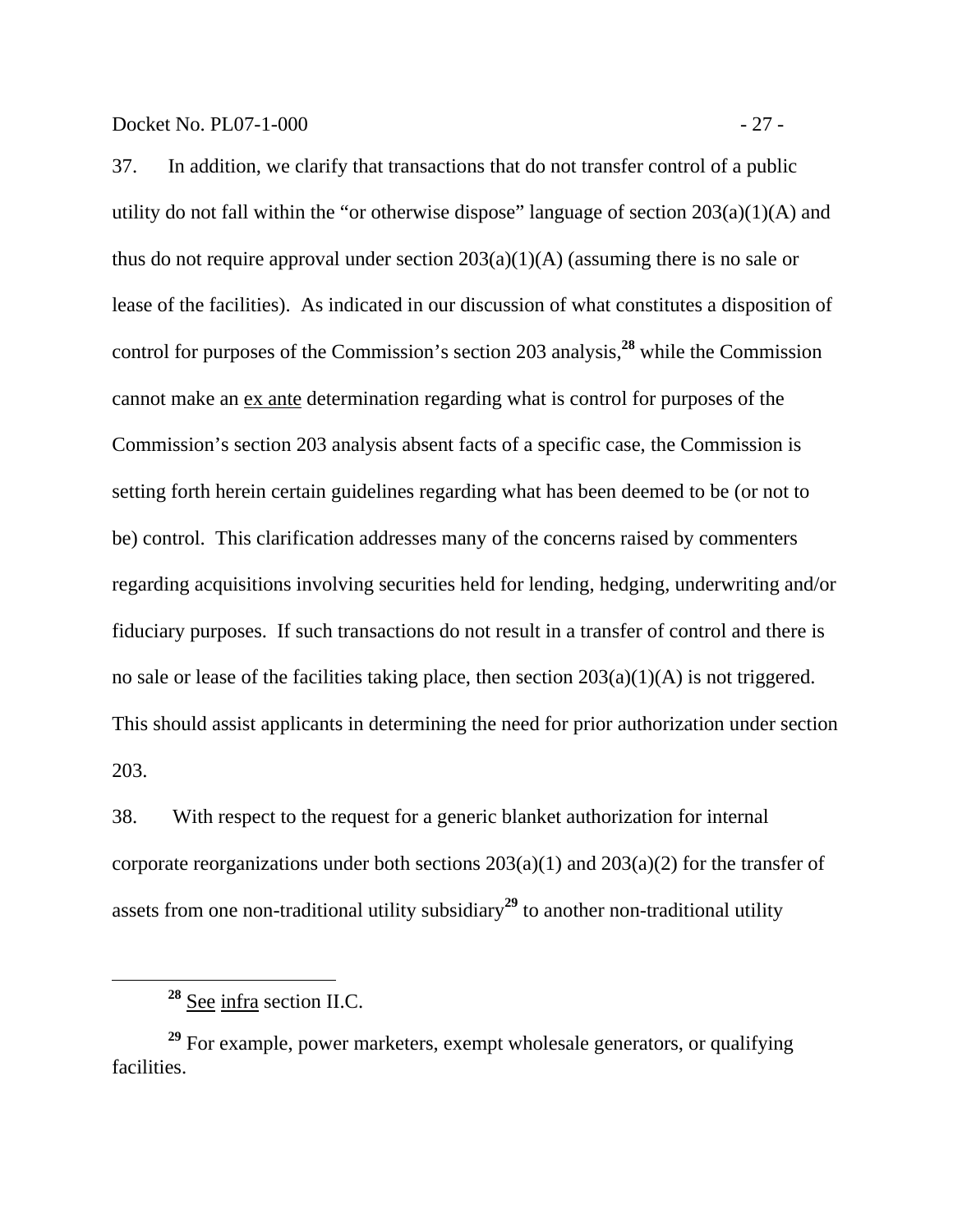37. In addition, we clarify that transactions that do not transfer control of a public utility do not fall within the "or otherwise dispose" language of section 203(a)(1)(A) and thus do not require approval under section 203(a)(1)(A) (assuming there is no sale or lease of the facilities). As indicated in our discussion of what constitutes a disposition of control for purposes of the Commission's section 203 analysis,[28] while the Commission cannot make an ex ante determination regarding what is control for purposes of the Commission's section 203 analysis absent facts of a specific case, the Commission is setting forth herein certain guidelines regarding what has been deemed to be (or not to be) control. This clarification addresses many of the concerns raised by commenters regarding acquisitions involving securities held for lending, hedging, underwriting and/or fiduciary purposes. If such transactions do not result in a transfer of control and there is no sale or lease of the facilities taking place, then section 203(a)(1)(A) is not triggered. This should assist applicants in determining the need for prior authorization under section 203.

38. With respect to the request for a generic blanket authorization for internal corporate reorganizations under both sections 203(a)(1) and 203(a)(2) for the transfer of assets from one non-traditional utility subsidiary[29] to another non-traditional utility

---

[28] See infra section II.C.

[29] For example, power marketers, exempt wholesale generators, or qualifying facilities.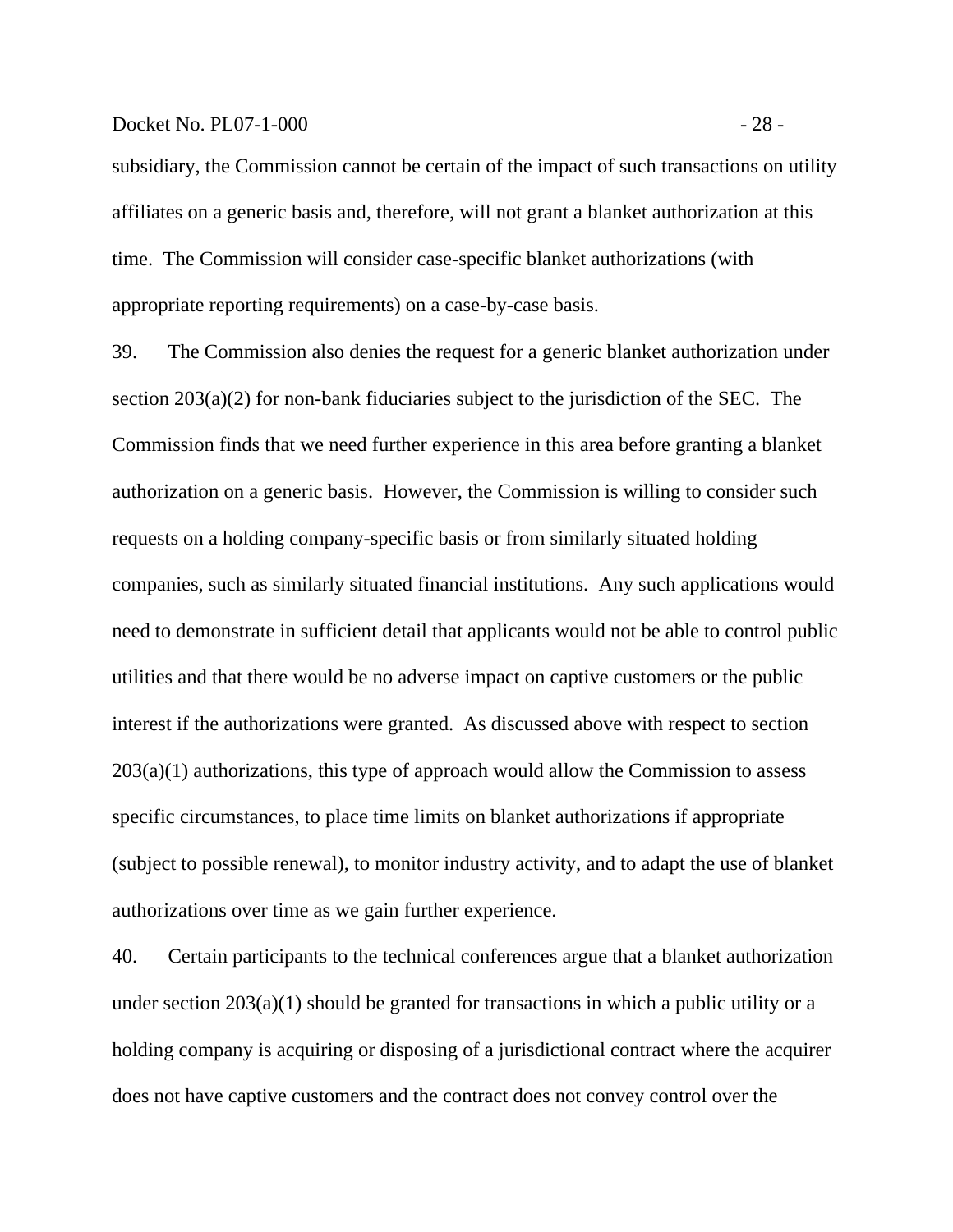subsidiary, the Commission cannot be certain of the impact of such transactions on utility affiliates on a generic basis and, therefore, will not grant a blanket authorization at this time. The Commission will consider case-specific blanket authorizations (with appropriate reporting requirements) on a case-by-case basis.

39. The Commission also denies the request for a generic blanket authorization under section 203(a)(2) for non-bank fiduciaries subject to the jurisdiction of the SEC. The Commission finds that we need further experience in this area before granting a blanket authorization on a generic basis. However, the Commission is willing to consider such requests on a holding company-specific basis or from similarly situated holding companies, such as similarly situated financial institutions. Any such applications would need to demonstrate in sufficient detail that applicants would not be able to control public utilities and that there would be no adverse impact on captive customers or the public interest if the authorizations were granted. As discussed above with respect to section 203(a)(1) authorizations, this type of approach would allow the Commission to assess specific circumstances, to place time limits on blanket authorizations if appropriate (subject to possible renewal), to monitor industry activity, and to adapt the use of blanket authorizations over time as we gain further experience.

40. Certain participants to the technical conferences argue that a blanket authorization under section 203(a)(1) should be granted for transactions in which a public utility or a holding company is acquiring or disposing of a jurisdictional contract where the acquirer does not have captive customers and the contract does not convey control over the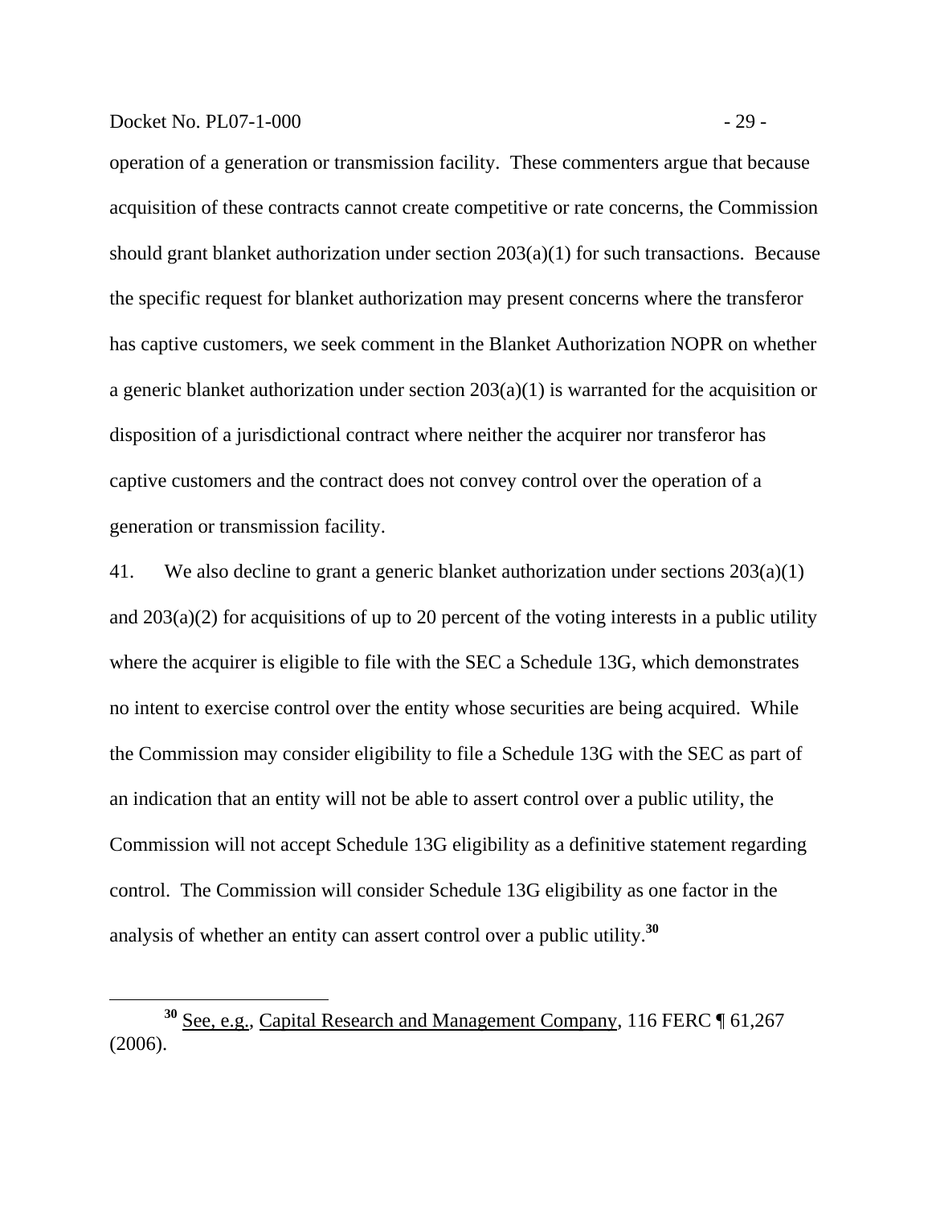operation of a generation or transmission facility. These commenters argue that because acquisition of these contracts cannot create competitive or rate concerns, the Commission should grant blanket authorization under section 203(a)(1) for such transactions. Because the specific request for blanket authorization may present concerns where the transferor has captive customers, we seek comment in the Blanket Authorization NOPR on whether a generic blanket authorization under section 203(a)(1) is warranted for the acquisition or disposition of a jurisdictional contract where neither the acquirer nor transferor has captive customers and the contract does not convey control over the operation of a generation or transmission facility.

41. We also decline to grant a generic blanket authorization under sections 203(a)(1) and 203(a)(2) for acquisitions of up to 20 percent of the voting interests in a public utility where the acquirer is eligible to file with the SEC a Schedule 13G, which demonstrates no intent to exercise control over the entity whose securities are being acquired. While the Commission may consider eligibility to file a Schedule 13G with the SEC as part of an indication that an entity will not be able to assert control over a public utility, the Commission will not accept Schedule 13G eligibility as a definitive statement regarding control. The Commission will consider Schedule 13G eligibility as one factor in the analysis of whether an entity can assert control over a public utility.[30]

[30] See, e.g., Capital Research and Management Company, 116 FERC ¶ 61,267 (2006).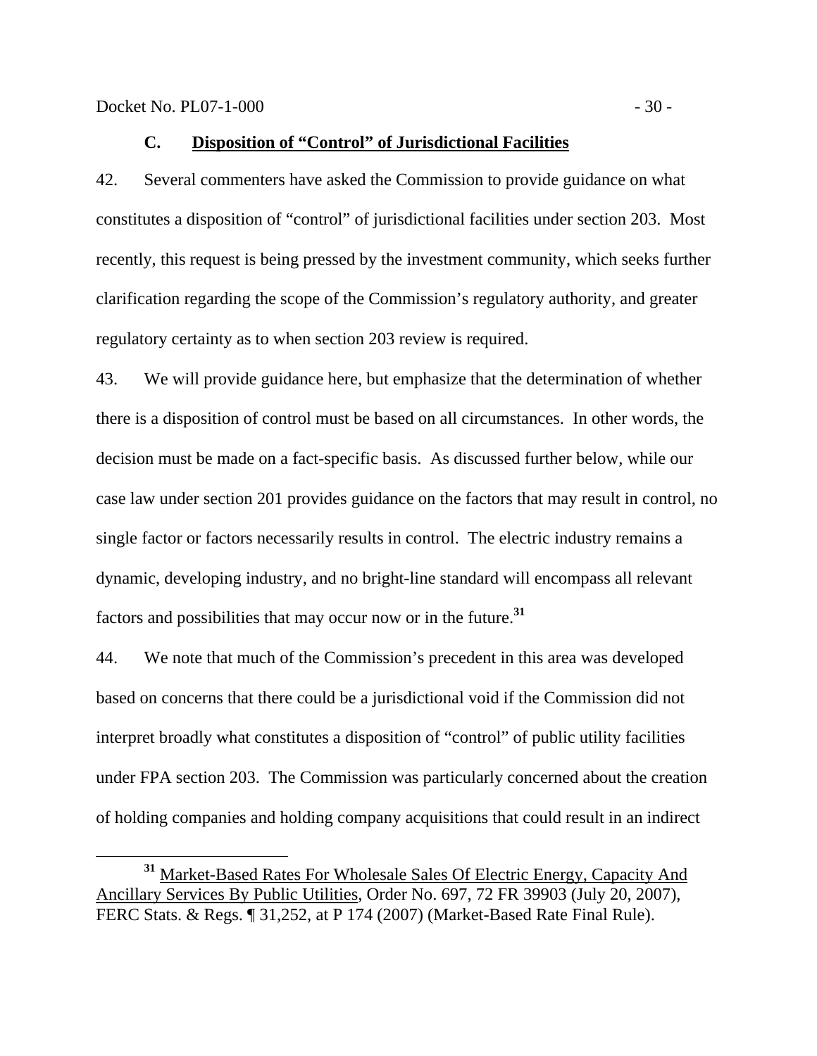### C. Disposition of "Control" of Jurisdictional Facilities

42. Several commenters have asked the Commission to provide guidance on what constitutes a disposition of "control" of jurisdictional facilities under section 203. Most recently, this request is being pressed by the investment community, which seeks further clarification regarding the scope of the Commission's regulatory authority, and greater regulatory certainty as to when section 203 review is required.

43. We will provide guidance here, but emphasize that the determination of whether there is a disposition of control must be based on all circumstances. In other words, the decision must be made on a fact-specific basis. As discussed further below, while our case law under section 201 provides guidance on the factors that may result in control, no single factor or factors necessarily results in control. The electric industry remains a dynamic, developing industry, and no bright-line standard will encompass all relevant factors and possibilities that may occur now or in the future.[31]

44. We note that much of the Commission's precedent in this area was developed based on concerns that there could be a jurisdictional void if the Commission did not interpret broadly what constitutes a disposition of "control" of public utility facilities under FPA section 203. The Commission was particularly concerned about the creation of holding companies and holding company acquisitions that could result in an indirect

[31] Market-Based Rates For Wholesale Sales Of Electric Energy, Capacity And Ancillary Services By Public Utilities, Order No. 697, 72 FR 39903 (July 20, 2007), FERC Stats. & Regs. ¶ 31,252, at P 174 (2007) (Market-Based Rate Final Rule).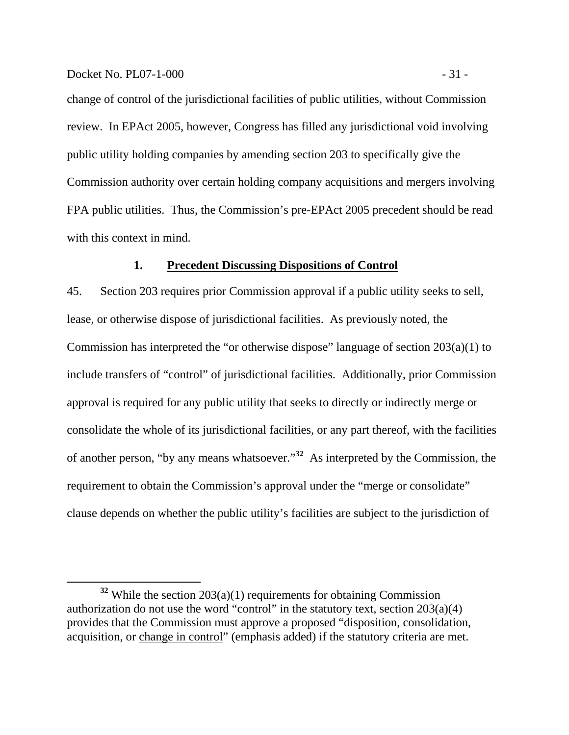change of control of the jurisdictional facilities of public utilities, without Commission review. In EPAct 2005, however, Congress has filled any jurisdictional void involving public utility holding companies by amending section 203 to specifically give the Commission authority over certain holding company acquisitions and mergers involving FPA public utilities. Thus, the Commission's pre-EPAct 2005 precedent should be read with this context in mind.

### 1. Precedent Discussing Dispositions of Control

45. Section 203 requires prior Commission approval if a public utility seeks to sell, lease, or otherwise dispose of jurisdictional facilities. As previously noted, the Commission has interpreted the "or otherwise dispose" language of section 203(a)(1) to include transfers of "control" of jurisdictional facilities. Additionally, prior Commission approval is required for any public utility that seeks to directly or indirectly merge or consolidate the whole of its jurisdictional facilities, or any part thereof, with the facilities of another person, "by any means whatsoever."[32] As interpreted by the Commission, the requirement to obtain the Commission's approval under the "merge or consolidate" clause depends on whether the public utility's facilities are subject to the jurisdiction of

[32] While the section 203(a)(1) requirements for obtaining Commission authorization do not use the word "control" in the statutory text, section 203(a)(4) provides that the Commission must approve a proposed "disposition, consolidation, acquisition, or change in control" (emphasis added) if the statutory criteria are met.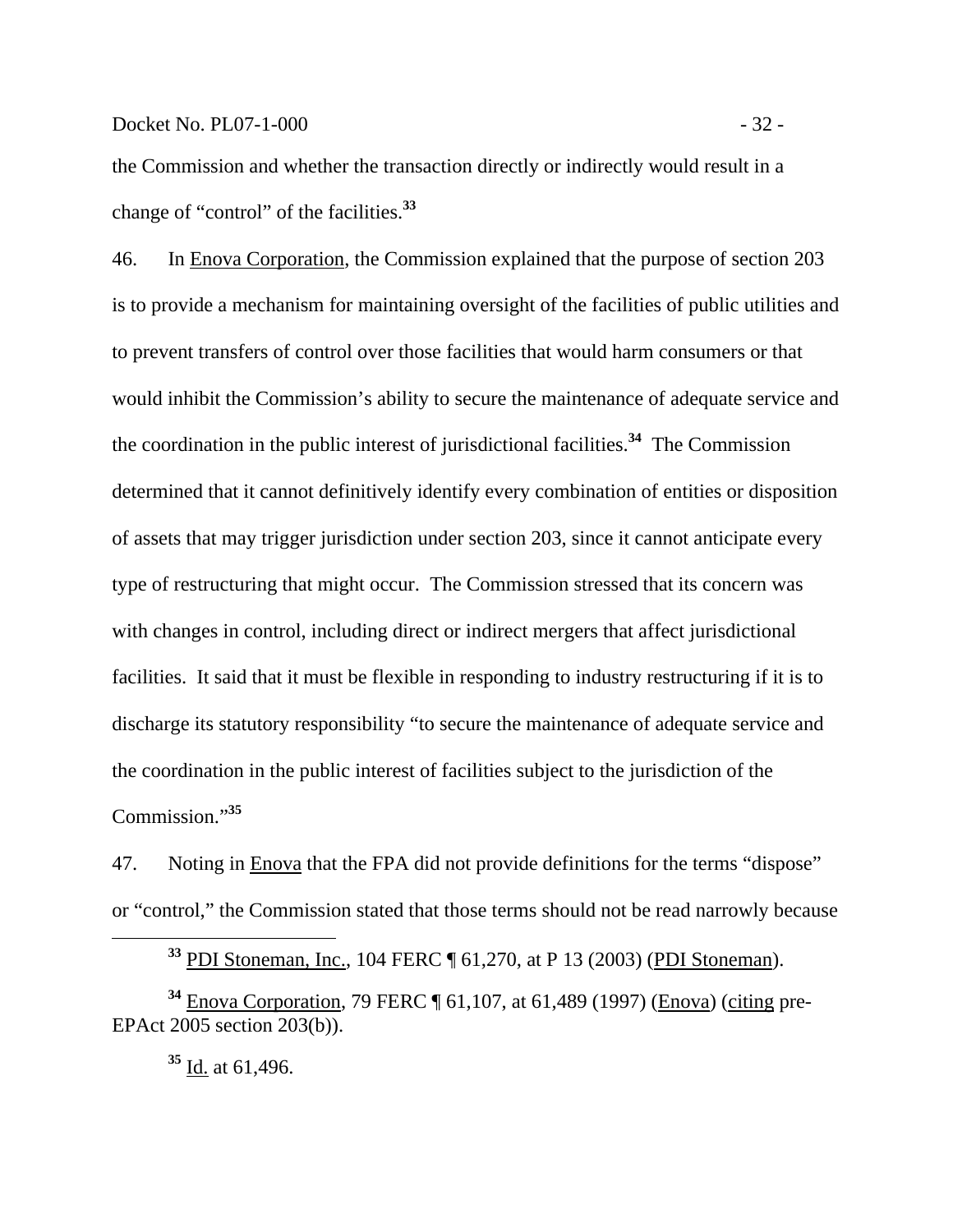the Commission and whether the transaction directly or indirectly would result in a change of "control" of the facilities.[33]

46. In Enova Corporation, the Commission explained that the purpose of section 203 is to provide a mechanism for maintaining oversight of the facilities of public utilities and to prevent transfers of control over those facilities that would harm consumers or that would inhibit the Commission's ability to secure the maintenance of adequate service and the coordination in the public interest of jurisdictional facilities.[34] The Commission determined that it cannot definitively identify every combination of entities or disposition of assets that may trigger jurisdiction under section 203, since it cannot anticipate every type of restructuring that might occur. The Commission stressed that its concern was with changes in control, including direct or indirect mergers that affect jurisdictional facilities. It said that it must be flexible in responding to industry restructuring if it is to discharge its statutory responsibility "to secure the maintenance of adequate service and the coordination in the public interest of facilities subject to the jurisdiction of the Commission."[35]

47. Noting in Enova that the FPA did not provide definitions for the terms "dispose" or "control," the Commission stated that those terms should not be read narrowly because

---

[33] PDI Stoneman, Inc., 104 FERC ¶ 61,270, at P 13 (2003) (PDI Stoneman).

[34] Enova Corporation, 79 FERC ¶ 61,107, at 61,489 (1997) (Enova) (citing pre-EPAct 2005 section 203(b)).

[35] Id. at 61,496.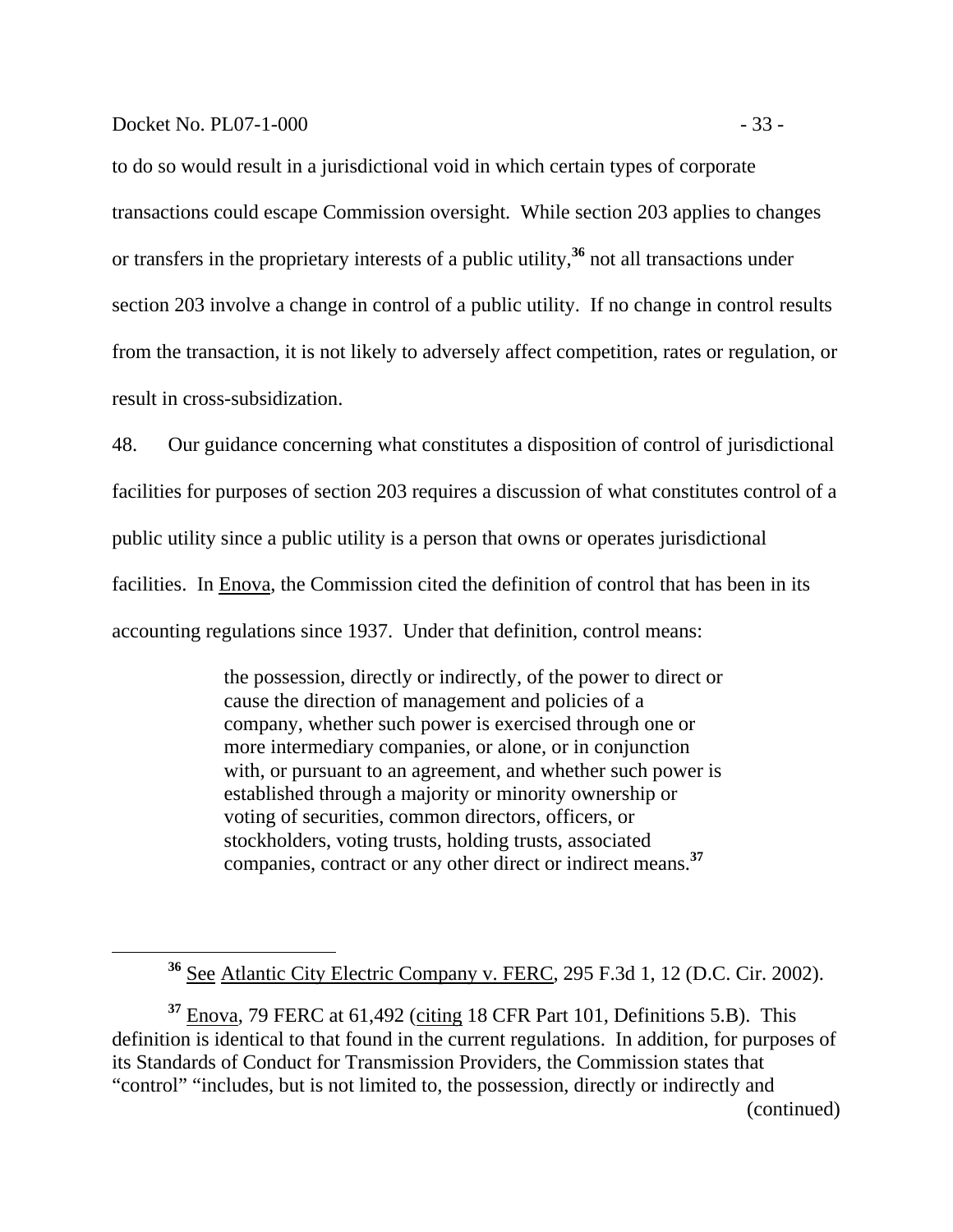to do so would result in a jurisdictional void in which certain types of corporate transactions could escape Commission oversight. While section 203 applies to changes or transfers in the proprietary interests of a public utility,[36] not all transactions under section 203 involve a change in control of a public utility. If no change in control results from the transaction, it is not likely to adversely affect competition, rates or regulation, or result in cross-subsidization.

48. Our guidance concerning what constitutes a disposition of control of jurisdictional facilities for purposes of section 203 requires a discussion of what constitutes control of a public utility since a public utility is a person that owns or operates jurisdictional facilities. In Enova, the Commission cited the definition of control that has been in its accounting regulations since 1937. Under that definition, control means:

> the possession, directly or indirectly, of the power to direct or cause the direction of management and policies of a company, whether such power is exercised through one or more intermediary companies, or alone, or in conjunction with, or pursuant to an agreement, and whether such power is established through a majority or minority ownership or voting of securities, common directors, officers, or stockholders, voting trusts, holding trusts, associated companies, contract or any other direct or indirect means.[37]

---

[36] See Atlantic City Electric Company v. FERC, 295 F.3d 1, 12 (D.C. Cir. 2002).

[37] Enova, 79 FERC at 61,492 (citing 18 CFR Part 101, Definitions 5.B). This definition is identical to that found in the current regulations. In addition, for purposes of its Standards of Conduct for Transmission Providers, the Commission states that "control" "includes, but is not limited to, the possession, directly or indirectly and (continued)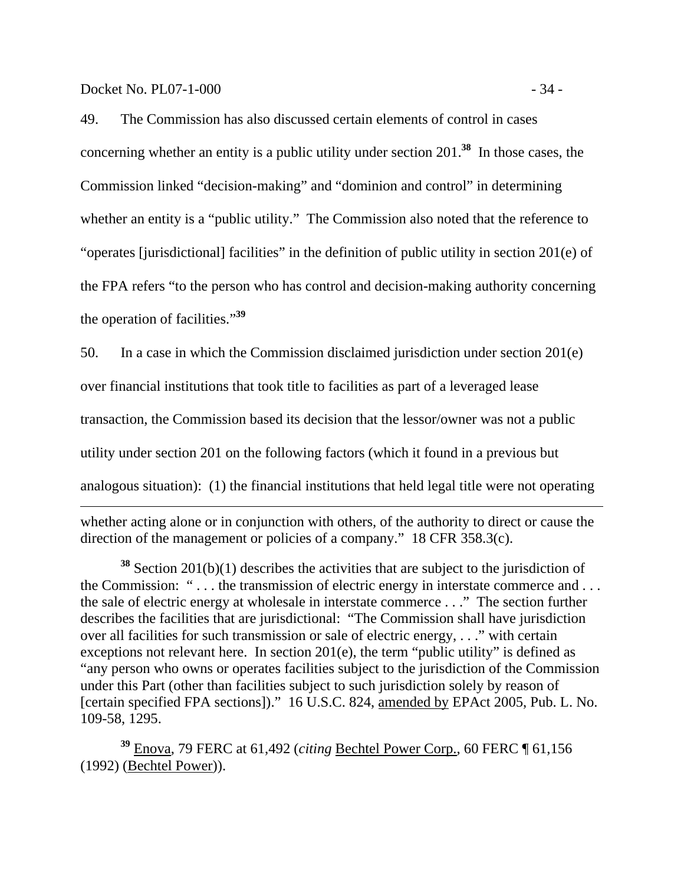49. The Commission has also discussed certain elements of control in cases concerning whether an entity is a public utility under section 201.[38] In those cases, the Commission linked "decision-making" and "dominion and control" in determining whether an entity is a "public utility." The Commission also noted that the reference to "operates [jurisdictional] facilities" in the definition of public utility in section 201(e) of the FPA refers "to the person who has control and decision-making authority concerning the operation of facilities."[39]

50. In a case in which the Commission disclaimed jurisdiction under section 201(e) over financial institutions that took title to facilities as part of a leveraged lease transaction, the Commission based its decision that the lessor/owner was not a public utility under section 201 on the following factors (which it found in a previous but analogous situation): (1) the financial institutions that held legal title were not operating

---

whether acting alone or in conjunction with others, of the authority to direct or cause the direction of the management or policies of a company." 18 CFR 358.3(c).

[38] Section 201(b)(1) describes the activities that are subject to the jurisdiction of the Commission: " . . . the transmission of electric energy in interstate commerce and . . . the sale of electric energy at wholesale in interstate commerce . . ." The section further describes the facilities that are jurisdictional: "The Commission shall have jurisdiction over all facilities for such transmission or sale of electric energy, . . ." with certain exceptions not relevant here. In section 201(e), the term "public utility" is defined as "any person who owns or operates facilities subject to the jurisdiction of the Commission under this Part (other than facilities subject to such jurisdiction solely by reason of [certain specified FPA sections])." 16 U.S.C. 824, amended by EPAct 2005, Pub. L. No. 109-58, 1295.

[39] Enova, 79 FERC at 61,492 (*citing* Bechtel Power Corp., 60 FERC ¶ 61,156 (1992) (Bechtel Power)).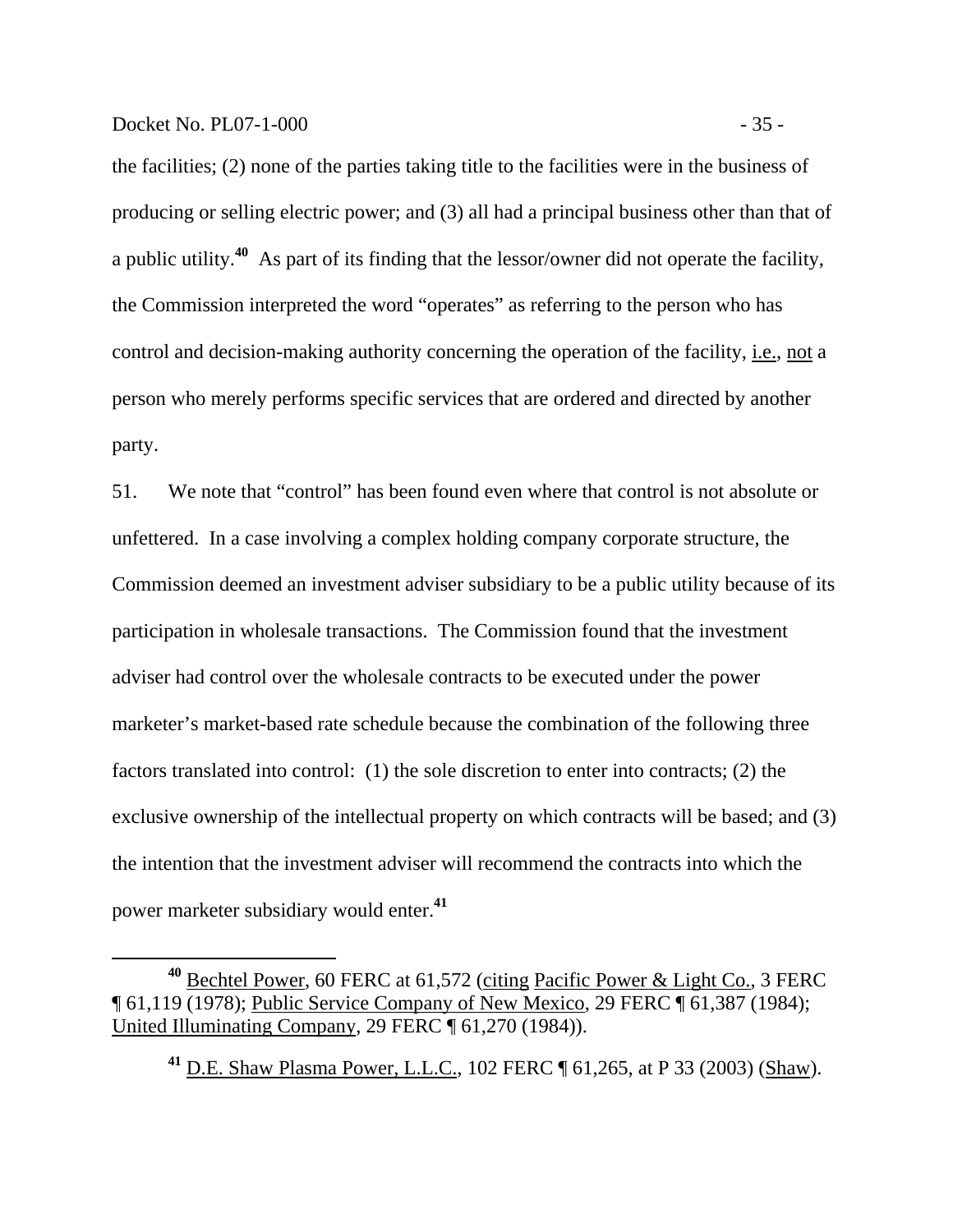the facilities; (2) none of the parties taking title to the facilities were in the business of producing or selling electric power; and (3) all had a principal business other than that of a public utility.[40] As part of its finding that the lessor/owner did not operate the facility, the Commission interpreted the word "operates" as referring to the person who has control and decision-making authority concerning the operation of the facility, i.e., not a person who merely performs specific services that are ordered and directed by another party.

51. We note that "control" has been found even where that control is not absolute or unfettered. In a case involving a complex holding company corporate structure, the Commission deemed an investment adviser subsidiary to be a public utility because of its participation in wholesale transactions. The Commission found that the investment adviser had control over the wholesale contracts to be executed under the power marketer's market-based rate schedule because the combination of the following three factors translated into control: (1) the sole discretion to enter into contracts; (2) the exclusive ownership of the intellectual property on which contracts will be based; and (3) the intention that the investment adviser will recommend the contracts into which the power marketer subsidiary would enter.[41]

---

[40] Bechtel Power, 60 FERC at 61,572 (citing Pacific Power & Light Co., 3 FERC ¶ 61,119 (1978); Public Service Company of New Mexico, 29 FERC ¶ 61,387 (1984); United Illuminating Company, 29 FERC ¶ 61,270 (1984)).

[41] D.E. Shaw Plasma Power, L.L.C., 102 FERC ¶ 61,265, at P 33 (2003) (Shaw).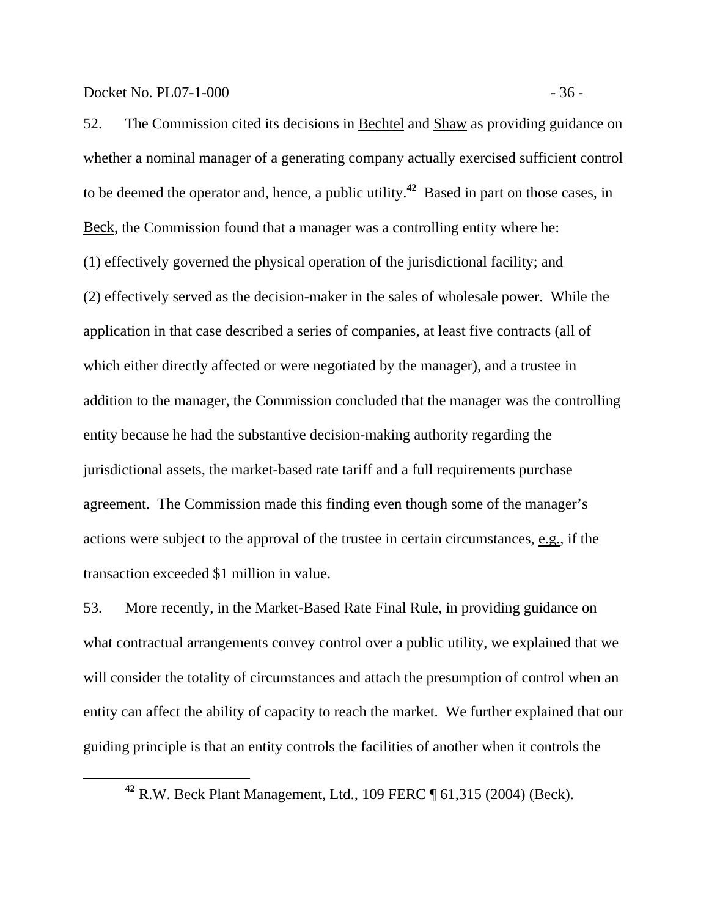52. The Commission cited its decisions in Bechtel and Shaw as providing guidance on whether a nominal manager of a generating company actually exercised sufficient control to be deemed the operator and, hence, a public utility.[42] Based in part on those cases, in Beck, the Commission found that a manager was a controlling entity where he: (1) effectively governed the physical operation of the jurisdictional facility; and (2) effectively served as the decision-maker in the sales of wholesale power. While the application in that case described a series of companies, at least five contracts (all of which either directly affected or were negotiated by the manager), and a trustee in addition to the manager, the Commission concluded that the manager was the controlling entity because he had the substantive decision-making authority regarding the jurisdictional assets, the market-based rate tariff and a full requirements purchase agreement. The Commission made this finding even though some of the manager's actions were subject to the approval of the trustee in certain circumstances, e.g., if the transaction exceeded $1 million in value.

53. More recently, in the Market-Based Rate Final Rule, in providing guidance on what contractual arrangements convey control over a public utility, we explained that we will consider the totality of circumstances and attach the presumption of control when an entity can affect the ability of capacity to reach the market. We further explained that our guiding principle is that an entity controls the facilities of another when it controls the

---

[42] R.W. Beck Plant Management, Ltd., 109 FERC ¶ 61,315 (2004) (Beck).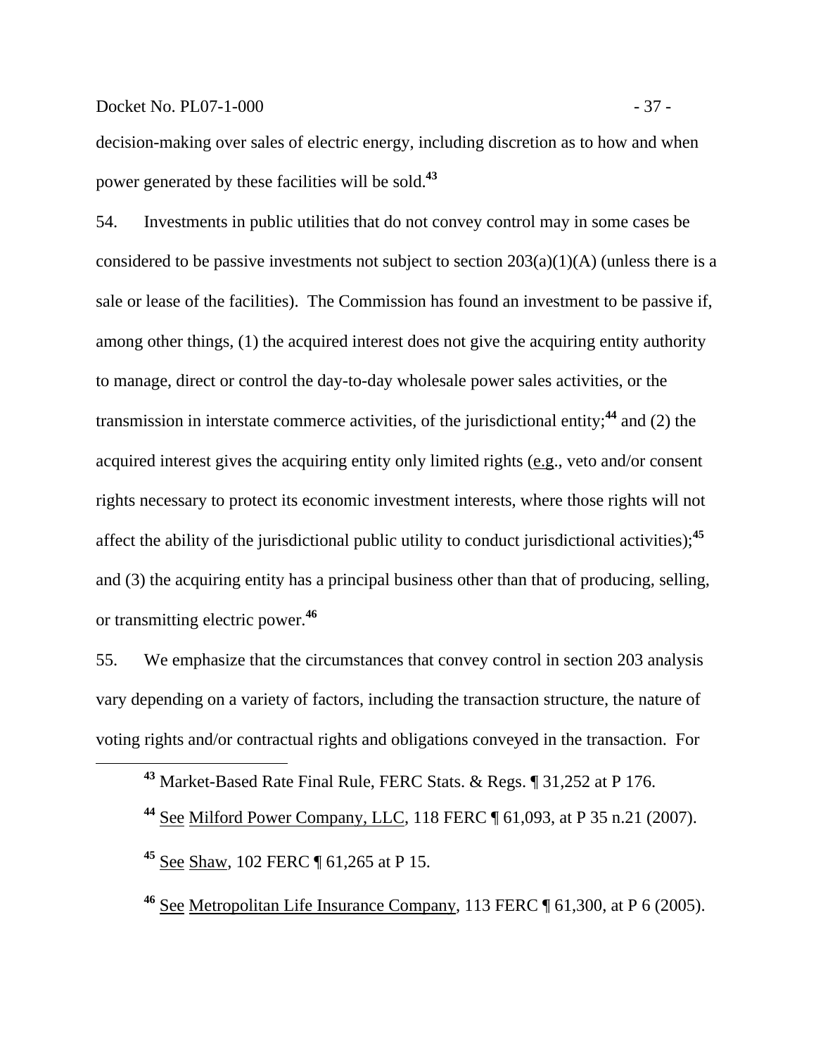decision-making over sales of electric energy, including discretion as to how and when power generated by these facilities will be sold.[43]

54. Investments in public utilities that do not convey control may in some cases be considered to be passive investments not subject to section 203(a)(1)(A) (unless there is a sale or lease of the facilities). The Commission has found an investment to be passive if, among other things, (1) the acquired interest does not give the acquiring entity authority to manage, direct or control the day-to-day wholesale power sales activities, or the transmission in interstate commerce activities, of the jurisdictional entity;[44] and (2) the acquired interest gives the acquiring entity only limited rights (e.g., veto and/or consent rights necessary to protect its economic investment interests, where those rights will not affect the ability of the jurisdictional public utility to conduct jurisdictional activities);[45] and (3) the acquiring entity has a principal business other than that of producing, selling, or transmitting electric power.[46]

55. We emphasize that the circumstances that convey control in section 203 analysis vary depending on a variety of factors, including the transaction structure, the nature of voting rights and/or contractual rights and obligations conveyed in the transaction. For

---

[43] Market-Based Rate Final Rule, FERC Stats. & Regs. ¶ 31,252 at P 176.

[44] See Milford Power Company, LLC, 118 FERC ¶ 61,093, at P 35 n.21 (2007).

[45] See Shaw, 102 FERC ¶ 61,265 at P 15.

[46] See Metropolitan Life Insurance Company, 113 FERC ¶ 61,300, at P 6 (2005).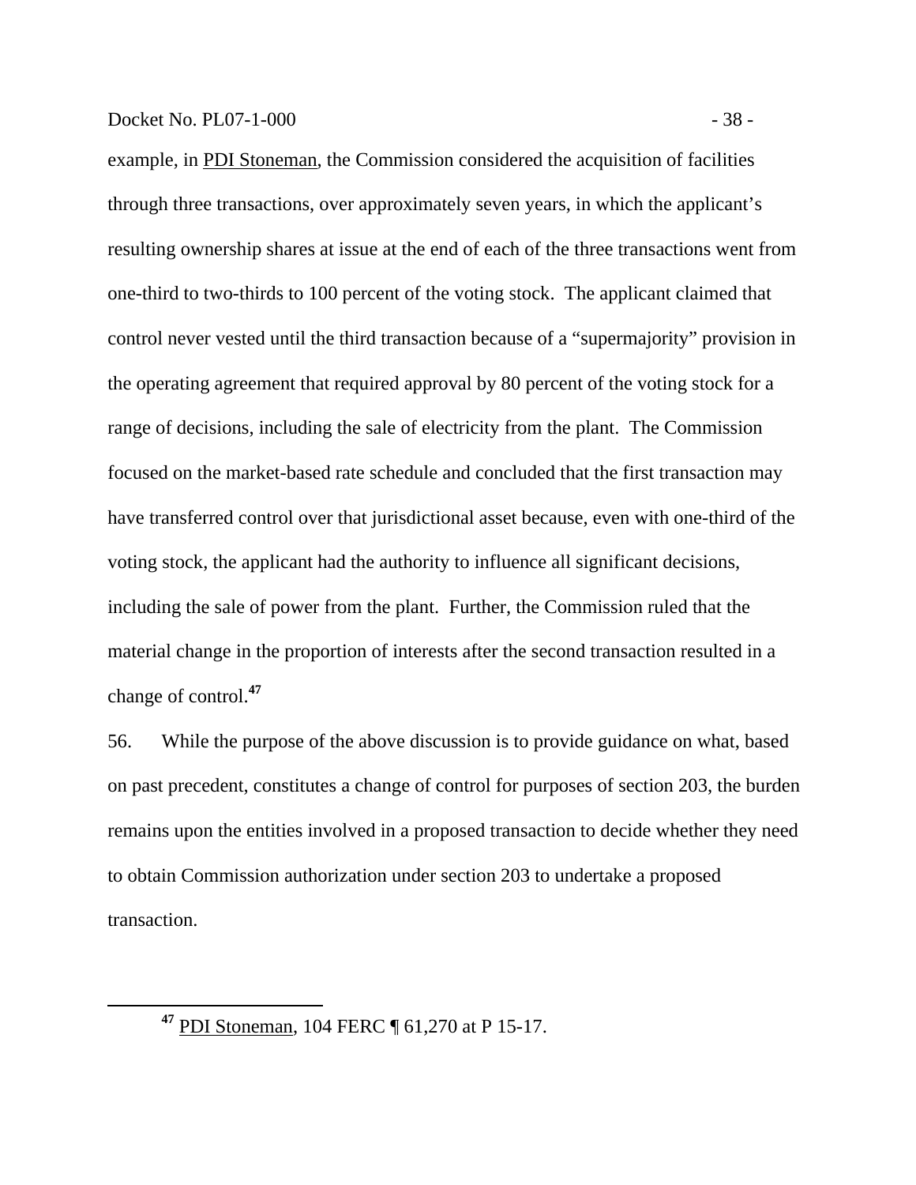example, in PDI Stoneman, the Commission considered the acquisition of facilities through three transactions, over approximately seven years, in which the applicant's resulting ownership shares at issue at the end of each of the three transactions went from one-third to two-thirds to 100 percent of the voting stock. The applicant claimed that control never vested until the third transaction because of a "supermajority" provision in the operating agreement that required approval by 80 percent of the voting stock for a range of decisions, including the sale of electricity from the plant. The Commission focused on the market-based rate schedule and concluded that the first transaction may have transferred control over that jurisdictional asset because, even with one-third of the voting stock, the applicant had the authority to influence all significant decisions, including the sale of power from the plant. Further, the Commission ruled that the material change in the proportion of interests after the second transaction resulted in a change of control.[47]

56. While the purpose of the above discussion is to provide guidance on what, based on past precedent, constitutes a change of control for purposes of section 203, the burden remains upon the entities involved in a proposed transaction to decide whether they need to obtain Commission authorization under section 203 to undertake a proposed transaction.

---

[47] PDI Stoneman, 104 FERC ¶ 61,270 at P 15-17.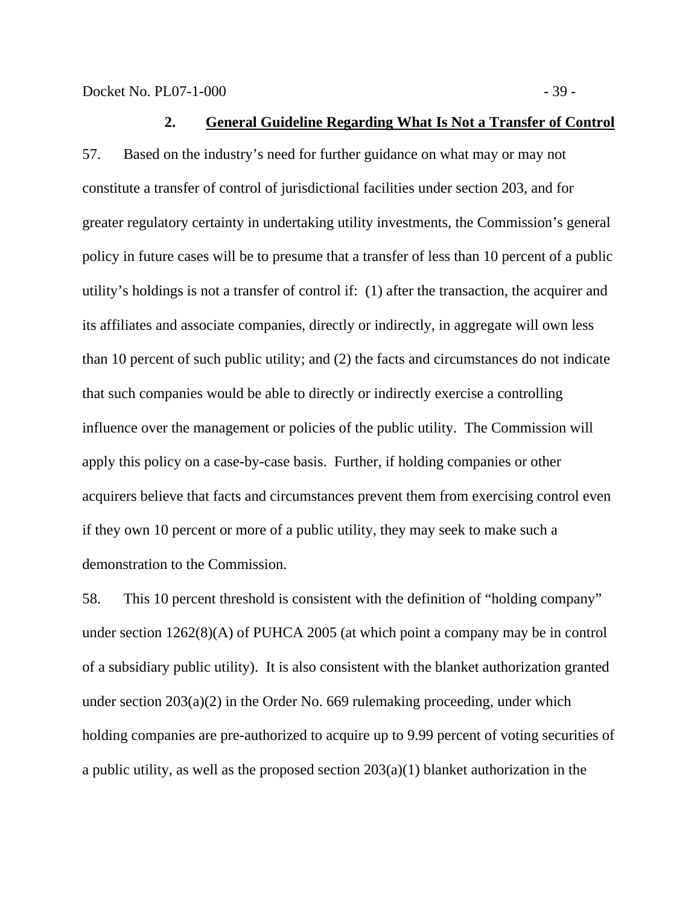### 2. General Guideline Regarding What Is Not a Transfer of Control

57. Based on the industry's need for further guidance on what may or may not constitute a transfer of control of jurisdictional facilities under section 203, and for greater regulatory certainty in undertaking utility investments, the Commission's general policy in future cases will be to presume that a transfer of less than 10 percent of a public utility's holdings is not a transfer of control if: (1) after the transaction, the acquirer and its affiliates and associate companies, directly or indirectly, in aggregate will own less than 10 percent of such public utility; and (2) the facts and circumstances do not indicate that such companies would be able to directly or indirectly exercise a controlling influence over the management or policies of the public utility. The Commission will apply this policy on a case-by-case basis. Further, if holding companies or other acquirers believe that facts and circumstances prevent them from exercising control even if they own 10 percent or more of a public utility, they may seek to make such a demonstration to the Commission.

58. This 10 percent threshold is consistent with the definition of "holding company" under section 1262(8)(A) of PUHCA 2005 (at which point a company may be in control of a subsidiary public utility). It is also consistent with the blanket authorization granted under section 203(a)(2) in the Order No. 669 rulemaking proceeding, under which holding companies are pre-authorized to acquire up to 9.99 percent of voting securities of a public utility, as well as the proposed section 203(a)(1) blanket authorization in the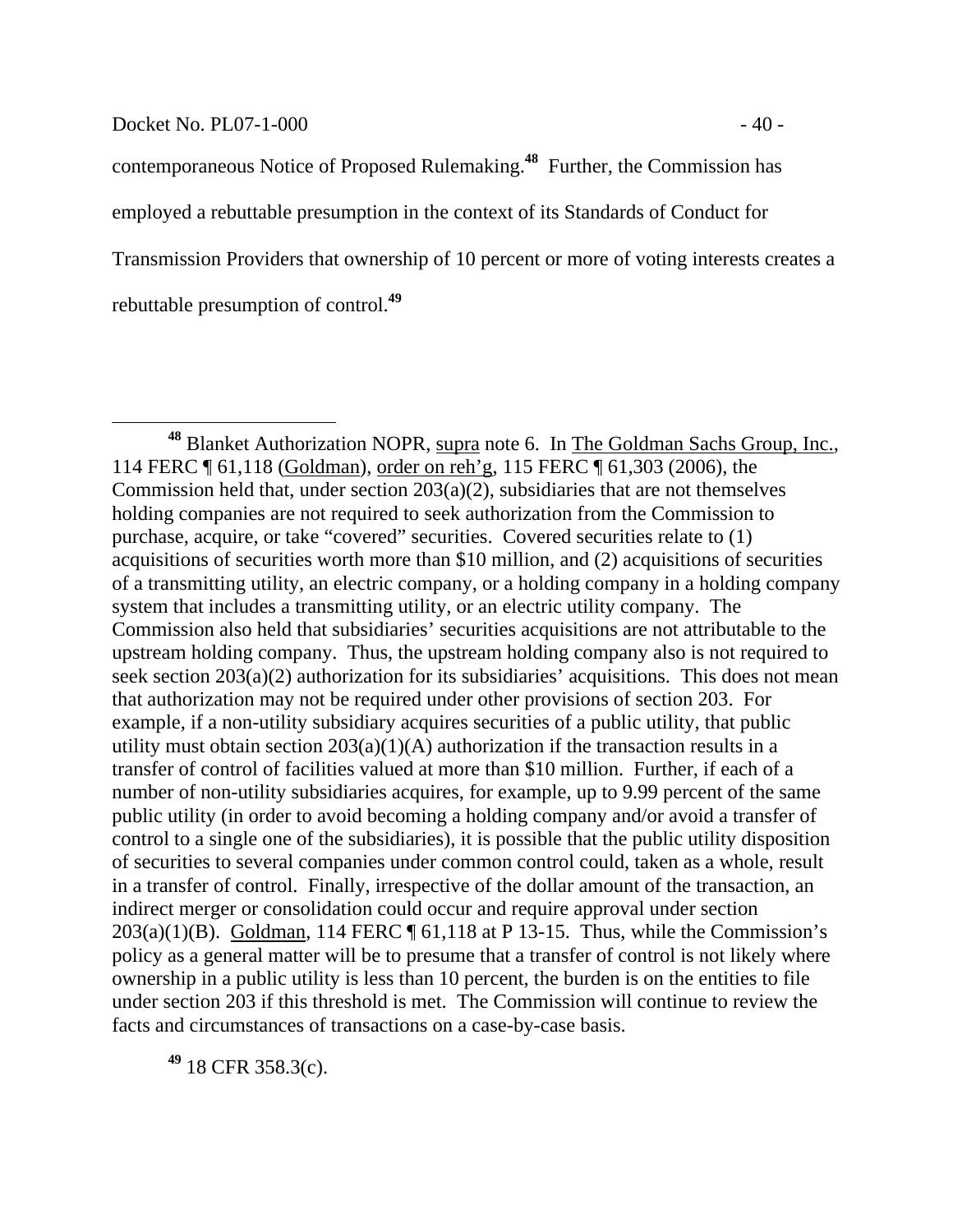contemporaneous Notice of Proposed Rulemaking.[48] Further, the Commission has employed a rebuttable presumption in the context of its Standards of Conduct for Transmission Providers that ownership of 10 percent or more of voting interests creates a rebuttable presumption of control.[49]

---

[48] Blanket Authorization NOPR, supra note 6. In The Goldman Sachs Group, Inc., 114 FERC ¶ 61,118 (Goldman), order on reh'g, 115 FERC ¶ 61,303 (2006), the Commission held that, under section 203(a)(2), subsidiaries that are not themselves holding companies are not required to seek authorization from the Commission to purchase, acquire, or take "covered" securities. Covered securities relate to (1) acquisitions of securities worth more than $10 million, and (2) acquisitions of securities of a transmitting utility, an electric company, or a holding company in a holding company system that includes a transmitting utility, or an electric utility company. The Commission also held that subsidiaries' securities acquisitions are not attributable to the upstream holding company. Thus, the upstream holding company also is not required to seek section 203(a)(2) authorization for its subsidiaries' acquisitions. This does not mean that authorization may not be required under other provisions of section 203. For example, if a non-utility subsidiary acquires securities of a public utility, that public utility must obtain section 203(a)(1)(A) authorization if the transaction results in a transfer of control of facilities valued at more than $10 million. Further, if each of a number of non-utility subsidiaries acquires, for example, up to 9.99 percent of the same public utility (in order to avoid becoming a holding company and/or avoid a transfer of control to a single one of the subsidiaries), it is possible that the public utility disposition of securities to several companies under common control could, taken as a whole, result in a transfer of control. Finally, irrespective of the dollar amount of the transaction, an indirect merger or consolidation could occur and require approval under section 203(a)(1)(B). Goldman, 114 FERC ¶ 61,118 at P 13-15. Thus, while the Commission's policy as a general matter will be to presume that a transfer of control is not likely where ownership in a public utility is less than 10 percent, the burden is on the entities to file under section 203 if this threshold is met. The Commission will continue to review the facts and circumstances of transactions on a case-by-case basis.

[49] 18 CFR 358.3(c).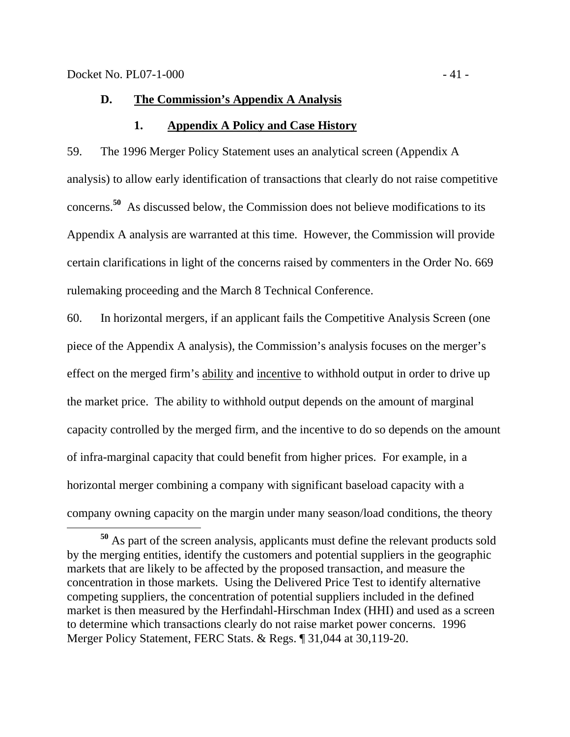### D. Commission's Appendix A Analysis

#### 1. Appendix A Policy and Case History

59. The 1996 Merger Policy Statement uses an analytical screen (Appendix A analysis) to allow early identification of transactions that clearly do not raise competitive concerns.[50] As discussed below, the Commission does not believe modifications to its Appendix A analysis are warranted at this time. However, the Commission will provide certain clarifications in light of the concerns raised by commenters in the Order No. 669 rulemaking proceeding and the March 8 Technical Conference.

60. In horizontal mergers, if an applicant fails the Competitive Analysis Screen (one piece of the Appendix A analysis), the Commission's analysis focuses on the merger's effect on the merged firm's ability and incentive to withhold output in order to drive up the market price. The ability to withhold output depends on the amount of marginal capacity controlled by the merged firm, and the incentive to do so depends on the amount of infra-marginal capacity that could benefit from higher prices. For example, in a horizontal merger combining a company with significant baseload capacity with a company owning capacity on the margin under many season/load conditions, the theory

[50] As part of the screen analysis, applicants must define the relevant products sold by the merging entities, identify the customers and potential suppliers in the geographic markets that are likely to be affected by the proposed transaction, and measure the concentration in those markets. Using the Delivered Price Test to identify alternative competing suppliers, the concentration of potential suppliers included in the defined market is then measured by the Herfindahl-Hirschman Index (HHI) and used as a screen to determine which transactions clearly do not raise market power concerns. 1996 Merger Policy Statement, FERC Stats. & Regs. ¶ 31,044 at 30,119-20.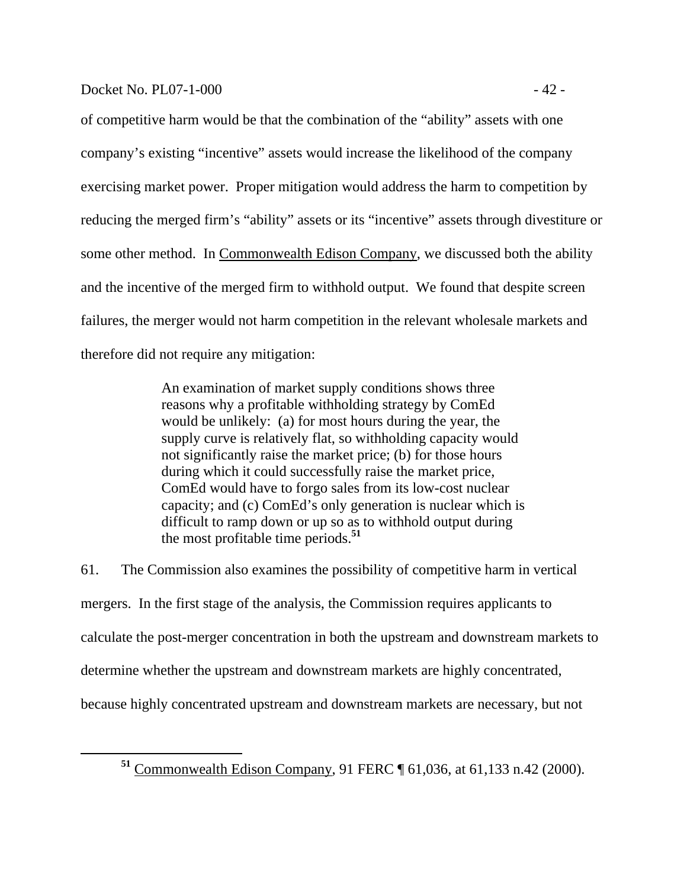of competitive harm would be that the combination of the "ability" assets with one company's existing "incentive" assets would increase the likelihood of the company exercising market power. Proper mitigation would address the harm to competition by reducing the merged firm's "ability" assets or its "incentive" assets through divestiture or some other method. In Commonwealth Edison Company, we discussed both the ability and the incentive of the merged firm to withhold output. We found that despite screen failures, the merger would not harm competition in the relevant wholesale markets and therefore did not require any mitigation:

> An examination of market supply conditions shows three reasons why a profitable withholding strategy by ComEd would be unlikely: (a) for most hours during the year, the supply curve is relatively flat, so withholding capacity would not significantly raise the market price; (b) for those hours during which it could successfully raise the market price, ComEd would have to forgo sales from its low-cost nuclear capacity; and (c) ComEd's only generation is nuclear which is difficult to ramp down or up so as to withhold output during the most profitable time periods.[51]

61. The Commission also examines the possibility of competitive harm in vertical mergers. In the first stage of the analysis, the Commission requires applicants to calculate the post-merger concentration in both the upstream and downstream markets to determine whether the upstream and downstream markets are highly concentrated, because highly concentrated upstream and downstream markets are necessary, but not

[51] Commonwealth Edison Company, 91 FERC ¶ 61,036, at 61,133 n.42 (2000).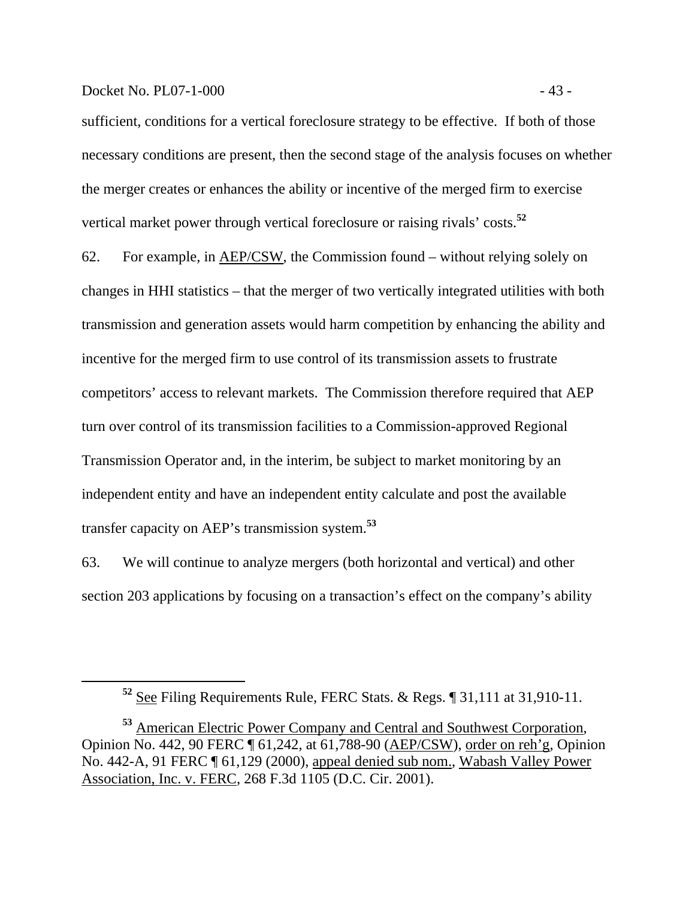sufficient, conditions for a vertical foreclosure strategy to be effective. If both of those necessary conditions are present, then the second stage of the analysis focuses on whether the merger creates or enhances the ability or incentive of the merged firm to exercise vertical market power through vertical foreclosure or raising rivals' costs.[52]

62. For example, in AEP/CSW, the Commission found – without relying solely on changes in HHI statistics – that the merger of two vertically integrated utilities with both transmission and generation assets would harm competition by enhancing the ability and incentive for the merged firm to use control of its transmission assets to frustrate competitors' access to relevant markets. The Commission therefore required that AEP turn over control of its transmission facilities to a Commission-approved Regional Transmission Operator and, in the interim, be subject to market monitoring by an independent entity and have an independent entity calculate and post the available transfer capacity on AEP's transmission system.[53]

63. We will continue to analyze mergers (both horizontal and vertical) and other section 203 applications by focusing on a transaction's effect on the company's ability

---

[52] See Filing Requirements Rule, FERC Stats. & Regs. ¶ 31,111 at 31,910-11.

[53] American Electric Power Company and Central and Southwest Corporation, Opinion No. 442, 90 FERC ¶ 61,242, at 61,788-90 (AEP/CSW), order on reh'g, Opinion No. 442-A, 91 FERC ¶ 61,129 (2000), appeal denied sub nom., Wabash Valley Power Association, Inc. v. FERC, 268 F.3d 1105 (D.C. Cir. 2001).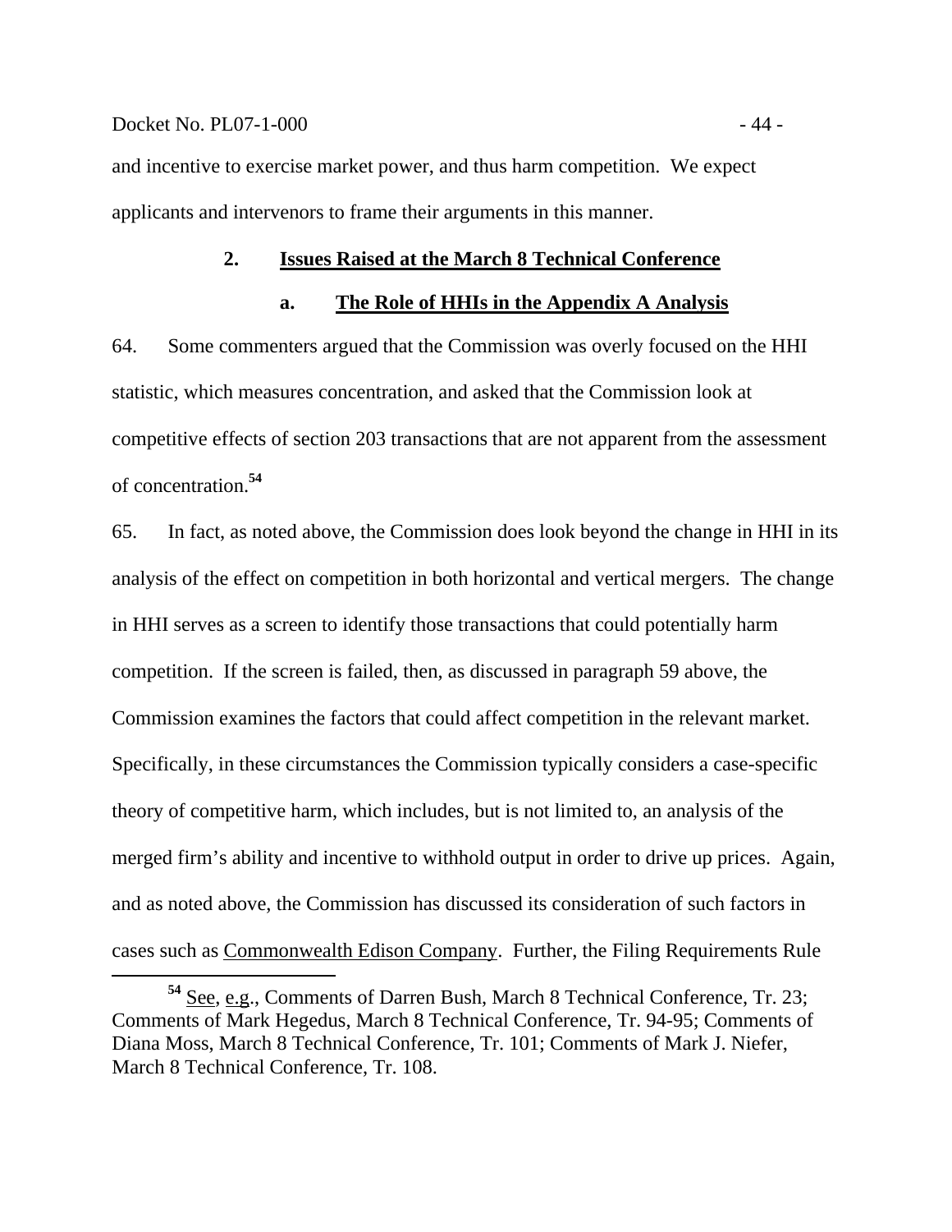and incentive to exercise market power, and thus harm competition. We expect applicants and intervenors to frame their arguments in this manner.

### 2. Issues Raised at the March 8 Technical Conference

#### a. The Role of HHIs in the Appendix A Analysis

64. Some commenters argued that the Commission was overly focused on the HHI statistic, which measures concentration, and asked that the Commission look at competitive effects of section 203 transactions that are not apparent from the assessment of concentration.[54]

65. In fact, as noted above, the Commission does look beyond the change in HHI in its analysis of the effect on competition in both horizontal and vertical mergers. The change in HHI serves as a screen to identify those transactions that could potentially harm competition. If the screen is failed, then, as discussed in paragraph 59 above, the Commission examines the factors that could affect competition in the relevant market. Specifically, in these circumstances the Commission typically considers a case-specific theory of competitive harm, which includes, but is not limited to, an analysis of the merged firm's ability and incentive to withhold output in order to drive up prices. Again, and as noted above, the Commission has discussed its consideration of such factors in cases such as Commonwealth Edison Company. Further, the Filing Requirements Rule

---

[54] See, e.g., Comments of Darren Bush, March 8 Technical Conference, Tr. 23; Comments of Mark Hegedus, March 8 Technical Conference, Tr. 94-95; Comments of Diana Moss, March 8 Technical Conference, Tr. 101; Comments of Mark J. Niefer, March 8 Technical Conference, Tr. 108.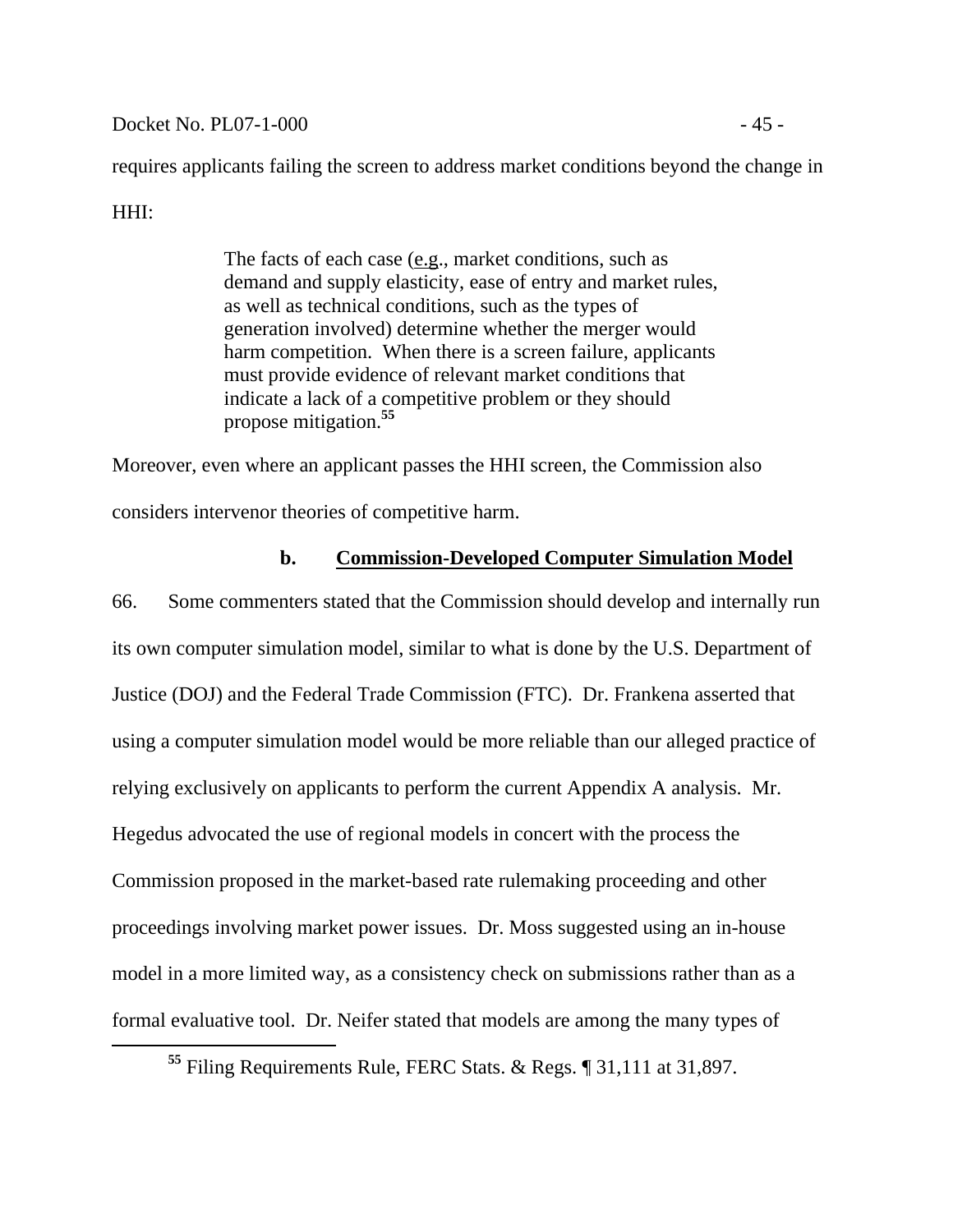requires applicants failing the screen to address market conditions beyond the change in HHI:

> The facts of each case (e.g., market conditions, such as demand and supply elasticity, ease of entry and market rules, as well as technical conditions, such as the types of generation involved) determine whether the merger would harm competition. When there is a screen failure, applicants must provide evidence of relevant market conditions that indicate a lack of a competitive problem or they should propose mitigation.[55]

Moreover, even where an applicant passes the HHI screen, the Commission also considers intervenor theories of competitive harm.

### b. Commission-Developed Computer Simulation Model

66. Some commenters stated that the Commission should develop and internally run its own computer simulation model, similar to what is done by the U.S. Department of Justice (DOJ) and the Federal Trade Commission (FTC). Dr. Frankena asserted that using a computer simulation model would be more reliable than our alleged practice of relying exclusively on applicants to perform the current Appendix A analysis. Mr. Hegedus advocated the use of regional models in concert with the process the Commission proposed in the market-based rate rulemaking proceeding and other proceedings involving market power issues. Dr. Moss suggested using an in-house model in a more limited way, as a consistency check on submissions rather than as a formal evaluative tool. Dr. Neifer stated that models are among the many types of

---

[55] Filing Requirements Rule, FERC Stats. & Regs. ¶ 31,111 at 31,897.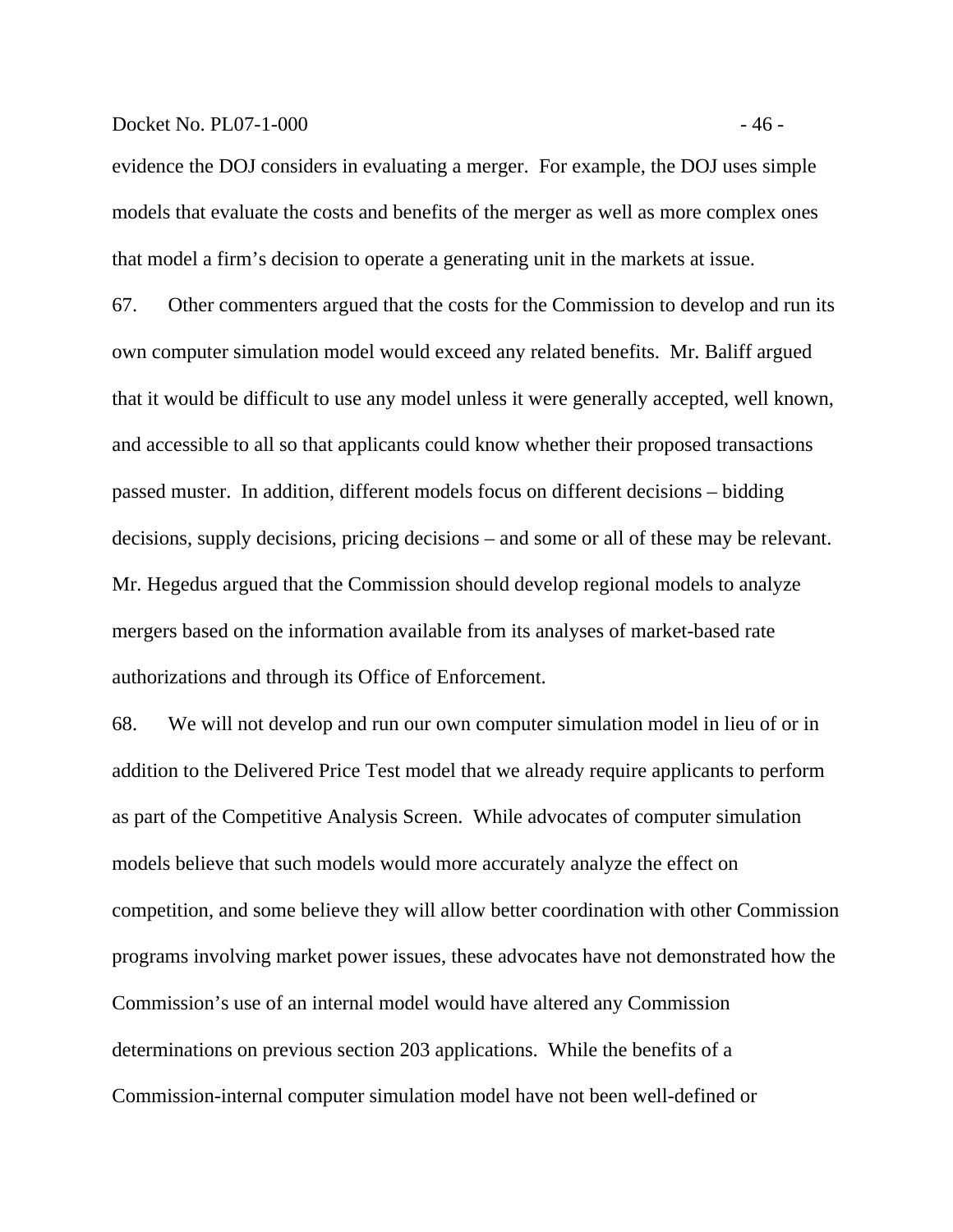evidence the DOJ considers in evaluating a merger. For example, the DOJ uses simple models that evaluate the costs and benefits of the merger as well as more complex ones that model a firm's decision to operate a generating unit in the markets at issue.

67. Other commenters argued that the costs for the Commission to develop and run its own computer simulation model would exceed any related benefits. Mr. Baliff argued that it would be difficult to use any model unless it were generally accepted, well known, and accessible to all so that applicants could know whether their proposed transactions passed muster. In addition, different models focus on different decisions – bidding decisions, supply decisions, pricing decisions – and some or all of these may be relevant. Mr. Hegedus argued that the Commission should develop regional models to analyze mergers based on the information available from its analyses of market-based rate authorizations and through its Office of Enforcement.

68. We will not develop and run our own computer simulation model in lieu of or in addition to the Delivered Price Test model that we already require applicants to perform as part of the Competitive Analysis Screen. While advocates of computer simulation models believe that such models would more accurately analyze the effect on competition, and some believe they will allow better coordination with other Commission programs involving market power issues, these advocates have not demonstrated how the Commission's use of an internal model would have altered any Commission determinations on previous section 203 applications. While the benefits of a Commission-internal computer simulation model have not been well-defined or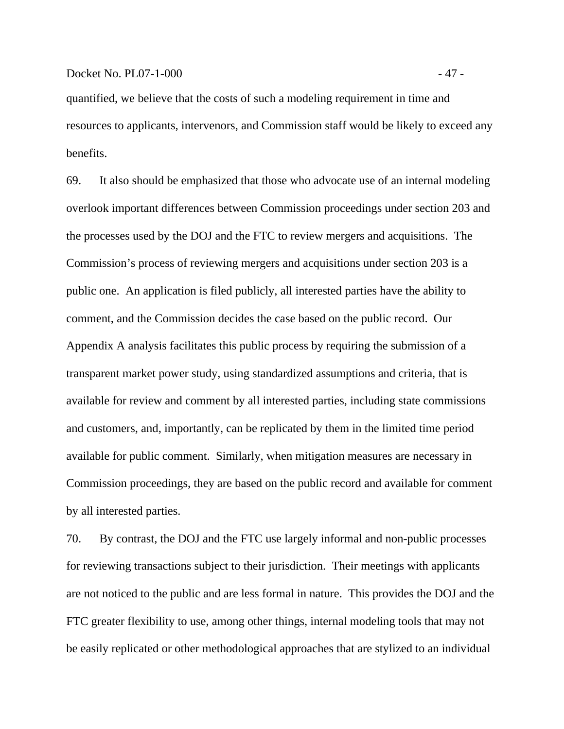quantified, we believe that the costs of such a modeling requirement in time and resources to applicants, intervenors, and Commission staff would be likely to exceed any benefits.

69. It also should be emphasized that those who advocate use of an internal modeling overlook important differences between Commission proceedings under section 203 and the processes used by the DOJ and the FTC to review mergers and acquisitions. The Commission's process of reviewing mergers and acquisitions under section 203 is a public one. An application is filed publicly, all interested parties have the ability to comment, and the Commission decides the case based on the public record. Our Appendix A analysis facilitates this public process by requiring the submission of a transparent market power study, using standardized assumptions and criteria, that is available for review and comment by all interested parties, including state commissions and customers, and, importantly, can be replicated by them in the limited time period available for public comment. Similarly, when mitigation measures are necessary in Commission proceedings, they are based on the public record and available for comment by all interested parties.

70. By contrast, the DOJ and the FTC use largely informal and non-public processes for reviewing transactions subject to their jurisdiction. Their meetings with applicants are not noticed to the public and are less formal in nature. This provides the DOJ and the FTC greater flexibility to use, among other things, internal modeling tools that may not be easily replicated or other methodological approaches that are stylized to an individual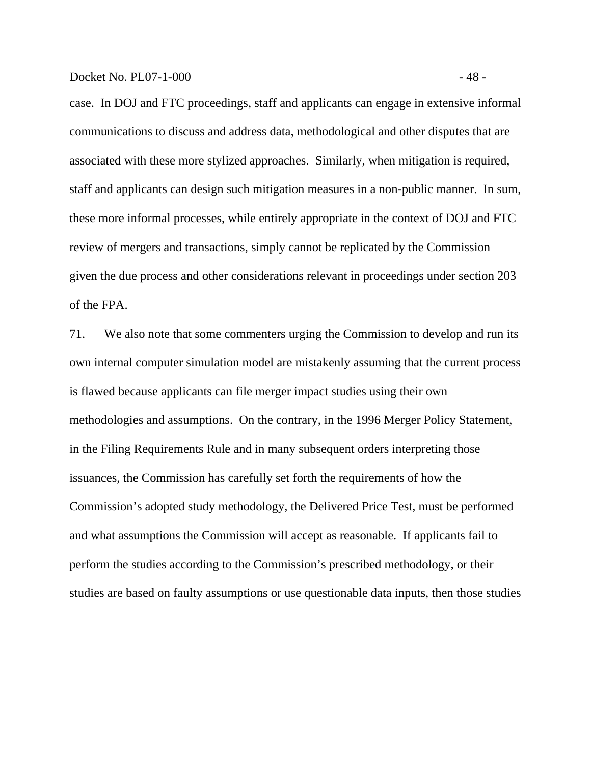case. In DOJ and FTC proceedings, staff and applicants can engage in extensive informal communications to discuss and address data, methodological and other disputes that are associated with these more stylized approaches. Similarly, when mitigation is required, staff and applicants can design such mitigation measures in a non-public manner. In sum, these more informal processes, while entirely appropriate in the context of DOJ and FTC review of mergers and transactions, simply cannot be replicated by the Commission given the due process and other considerations relevant in proceedings under section 203 of the FPA.

71. We also note that some commenters urging the Commission to develop and run its own internal computer simulation model are mistakenly assuming that the current process is flawed because applicants can file merger impact studies using their own methodologies and assumptions. On the contrary, in the 1996 Merger Policy Statement, in the Filing Requirements Rule and in many subsequent orders interpreting those issuances, the Commission has carefully set forth the requirements of how the Commission's adopted study methodology, the Delivered Price Test, must be performed and what assumptions the Commission will accept as reasonable. If applicants fail to perform the studies according to the Commission's prescribed methodology, or their studies are based on faulty assumptions or use questionable data inputs, then those studies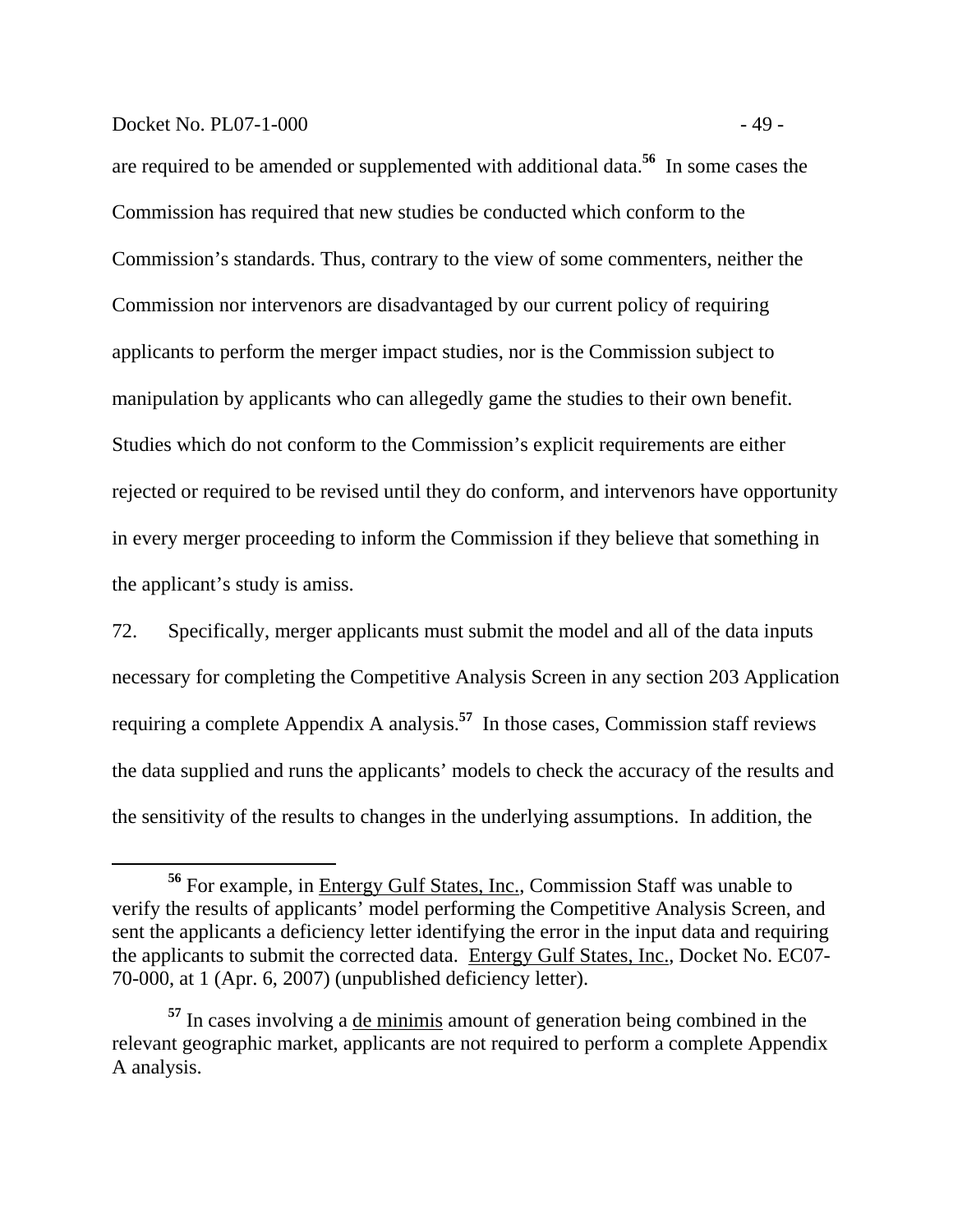are required to be amended or supplemented with additional data.[56] In some cases the Commission has required that new studies be conducted which conform to the Commission's standards. Thus, contrary to the view of some commenters, neither the Commission nor intervenors are disadvantaged by our current policy of requiring applicants to perform the merger impact studies, nor is the Commission subject to manipulation by applicants who can allegedly game the studies to their own benefit. Studies which do not conform to the Commission's explicit requirements are either rejected or required to be revised until they do conform, and intervenors have opportunity in every merger proceeding to inform the Commission if they believe that something in the applicant's study is amiss.

72. Specifically, merger applicants must submit the model and all of the data inputs necessary for completing the Competitive Analysis Screen in any section 203 Application requiring a complete Appendix A analysis.[57] In those cases, Commission staff reviews the data supplied and runs the applicants' models to check the accuracy of the results and the sensitivity of the results to changes in the underlying assumptions. In addition, the

---

[56] For example, in Entergy Gulf States, Inc., Commission Staff was unable to verify the results of applicants' model performing the Competitive Analysis Screen, and sent the applicants a deficiency letter identifying the error in the input data and requiring the applicants to submit the corrected data. Entergy Gulf States, Inc., Docket No. EC07-70-000, at 1 (Apr. 6, 2007) (unpublished deficiency letter).

[57] In cases involving a de minimis amount of generation being combined in the relevant geographic market, applicants are not required to perform a complete Appendix A analysis.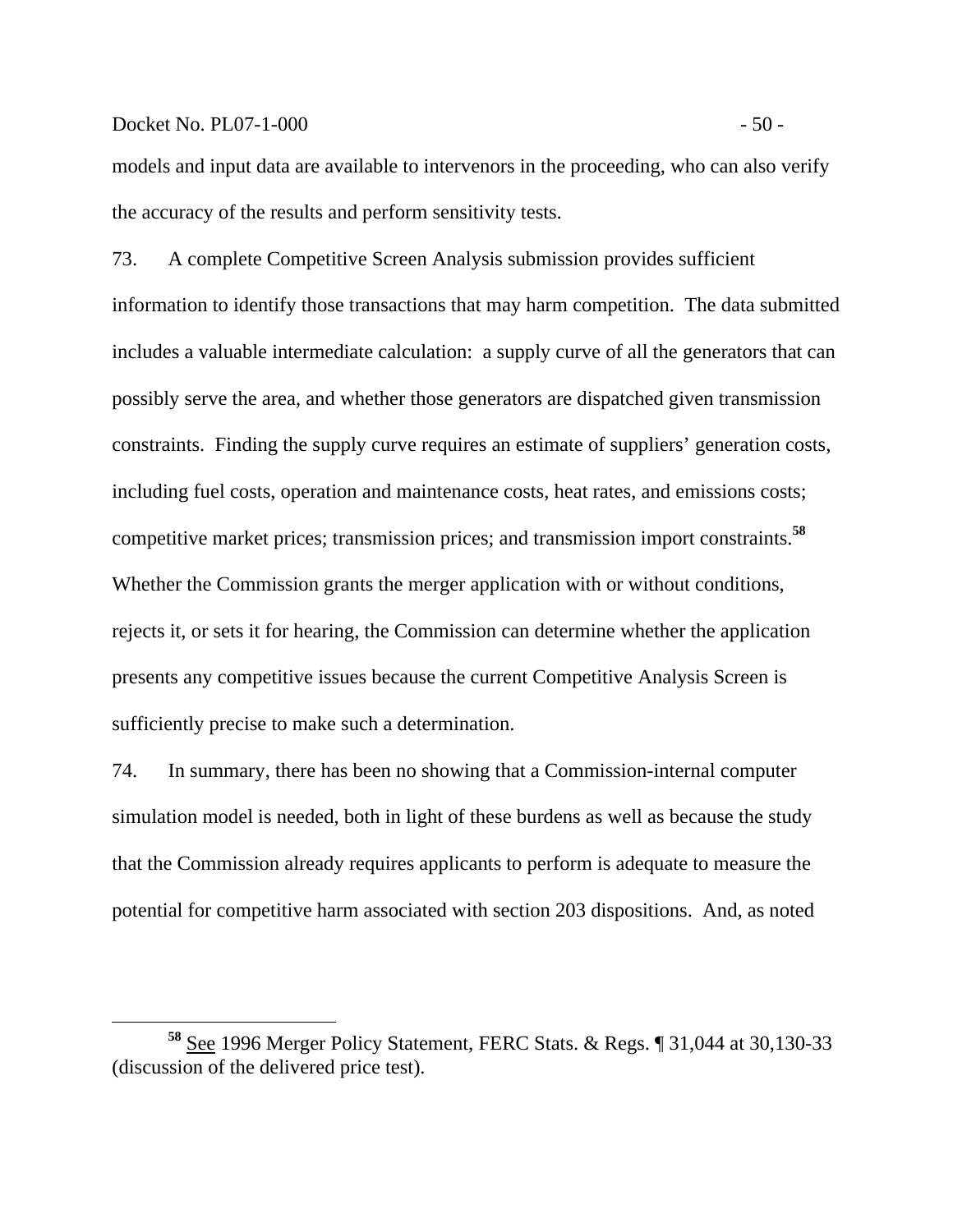models and input data are available to intervenors in the proceeding, who can also verify the accuracy of the results and perform sensitivity tests.

73. A complete Competitive Screen Analysis submission provides sufficient information to identify those transactions that may harm competition. The data submitted includes a valuable intermediate calculation: a supply curve of all the generators that can possibly serve the area, and whether those generators are dispatched given transmission constraints. Finding the supply curve requires an estimate of suppliers' generation costs, including fuel costs, operation and maintenance costs, heat rates, and emissions costs; competitive market prices; transmission prices; and transmission import constraints.[58] Whether the Commission grants the merger application with or without conditions, rejects it, or sets it for hearing, the Commission can determine whether the application presents any competitive issues because the current Competitive Analysis Screen is sufficiently precise to make such a determination.

74. In summary, there has been no showing that a Commission-internal computer simulation model is needed, both in light of these burdens as well as because the study that the Commission already requires applicants to perform is adequate to measure the potential for competitive harm associated with section 203 dispositions. And, as noted

---

[58] See 1996 Merger Policy Statement, FERC Stats. & Regs. ¶ 31,044 at 30,130-33 (discussion of the delivered price test).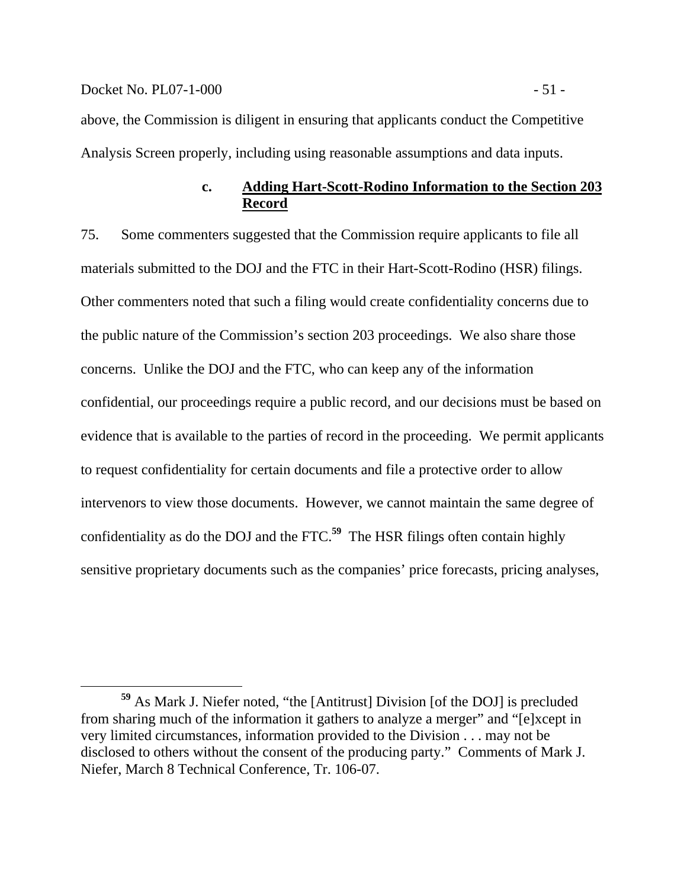above, the Commission is diligent in ensuring that applicants conduct the Competitive Analysis Screen properly, including using reasonable assumptions and data inputs.

### c. Adding Hart-Scott-Rodino Information to the Section 203 Record

75. Some commenters suggested that the Commission require applicants to file all materials submitted to the DOJ and the FTC in their Hart-Scott-Rodino (HSR) filings. Other commenters noted that such a filing would create confidentiality concerns due to the public nature of the Commission's section 203 proceedings. We also share those concerns. Unlike the DOJ and the FTC, who can keep any of the information confidential, our proceedings require a public record, and our decisions must be based on evidence that is available to the parties of record in the proceeding. We permit applicants to request confidentiality for certain documents and file a protective order to allow intervenors to view those documents. However, we cannot maintain the same degree of confidentiality as do the DOJ and the FTC.[59] The HSR filings often contain highly sensitive proprietary documents such as the companies' price forecasts, pricing analyses,

---

[59] As Mark J. Niefer noted, "the [Antitrust] Division [of the DOJ] is precluded from sharing much of the information it gathers to analyze a merger" and "[e]xcept in very limited circumstances, information provided to the Division . . . may not be disclosed to others without the consent of the producing party." Comments of Mark J. Niefer, March 8 Technical Conference, Tr. 106-07.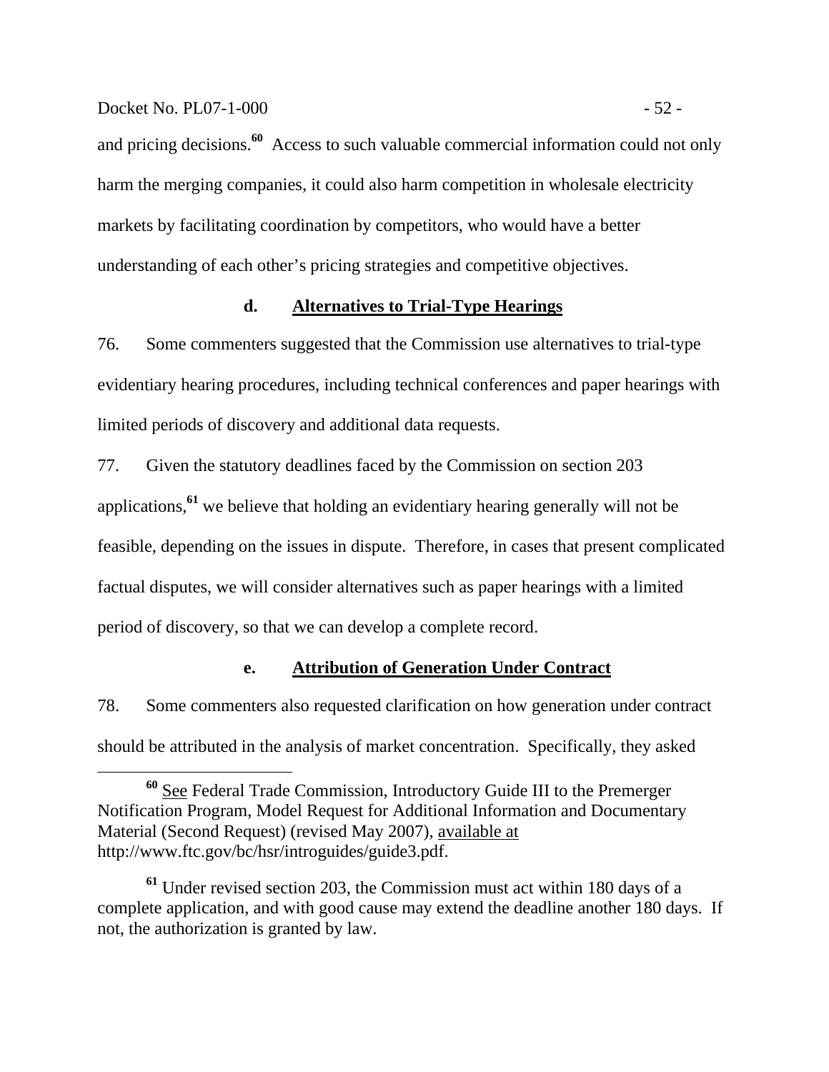and pricing decisions.[60] Access to such valuable commercial information could not only harm the merging companies, it could also harm competition in wholesale electricity markets by facilitating coordination by competitors, who would have a better understanding of each other's pricing strategies and competitive objectives.

### d. Alternatives to Trial-Type Hearings

76. Some commenters suggested that the Commission use alternatives to trial-type evidentiary hearing procedures, including technical conferences and paper hearings with limited periods of discovery and additional data requests.

77. Given the statutory deadlines faced by the Commission on section 203 applications,[61] we believe that holding an evidentiary hearing generally will not be feasible, depending on the issues in dispute. Therefore, in cases that present complicated factual disputes, we will consider alternatives such as paper hearings with a limited period of discovery, so that we can develop a complete record.

### e. Attribution of Generation Under Contract

78. Some commenters also requested clarification on how generation under contract should be attributed in the analysis of market concentration. Specifically, they asked

---

[60] See Federal Trade Commission, Introductory Guide III to the Premerger Notification Program, Model Request for Additional Information and Documentary Material (Second Request) (revised May 2007), available at http://www.ftc.gov/bc/hsr/introguides/guide3.pdf.

[61] Under revised section 203, the Commission must act within 180 days of a complete application, and with good cause may extend the deadline another 180 days. If not, the authorization is granted by law.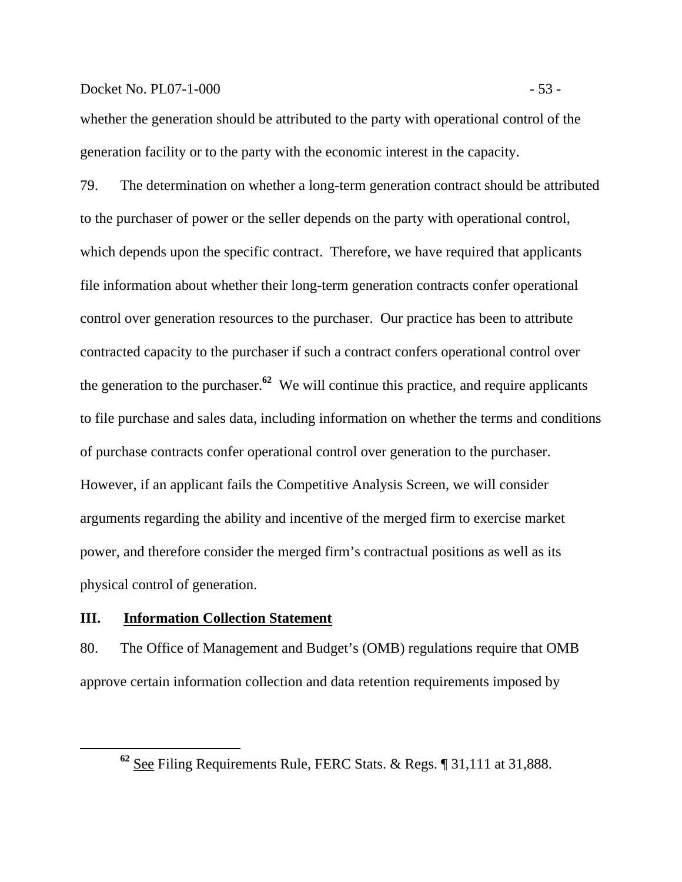whether the generation should be attributed to the party with operational control of the generation facility or to the party with the economic interest in the capacity.

79. The determination on whether a long-term generation contract should be attributed to the purchaser of power or the seller depends on the party with operational control, which depends upon the specific contract. Therefore, we have required that applicants file information about whether their long-term generation contracts confer operational control over generation resources to the purchaser. Our practice has been to attribute contracted capacity to the purchaser if such a contract confers operational control over the generation to the purchaser.[62] We will continue this practice, and require applicants to file purchase and sales data, including information on whether the terms and conditions of purchase contracts confer operational control over generation to the purchaser. However, if an applicant fails the Competitive Analysis Screen, we will consider arguments regarding the ability and incentive of the merged firm to exercise market power, and therefore consider the merged firm's contractual positions as well as its physical control of generation.

## III. Information Collection Statement

80. The Office of Management and Budget's (OMB) regulations require that OMB approve certain information collection and data retention requirements imposed by

---

[62] See Filing Requirements Rule, FERC Stats. & Regs. ¶ 31,111 at 31,888.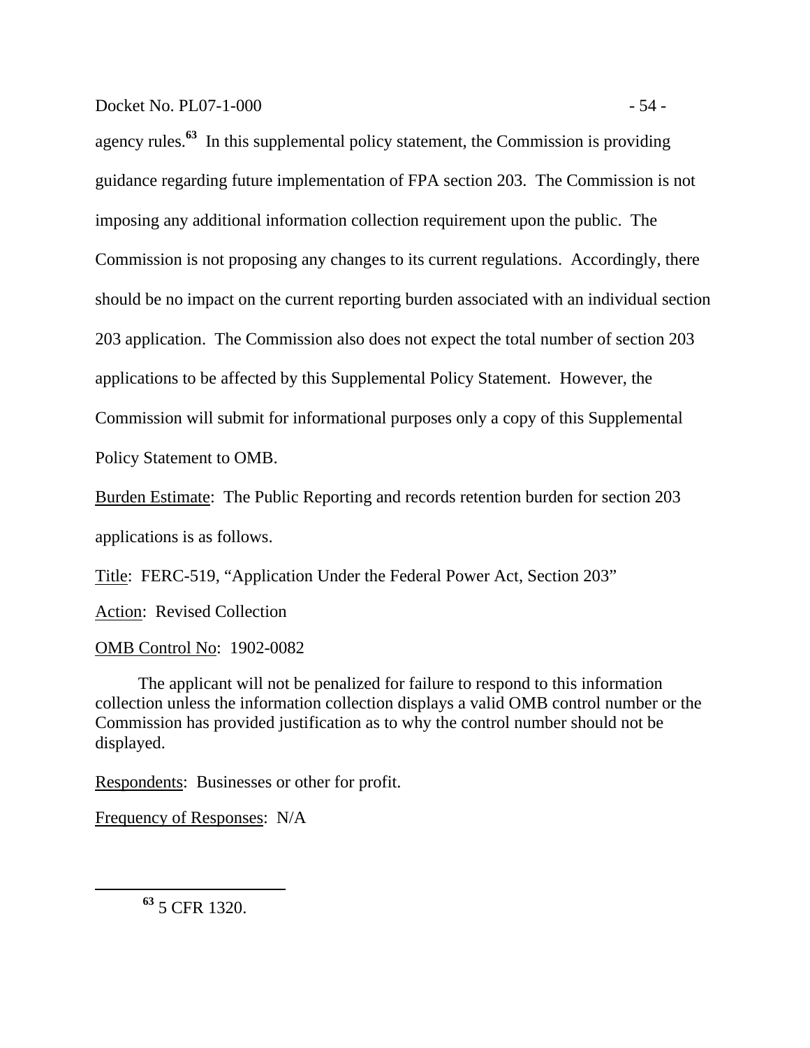agency rules.[63] In this supplemental policy statement, the Commission is providing guidance regarding future implementation of FPA section 203. The Commission is not imposing any additional information collection requirement upon the public. The Commission is not proposing any changes to its current regulations. Accordingly, there should be no impact on the current reporting burden associated with an individual section 203 application. The Commission also does not expect the total number of section 203 applications to be affected by this Supplemental Policy Statement. However, the Commission will submit for informational purposes only a copy of this Supplemental Policy Statement to OMB.

Burden Estimate: The Public Reporting and records retention burden for section 203 applications is as follows.

Title: FERC-519, "Application Under the Federal Power Act, Section 203"

Action: Revised Collection

OMB Control No: 1902-0082

The applicant will not be penalized for failure to respond to this information collection unless the information collection displays a valid OMB control number or the Commission has provided justification as to why the control number should not be displayed.

Respondents: Businesses or other for profit.

Frequency of Responses: N/A

---

[63] 5 CFR 1320.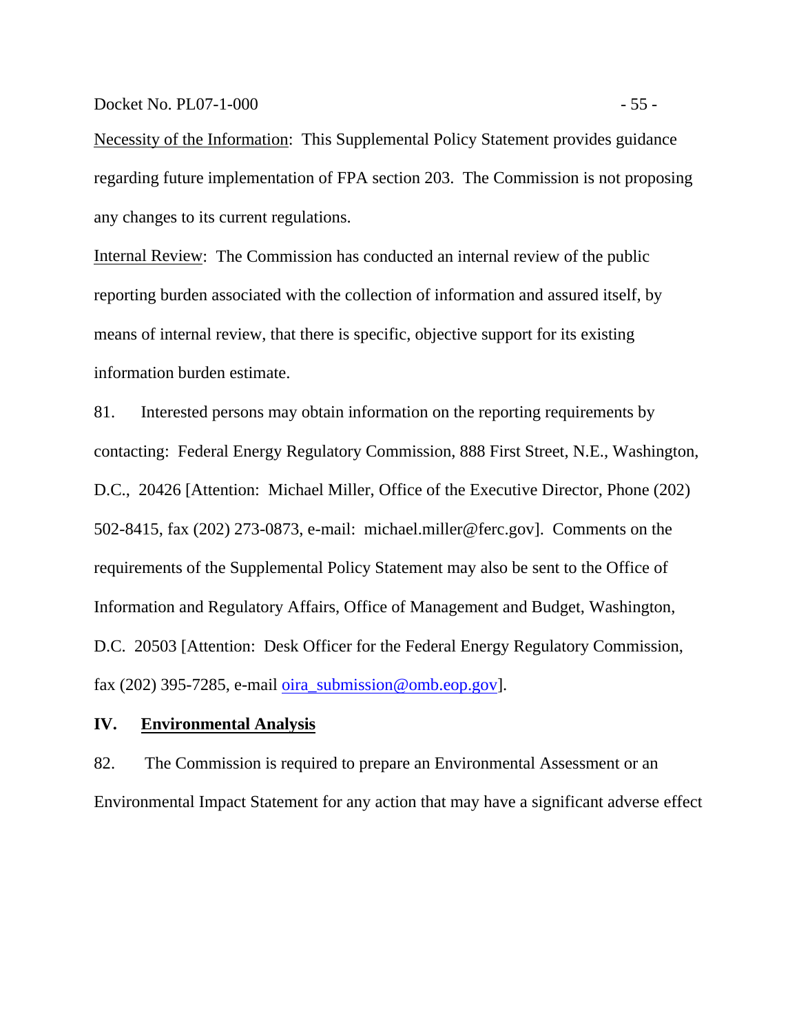Necessity of the Information: This Supplemental Policy Statement provides guidance regarding future implementation of FPA section 203. The Commission is not proposing any changes to its current regulations.

Internal Review: The Commission has conducted an internal review of the public reporting burden associated with the collection of information and assured itself, by means of internal review, that there is specific, objective support for its existing information burden estimate.

81. Interested persons may obtain information on the reporting requirements by contacting: Federal Energy Regulatory Commission, 888 First Street, N.E., Washington, D.C., 20426 [Attention: Michael Miller, Office of the Executive Director, Phone (202) 502-8415, fax (202) 273-0873, e-mail: michael.miller@ferc.gov]. Comments on the requirements of the Supplemental Policy Statement may also be sent to the Office of Information and Regulatory Affairs, Office of Management and Budget, Washington, D.C. 20503 [Attention: Desk Officer for the Federal Energy Regulatory Commission, fax (202) 395-7285, e-mail oira_submission@omb.eop.gov].

## IV. Environmental Analysis

82. The Commission is required to prepare an Environmental Assessment or an Environmental Impact Statement for any action that may have a significant adverse effect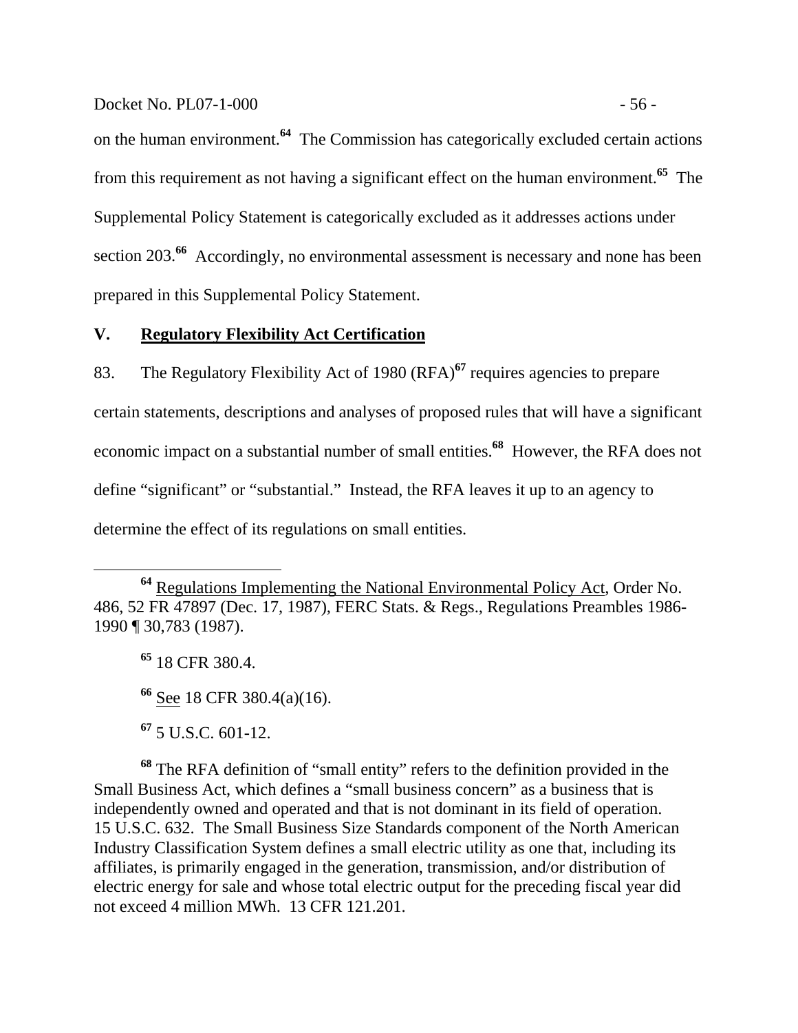on the human environment.[64] The Commission has categorically excluded certain actions from this requirement as not having a significant effect on the human environment.[65] The Supplemental Policy Statement is categorically excluded as it addresses actions under section 203.[66] Accordingly, no environmental assessment is necessary and none has been prepared in this Supplemental Policy Statement.

## V. Regulatory Flexibility Act Certification

83. The Regulatory Flexibility Act of 1980 (RFA)[67] requires agencies to prepare certain statements, descriptions and analyses of proposed rules that will have a significant economic impact on a substantial number of small entities.[68] However, the RFA does not define "significant" or "substantial." Instead, the RFA leaves it up to an agency to determine the effect of its regulations on small entities.

---

[64] Regulations Implementing the National Environmental Policy Act, Order No. 486, 52 FR 47897 (Dec. 17, 1987), FERC Stats. & Regs., Regulations Preambles 1986-1990 ¶ 30,783 (1987).

[65] 18 CFR 380.4.

[66] See 18 CFR 380.4(a)(16).

[67] 5 U.S.C. 601-12.

[68] The RFA definition of "small entity" refers to the definition provided in the Small Business Act, which defines a "small business concern" as a business that is independently owned and operated and that is not dominant in its field of operation. 15 U.S.C. 632. The Small Business Size Standards component of the North American Industry Classification System defines a small electric utility as one that, including its affiliates, is primarily engaged in the generation, transmission, and/or distribution of electric energy for sale and whose total electric output for the preceding fiscal year did not exceed 4 million MWh. 13 CFR 121.201.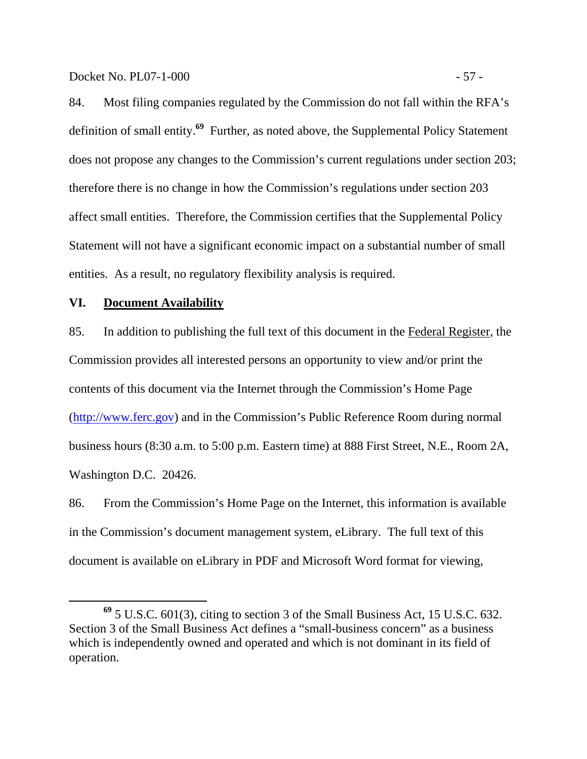84. Most filing companies regulated by the Commission do not fall within the RFA's definition of small entity.[69] Further, as noted above, the Supplemental Policy Statement does not propose any changes to the Commission's current regulations under section 203; therefore there is no change in how the Commission's regulations under section 203 affect small entities. Therefore, the Commission certifies that the Supplemental Policy Statement will not have a significant economic impact on a substantial number of small entities. As a result, no regulatory flexibility analysis is required.

## VI. Document Availability

85. In addition to publishing the full text of this document in the Federal Register, the Commission provides all interested persons an opportunity to view and/or print the contents of this document via the Internet through the Commission's Home Page (http://www.ferc.gov) and in the Commission's Public Reference Room during normal business hours (8:30 a.m. to 5:00 p.m. Eastern time) at 888 First Street, N.E., Room 2A, Washington D.C. 20426.

86. From the Commission's Home Page on the Internet, this information is available in the Commission's document management system, eLibrary. The full text of this document is available on eLibrary in PDF and Microsoft Word format for viewing,

---

[69] 5 U.S.C. 601(3), citing to section 3 of the Small Business Act, 15 U.S.C. 632. Section 3 of the Small Business Act defines a "small-business concern" as a business which is independently owned and operated and which is not dominant in its field of operation.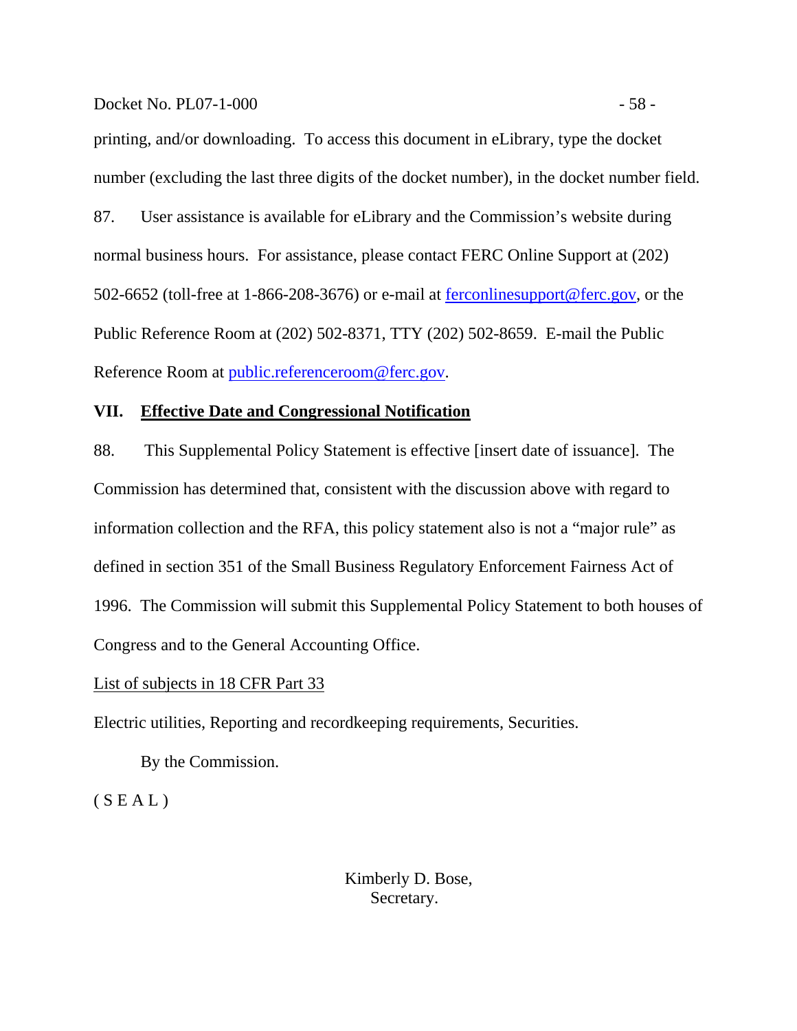printing, and/or downloading. To access this document in eLibrary, type the docket number (excluding the last three digits of the docket number), in the docket number field.

87. User assistance is available for eLibrary and the Commission's website during normal business hours. For assistance, please contact FERC Online Support at (202) 502-6652 (toll-free at 1-866-208-3676) or e-mail at ferconlinesupport@ferc.gov, or the Public Reference Room at (202) 502-8371, TTY (202) 502-8659. E-mail the Public Reference Room at public.referenceroom@ferc.gov.

## VII. Effective Date and Congressional Notification

88. This Supplemental Policy Statement is effective [insert date of issuance]. The Commission has determined that, consistent with the discussion above with regard to information collection and the RFA, this policy statement also is not a "major rule" as defined in section 351 of the Small Business Regulatory Enforcement Fairness Act of 1996. The Commission will submit this Supplemental Policy Statement to both houses of Congress and to the General Accounting Office.

List of subjects in 18 CFR Part 33

Electric utilities, Reporting and recordkeeping requirements, Securities.

By the Commission.

( S E A L )

Kimberly D. Bose,
Secretary.